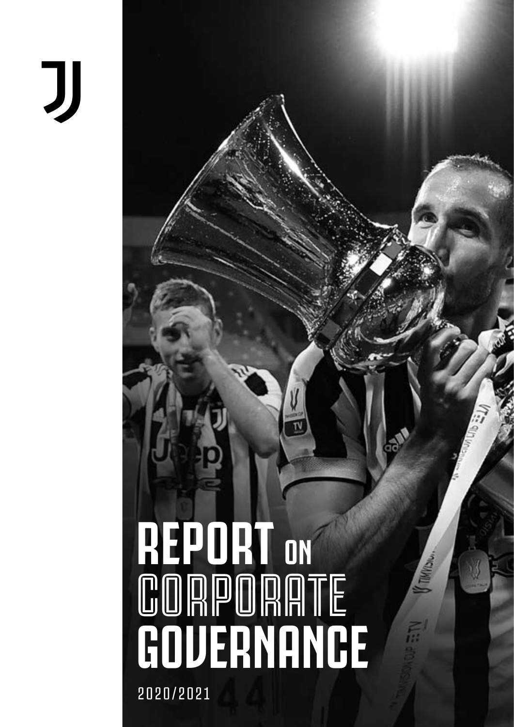# REPORT ON CORPORATE GOVERNANCE

2020/2021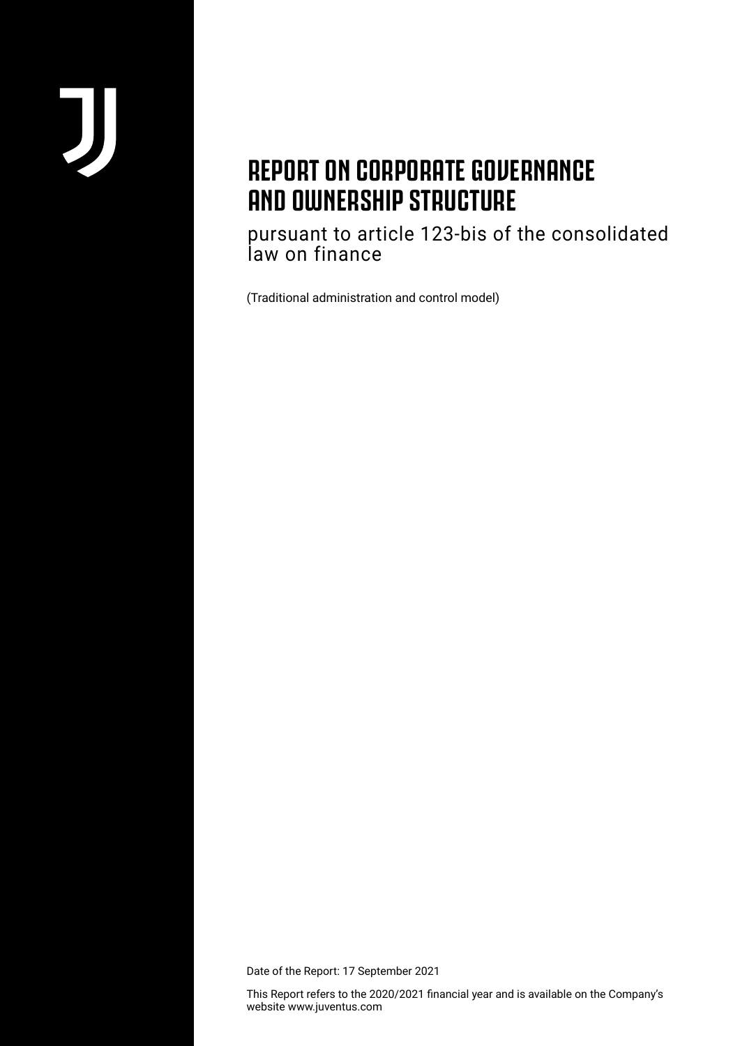# REPORT ON CORPORATE GOVERNANCE AND OWNERSHIP STRUCTURE

pursuant to article 123-bis of the consolidated law on finance

(Traditional administration and control model)

Date of the Report: 17 September 2021

This Report refers to the 2020/2021 financial year and is available on the Company's website www.juventus.com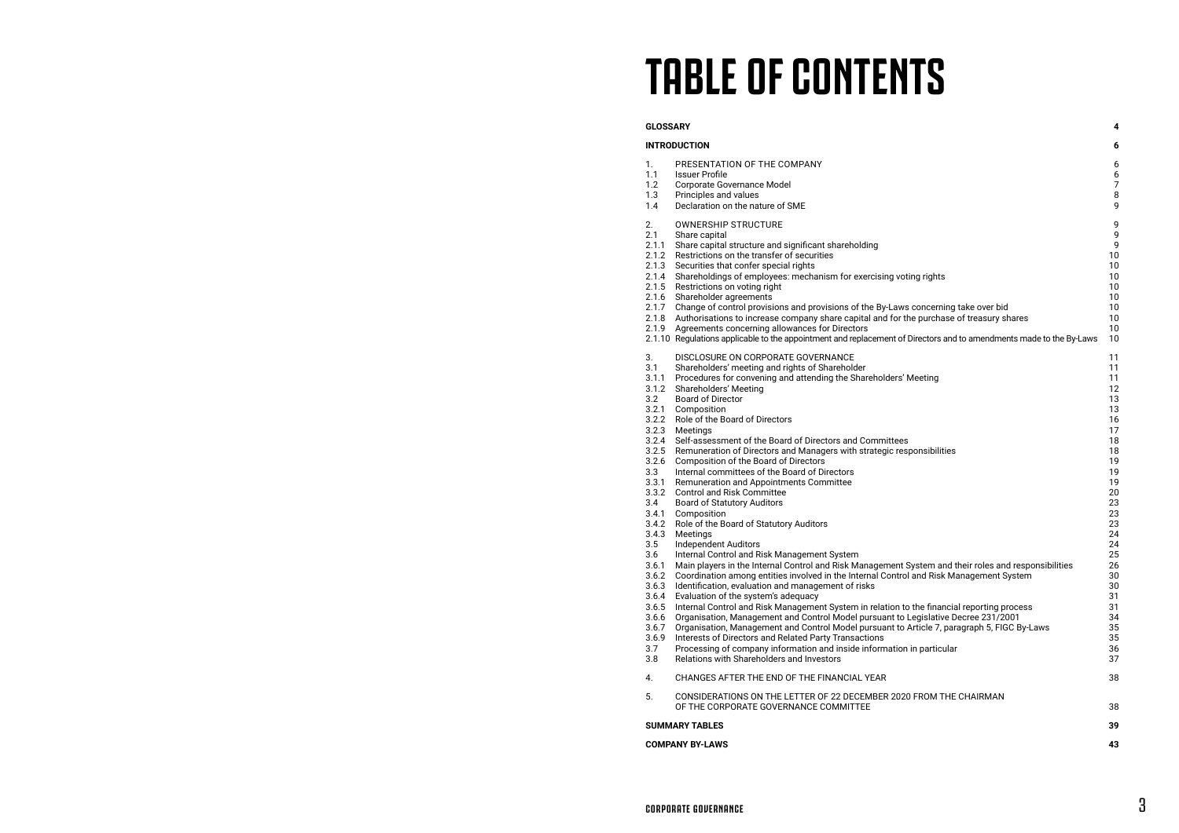# TABLE OF CONTENTS

| | | |
|---|---|---|
| **GLOSSARY** | | **4** |
| **INTRODUCTION** | | **6** |
| 1. | PRESENTATION OF THE COMPANY | 6 |
| 1.1 | Issuer Profile | 6 |
| 1.2 | Corporate Governance Model | 7 |
| 1.3 | Principles and values | 8 |
| 1.4 | Declaration on the nature of SME | 9 |
| 2. | OWNERSHIP STRUCTURE | 9 |
| 2.1 | Share capital | 9 |
| 2.1.1 | Share capital structure and significant shareholding | 9 |
| 2.1.2 | Restrictions on the transfer of securities | 10 |
| 2.1.3 | Securities that confer special rights | 10 |
| 2.1.4 | Shareholdings of employees: mechanism for exercising voting rights | 10 |
| 2.1.5 | Restrictions on voting right | 10 |
| 2.1.6 | Shareholder agreements | 10 |
| 2.1.7 | Change of control provisions and provisions of the By-Laws concerning take over bid | 10 |
| 2.1.8 | Authorisations to increase company share capital and for the purchase of treasury shares | 10 |
| 2.1.9 | Agreements concerning allowances for Directors | 10 |
| 2.1.10 | Regulations applicable to the appointment and replacement of Directors and to amendments made to the By-Laws | 10 |
| 3. | DISCLOSURE ON CORPORATE GOVERNANCE | 11 |
| 3.1 | Shareholders' meeting and rights of Shareholder | 11 |
| 3.1.1 | Procedures for convening and attending the Shareholders' Meeting | 11 |
| 3.1.2 | Shareholders' Meeting | 12 |
| 3.2 | Board of Director | 13 |
| 3.2.1 | Composition | 13 |
| 3.2.2 | Role of the Board of Directors | 16 |
| 3.2.3 | Meetings | 17 |
| 3.2.4 | Self-assessment of the Board of Directors and Committees | 18 |
| 3.2.5 | Remuneration of Directors and Managers with strategic responsibilities | 18 |
| 3.2.6 | Composition of the Board of Directors | 19 |
| 3.3 | Internal committees of the Board of Directors | 19 |
| 3.3.1 | Remuneration and Appointments Committee | 19 |
| 3.3.2 | Control and Risk Committee | 20 |
| 3.4 | Board of Statutory Auditors | 23 |
| 3.4.1 | Composition | 23 |
| 3.4.2 | Role of the Board of Statutory Auditors | 23 |
| 3.4.3 | Meetings | 24 |
| 3.5 | Independent Auditors | 24 |
| 3.6 | Internal Control and Risk Management System | 25 |
| 3.6.1 | Main players in the Internal Control and Risk Management System and their roles and responsibilities | 26 |
| 3.6.2 | Coordination among entities involved in the Internal Control and Risk Management System | 30 |
| 3.6.3 | Identification, evaluation and management of risks | 30 |
| 3.6.4 | Evaluation of the system's adequacy | 31 |
| 3.6.5 | Internal Control and Risk Management System in relation to the financial reporting process | 31 |
| 3.6.6 | Organisation, Management and Control Model pursuant to Legislative Decree 231/2001 | 34 |
| 3.6.7 | Organisation, Management and Control Model pursuant to Article 7, paragraph 5, FIGC By-Laws | 35 |
| 3.6.9 | Interests of Directors and Related Party Transactions | 35 |
| 3.7 | Processing of company information and inside information in particular | 36 |
| 3.8 | Relations with Shareholders and Investors | 37 |
| 4. | CHANGES AFTER THE END OF THE FINANCIAL YEAR | 38 |
| 5. | CONSIDERATIONS ON THE LETTER OF 22 DECEMBER 2020 FROM THE CHAIRMAN OF THE CORPORATE GOVERNANCE COMMITTEE | 38 |
| **SUMMARY TABLES** | | **39** |
| **COMPANY BY-LAWS** | | **43** |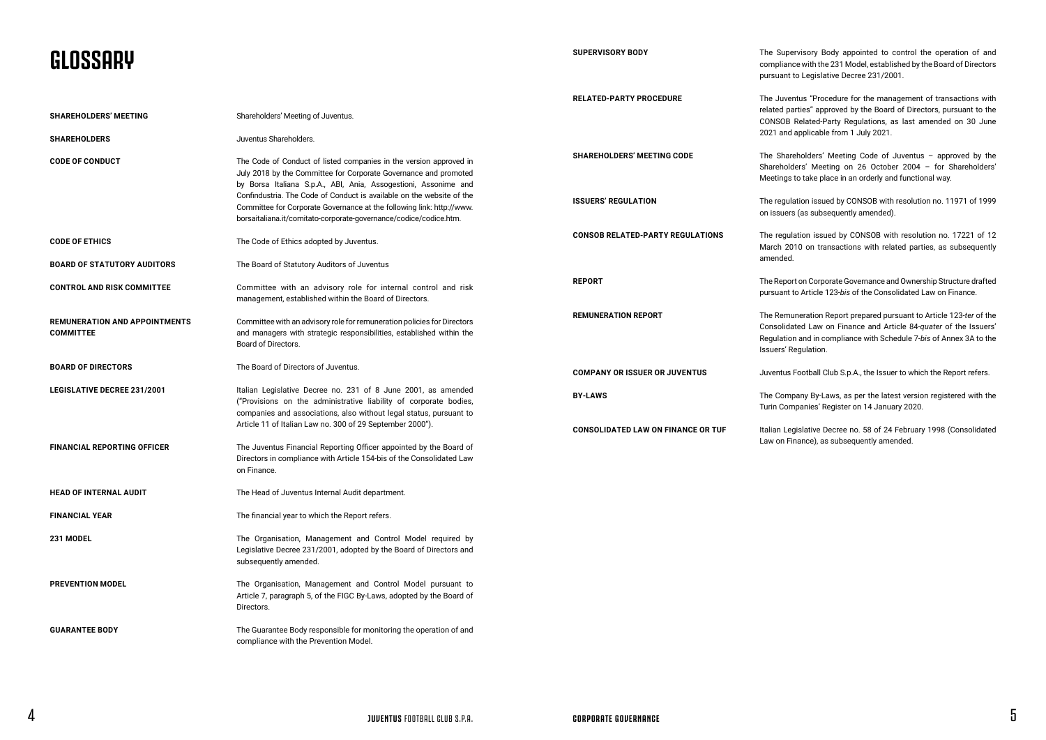# GLOSSARY

| | |
|---|---|
| **SHAREHOLDERS' MEETING** | Shareholders' Meeting of Juventus. |
| **SHAREHOLDERS** | Juventus Shareholders. |
| **CODE OF CONDUCT** | The Code of Conduct of listed companies in the version approved in July 2018 by the Committee for Corporate Governance and promoted by Borsa Italiana S.p.A., ABI, Ania, Assogestioni, Assonime and Confindustria. The Code of Conduct is available on the website of the Committee for Corporate Governance at the following link: http://www.borsaitaliana.it/comitato-corporate-governance/codice/codice.htm. |
| **CODE OF ETHICS** | The Code of Ethics adopted by Juventus. |
| **BOARD OF STATUTORY AUDITORS** | The Board of Statutory Auditors of Juventus |
| **CONTROL AND RISK COMMITTEE** | Committee with an advisory role for internal control and risk management, established within the Board of Directors. |
| **REMUNERATION AND APPOINTMENTS COMMITTEE** | Committee with an advisory role for remuneration policies for Directors and managers with strategic responsibilities, established within the Board of Directors. |
| **BOARD OF DIRECTORS** | The Board of Directors of Juventus. |
| **LEGISLATIVE DECREE 231/2001** | Italian Legislative Decree no. 231 of 8 June 2001, as amended ("Provisions on the administrative liability of corporate bodies, companies and associations, also without legal status, pursuant to Article 11 of Italian Law no. 300 of 29 September 2000"). |
| **FINANCIAL REPORTING OFFICER** | The Juventus Financial Reporting Officer appointed by the Board of Directors in compliance with Article 154-bis of the Consolidated Law on Finance. |
| **HEAD OF INTERNAL AUDIT** | The Head of Juventus Internal Audit department. |
| **FINANCIAL YEAR** | The financial year to which the Report refers. |
| **231 MODEL** | The Organisation, Management and Control Model required by Legislative Decree 231/2001, adopted by the Board of Directors and subsequently amended. |
| **PREVENTION MODEL** | The Organisation, Management and Control Model pursuant to Article 7, paragraph 5, of the FIGC By-Laws, adopted by the Board of Directors. |
| **GUARANTEE BODY** | The Guarantee Body responsible for monitoring the operation of and compliance with the Prevention Model. |
| **SUPERVISORY BODY** | The Supervisory Body appointed to control the operation of and compliance with the 231 Model, established by the Board of Directors pursuant to Legislative Decree 231/2001. |
| **RELATED-PARTY PROCEDURE** | The Juventus "Procedure for the management of transactions with related parties" approved by the Board of Directors, pursuant to the CONSOB Related-Party Regulations, as last amended on 30 June 2021 and applicable from 1 July 2021. |
| **SHAREHOLDERS' MEETING CODE** | The Shareholders' Meeting Code of Juventus – approved by the Shareholders' Meeting on 26 October 2004 – for Shareholders' Meetings to take place in an orderly and functional way. |
| **ISSUERS' REGULATION** | The regulation issued by CONSOB with resolution no. 11971 of 1999 on issuers (as subsequently amended). |
| **CONSOB RELATED-PARTY REGULATIONS** | The regulation issued by CONSOB with resolution no. 17221 of 12 March 2010 on transactions with related parties, as subsequently amended. |
| **REPORT** | The Report on Corporate Governance and Ownership Structure drafted pursuant to Article 123-*bis* of the Consolidated Law on Finance. |
| **REMUNERATION REPORT** | The Remuneration Report prepared pursuant to Article 123-*ter* of the Consolidated Law on Finance and Article 84-*quater* of the Issuers' Regulation and in compliance with Schedule 7-*bis* of Annex 3A to the Issuers' Regulation. |
| **COMPANY OR ISSUER OR JUVENTUS** | Juventus Football Club S.p.A., the Issuer to which the Report refers. |
| **BY-LAWS** | The Company By-Laws, as per the latest version registered with the Turin Companies' Register on 14 January 2020. |
| **CONSOLIDATED LAW ON FINANCE OR TUF** | Italian Legislative Decree no. 58 of 24 February 1998 (Consolidated Law on Finance), as subsequently amended. |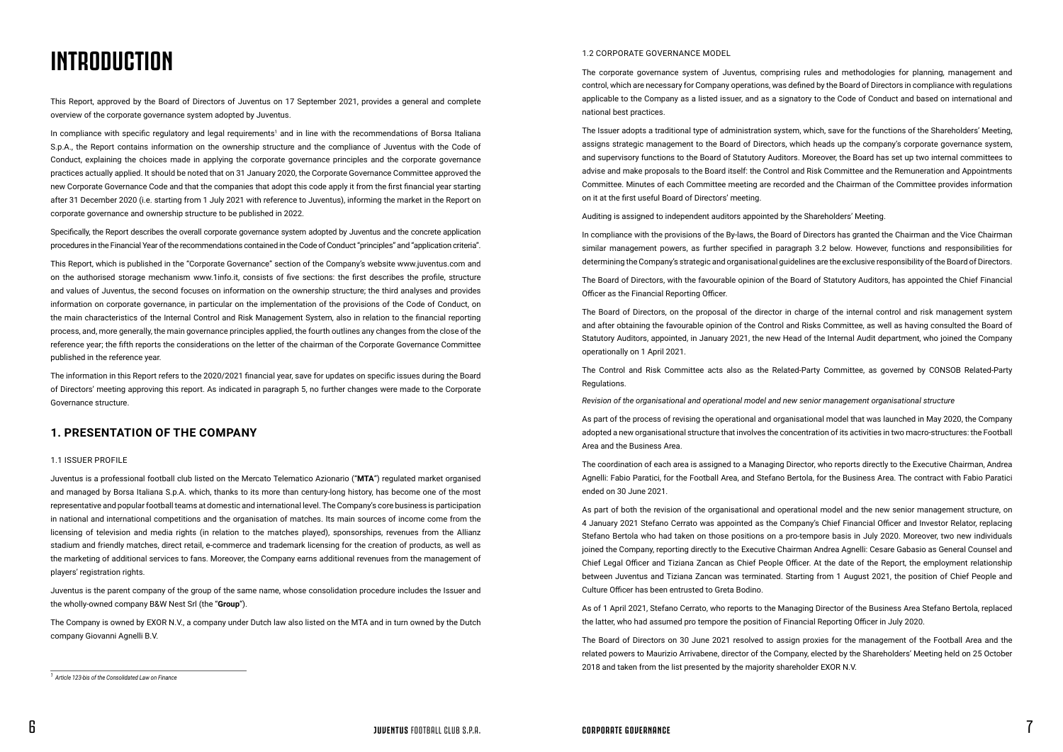# INTRODUCTION

This Report, approved by the Board of Directors of Juventus on 17 September 2021, provides a general and complete overview of the corporate governance system adopted by Juventus.

In compliance with specific regulatory and legal requirements[1] and in line with the recommendations of Borsa Italiana S.p.A., the Report contains information on the ownership structure and the compliance of Juventus with the Code of Conduct, explaining the choices made in applying the corporate governance principles and the corporate governance practices actually applied. It should be noted that on 31 January 2020, the Corporate Governance Committee approved the new Corporate Governance Code and that the companies that adopt this code apply it from the first financial year starting after 31 December 2020 (i.e. starting from 1 July 2021 with reference to Juventus), informing the market in the Report on corporate governance and ownership structure to be published in 2022.

Specifically, the Report describes the overall corporate governance system adopted by Juventus and the concrete application procedures in the Financial Year of the recommendations contained in the Code of Conduct "principles" and "application criteria".

This Report, which is published in the "Corporate Governance" section of the Company's website www.juventus.com and on the authorised storage mechanism www.1info.it, consists of five sections: the first describes the profile, structure and values of Juventus, the second focuses on information on the ownership structure; the third analyses and provides information on corporate governance, in particular on the implementation of the provisions of the Code of Conduct, on the main characteristics of the Internal Control and Risk Management System, also in relation to the financial reporting process, and, more generally, the main governance principles applied, the fourth outlines any changes from the close of the reference year; the fifth reports the considerations on the letter of the chairman of the Corporate Governance Committee published in the reference year.

The information in this Report refers to the 2020/2021 financial year, save for updates on specific issues during the Board of Directors' meeting approving this report. As indicated in paragraph 5, no further changes were made to the Corporate Governance structure.

## 1. PRESENTATION OF THE COMPANY

### 1.1 ISSUER PROFILE

Juventus is a professional football club listed on the Mercato Telematico Azionario ("**MTA**") regulated market organised and managed by Borsa Italiana S.p.A. which, thanks to its more than century-long history, has become one of the most representative and popular football teams at domestic and international level. The Company's core business is participation in national and international competitions and the organisation of matches. Its main sources of income come from the licensing of television and media rights (in relation to the matches played), sponsorships, revenues from the Allianz stadium and friendly matches, direct retail, e-commerce and trademark licensing for the creation of products, as well as the marketing of additional services to fans. Moreover, the Company earns additional revenues from the management of players' registration rights.

Juventus is the parent company of the group of the same name, whose consolidation procedure includes the Issuer and the wholly-owned company B&W Nest Srl (the "**Group**").

The Company is owned by EXOR N.V., a company under Dutch law also listed on the MTA and in turn owned by the Dutch company Giovanni Agnelli B.V.

[1] *Article 123-bis of the Consolidated Law on Finance*

### 1.2 CORPORATE GOVERNANCE MODEL

The corporate governance system of Juventus, comprising rules and methodologies for planning, management and control, which are necessary for Company operations, was defined by the Board of Directors in compliance with regulations applicable to the Company as a listed issuer, and as a signatory to the Code of Conduct and based on international and national best practices.

The Issuer adopts a traditional type of administration system, which, save for the functions of the Shareholders' Meeting, assigns strategic management to the Board of Directors, which heads up the company's corporate governance system, and supervisory functions to the Board of Statutory Auditors. Moreover, the Board has set up two internal committees to advise and make proposals to the Board itself: the Control and Risk Committee and the Remuneration and Appointments Committee. Minutes of each Committee meeting are recorded and the Chairman of the Committee provides information on it at the first useful Board of Directors' meeting.

Auditing is assigned to independent auditors appointed by the Shareholders' Meeting.

In compliance with the provisions of the By-laws, the Board of Directors has granted the Chairman and the Vice Chairman similar management powers, as further specified in paragraph 3.2 below. However, functions and responsibilities for determining the Company's strategic and organisational guidelines are the exclusive responsibility of the Board of Directors.

The Board of Directors, with the favourable opinion of the Board of Statutory Auditors, has appointed the Chief Financial Officer as the Financial Reporting Officer.

The Board of Directors, on the proposal of the director in charge of the internal control and risk management system and after obtaining the favourable opinion of the Control and Risks Committee, as well as having consulted the Board of Statutory Auditors, appointed, in January 2021, the new Head of the Internal Audit department, who joined the Company operationally on 1 April 2021.

The Control and Risk Committee acts also as the Related-Party Committee, as governed by CONSOB Related-Party Regulations.

*Revision of the organisational and operational model and new senior management organisational structure*

As part of the process of revising the operational and organisational model that was launched in May 2020, the Company adopted a new organisational structure that involves the concentration of its activities in two macro-structures: the Football Area and the Business Area.

The coordination of each area is assigned to a Managing Director, who reports directly to the Executive Chairman, Andrea Agnelli: Fabio Paratici, for the Football Area, and Stefano Bertola, for the Business Area. The contract with Fabio Paratici ended on 30 June 2021.

As part of both the revision of the organisational and operational model and the new senior management structure, on 4 January 2021 Stefano Cerrato was appointed as the Company's Chief Financial Officer and Investor Relator, replacing Stefano Bertola who had taken on those positions on a pro-tempore basis in July 2020. Moreover, two new individuals joined the Company, reporting directly to the Executive Chairman Andrea Agnelli: Cesare Gabasio as General Counsel and Chief Legal Officer and Tiziana Zancan as Chief People Officer. At the date of the Report, the employment relationship between Juventus and Tiziana Zancan was terminated. Starting from 1 August 2021, the position of Chief People and Culture Officer has been entrusted to Greta Bodino.

As of 1 April 2021, Stefano Cerrato, who reports to the Managing Director of the Business Area Stefano Bertola, replaced the latter, who had assumed pro tempore the position of Financial Reporting Officer in July 2020.

The Board of Directors on 30 June 2021 resolved to assign proxies for the management of the Football Area and the related powers to Maurizio Arrivabene, director of the Company, elected by the Shareholders' Meeting held on 25 October 2018 and taken from the list presented by the majority shareholder EXOR N.V.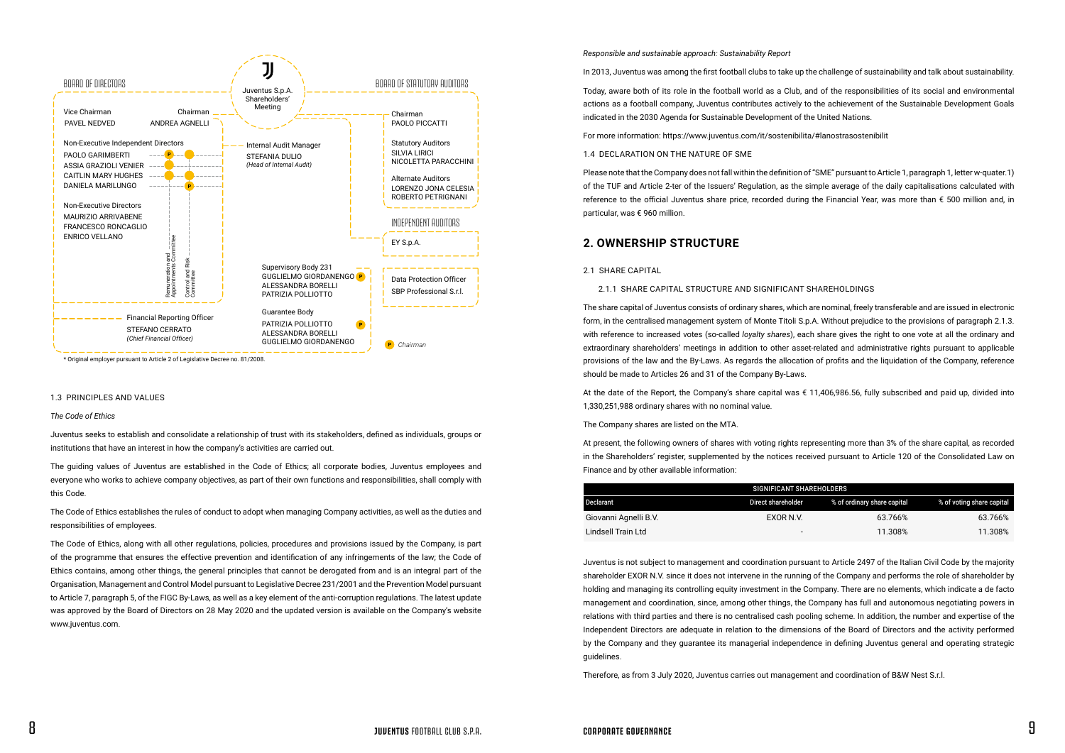BOARD OF DIRECTORS

Juventus S.p.A. Shareholders' Meeting

BOARD OF STATUTORY AUDITORS

Vice Chairman
PAVEL NEDVED

Chairman
ANDREA AGNELLI

Non-Executive Independent Directors
PAOLO GARIMBERTI
ASSIA GRAZIOLI VENIER
CAITLIN MARY HUGHES
DANIELA MARILUNGO

Non-Executive Directors
MAURIZIO ARRIVABENE
FRANCESCO RONCAGLIO
ENRICO VELLANO

Remuneration and Appointments Committee

Control and Risk Committee

Internal Audit Manager
STEFANIA DULIO
*(Head of Internal Audit)*

Chairman
PAOLO PICCATTI

Statutory Auditors
SILVIA LIRICI
NICOLETTA PARACCHINI

Alternate Auditors
LORENZO JONA CELESIA
ROBERTO PETRIGNANI

INDEPENDENT AUDITORS

EY S.p.A.

Supervisory Body 231
GUGLIELMO GIORDANENGO (P)
ALESSANDRA BORELLI
PATRIZIA POLLIOTTO

Data Protection Officer
SBP Professional S.r.l.

Financial Reporting Officer
STEFANO CERRATO
*(Chief Financial Officer)*

Guarantee Body
PATRIZIA POLLIOTTO (P)
ALESSANDRA BORELLI
GUGLIELMO GIORDANENGO

P *Chairman*

\* Original employer pursuant to Article 2 of Legislative Decree no. 81/2008.

1.3 PRINCIPLES AND VALUES

*The Code of Ethics*

Juventus seeks to establish and consolidate a relationship of trust with its stakeholders, defined as individuals, groups or institutions that have an interest in how the company's activities are carried out.

The guiding values of Juventus are established in the Code of Ethics; all corporate bodies, Juventus employees and everyone who works to achieve company objectives, as part of their own functions and responsibilities, shall comply with this Code.

The Code of Ethics establishes the rules of conduct to adopt when managing Company activities, as well as the duties and responsibilities of employees.

The Code of Ethics, along with all other regulations, policies, procedures and provisions issued by the Company, is part of the programme that ensures the effective prevention and identification of any infringements of the law; the Code of Ethics contains, among other things, the general principles that cannot be derogated from and is an integral part of the Organisation, Management and Control Model pursuant to Legislative Decree 231/2001 and the Prevention Model pursuant to Article 7, paragraph 5, of the FIGC By-Laws, as well as a key element of the anti-corruption regulations. The latest update was approved by the Board of Directors on 28 May 2020 and the updated version is available on the Company's website www.juventus.com.

*Responsible and sustainable approach: Sustainability Report*

In 2013, Juventus was among the first football clubs to take up the challenge of sustainability and talk about sustainability.

Today, aware both of its role in the football world as a Club, and of the responsibilities of its social and environmental actions as a football company, Juventus contributes actively to the achievement of the Sustainable Development Goals indicated in the 2030 Agenda for Sustainable Development of the United Nations.

For more information: https://www.juventus.com/it/sostenibilita/#lanostrasostenibilit

1.4 DECLARATION ON THE NATURE OF SME

Please note that the Company does not fall within the definition of "SME" pursuant to Article 1, paragraph 1, letter w-quater.1) of the TUF and Article 2-ter of the Issuers' Regulation, as the simple average of the daily capitalisations calculated with reference to the official Juventus share price, recorded during the Financial Year, was more than € 500 million and, in particular, was € 960 million.

## 2. OWNERSHIP STRUCTURE

2.1 SHARE CAPITAL

2.1.1 SHARE CAPITAL STRUCTURE AND SIGNIFICANT SHAREHOLDINGS

The share capital of Juventus consists of ordinary shares, which are nominal, freely transferable and are issued in electronic form, in the centralised management system of Monte Titoli S.p.A. Without prejudice to the provisions of paragraph 2.1.3. with reference to increased votes (so-called *loyalty shares*), each share gives the right to one vote at all the ordinary and extraordinary shareholders' meetings in addition to other asset-related and administrative rights pursuant to applicable provisions of the law and the By-Laws. As regards the allocation of profits and the liquidation of the Company, reference should be made to Articles 26 and 31 of the Company By-Laws.

At the date of the Report, the Company's share capital was € 11,406,986.56, fully subscribed and paid up, divided into 1,330,251,988 ordinary shares with no nominal value.

The Company shares are listed on the MTA.

At present, the following owners of shares with voting rights representing more than 3% of the share capital, as recorded in the Shareholders' register, supplemented by the notices received pursuant to Article 120 of the Consolidated Law on Finance and by other available information:

| SIGNIFICANT SHAREHOLDERS | | | |
|---|---|---|---|
| Declarant | Direct shareholder | % of ordinary share capital | % of voting share capital |
| Giovanni Agnelli B.V. | EXOR N.V. | 63.766% | 63.766% |
| Lindsell Train Ltd | - | 11.308% | 11.308% |

Juventus is not subject to management and coordination pursuant to Article 2497 of the Italian Civil Code by the majority shareholder EXOR N.V. since it does not intervene in the running of the Company and performs the role of shareholder by holding and managing its controlling equity investment in the Company. There are no elements, which indicate a de facto management and coordination, since, among other things, the Company has full and autonomous negotiating powers in relations with third parties and there is no centralised cash pooling scheme. In addition, the number and expertise of the Independent Directors are adequate in relation to the dimensions of the Board of Directors and the activity performed by the Company and they guarantee its managerial independence in defining Juventus general and operating strategic guidelines.

Therefore, as from 3 July 2020, Juventus carries out management and coordination of B&W Nest S.r.l.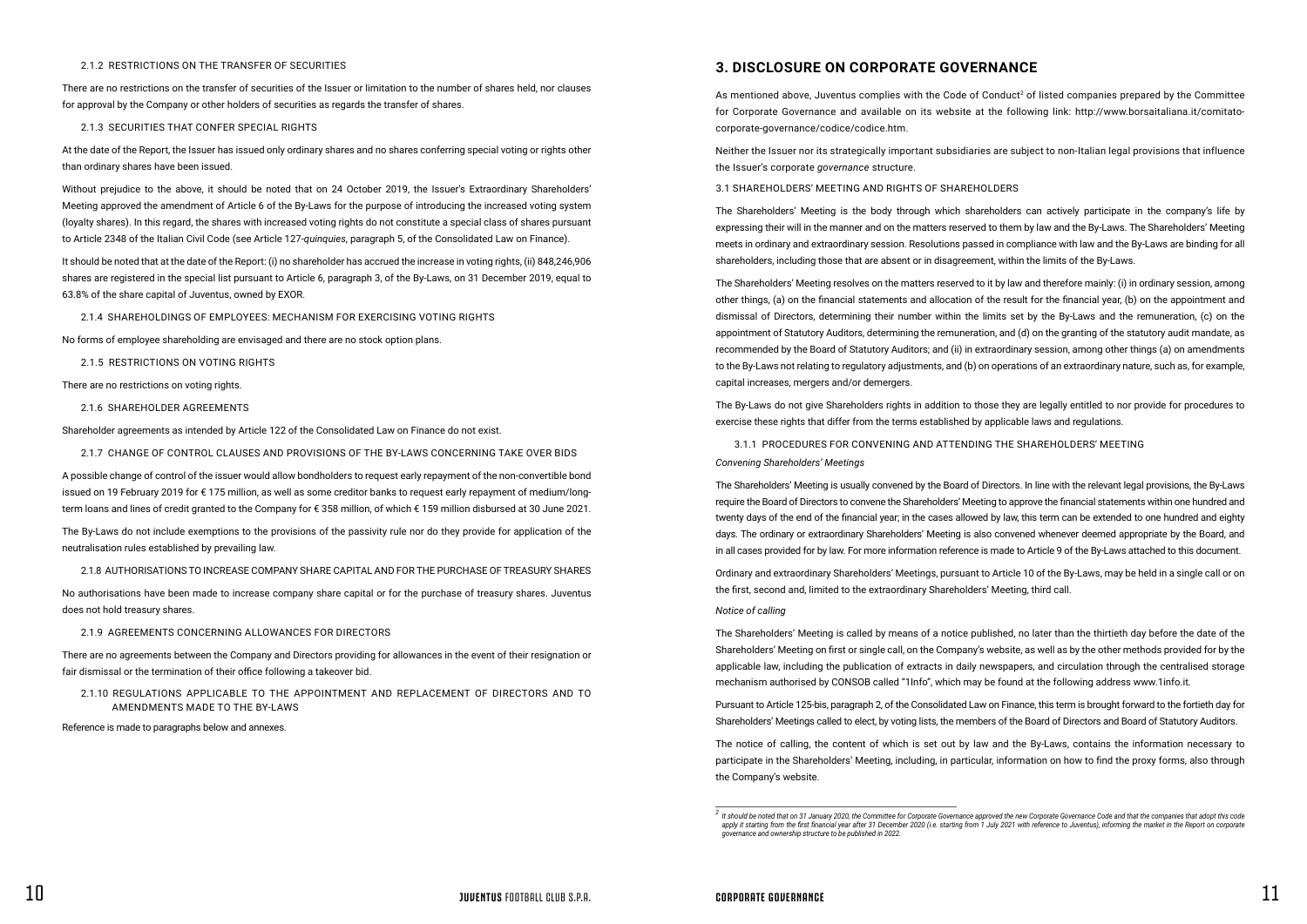#### 2.1.2 RESTRICTIONS ON THE TRANSFER OF SECURITIES

There are no restrictions on the transfer of securities of the Issuer or limitation to the number of shares held, nor clauses for approval by the Company or other holders of securities as regards the transfer of shares.

#### 2.1.3 SECURITIES THAT CONFER SPECIAL RIGHTS

At the date of the Report, the Issuer has issued only ordinary shares and no shares conferring special voting or rights other than ordinary shares have been issued.

Without prejudice to the above, it should be noted that on 24 October 2019, the Issuer's Extraordinary Shareholders' Meeting approved the amendment of Article 6 of the By-Laws for the purpose of introducing the increased voting system (loyalty shares). In this regard, the shares with increased voting rights do not constitute a special class of shares pursuant to Article 2348 of the Italian Civil Code (see Article 127-*quinquies*, paragraph 5, of the Consolidated Law on Finance).

It should be noted that at the date of the Report: (i) no shareholder has accrued the increase in voting rights, (ii) 848,246,906 shares are registered in the special list pursuant to Article 6, paragraph 3, of the By-Laws, on 31 December 2019, equal to 63.8% of the share capital of Juventus, owned by EXOR.

#### 2.1.4 SHAREHOLDINGS OF EMPLOYEES: MECHANISM FOR EXERCISING VOTING RIGHTS

No forms of employee shareholding are envisaged and there are no stock option plans.

#### 2.1.5 RESTRICTIONS ON VOTING RIGHTS

There are no restrictions on voting rights.

#### 2.1.6 SHAREHOLDER AGREEMENTS

Shareholder agreements as intended by Article 122 of the Consolidated Law on Finance do not exist.

#### 2.1.7 CHANGE OF CONTROL CLAUSES AND PROVISIONS OF THE BY-LAWS CONCERNING TAKE OVER BIDS

A possible change of control of the issuer would allow bondholders to request early repayment of the non-convertible bond issued on 19 February 2019 for € 175 million, as well as some creditor banks to request early repayment of medium/long-term loans and lines of credit granted to the Company for € 358 million, of which € 159 million disbursed at 30 June 2021.

The By-Laws do not include exemptions to the provisions of the passivity rule nor do they provide for application of the neutralisation rules established by prevailing law.

#### 2.1.8 AUTHORISATIONS TO INCREASE COMPANY SHARE CAPITAL AND FOR THE PURCHASE OF TREASURY SHARES

No authorisations have been made to increase company share capital or for the purchase of treasury shares. Juventus does not hold treasury shares.

#### 2.1.9 AGREEMENTS CONCERNING ALLOWANCES FOR DIRECTORS

There are no agreements between the Company and Directors providing for allowances in the event of their resignation or fair dismissal or the termination of their office following a takeover bid.

#### 2.1.10 REGULATIONS APPLICABLE TO THE APPOINTMENT AND REPLACEMENT OF DIRECTORS AND TO AMENDMENTS MADE TO THE BY-LAWS

Reference is made to paragraphs below and annexes.

## 3. DISCLOSURE ON CORPORATE GOVERNANCE

As mentioned above, Juventus complies with the Code of Conduct[2] of listed companies prepared by the Committee for Corporate Governance and available on its website at the following link: http://www.borsaitaliana.it/comitato-corporate-governance/codice/codice.htm.

Neither the Issuer nor its strategically important subsidiaries are subject to non-Italian legal provisions that influence the Issuer's corporate *governance* structure.

### 3.1 SHAREHOLDERS' MEETING AND RIGHTS OF SHAREHOLDERS

The Shareholders' Meeting is the body through which shareholders can actively participate in the company's life by expressing their will in the manner and on the matters reserved to them by law and the By-Laws. The Shareholders' Meeting meets in ordinary and extraordinary session. Resolutions passed in compliance with law and the By-Laws are binding for all shareholders, including those that are absent or in disagreement, within the limits of the By-Laws.

The Shareholders' Meeting resolves on the matters reserved to it by law and therefore mainly: (i) in ordinary session, among other things, (a) on the financial statements and allocation of the result for the financial year, (b) on the appointment and dismissal of Directors, determining their number within the limits set by the By-Laws and the remuneration, (c) on the appointment of Statutory Auditors, determining the remuneration, and (d) on the granting of the statutory audit mandate, as recommended by the Board of Statutory Auditors; and (ii) in extraordinary session, among other things (a) on amendments to the By-Laws not relating to regulatory adjustments, and (b) on operations of an extraordinary nature, such as, for example, capital increases, mergers and/or demergers.

The By-Laws do not give Shareholders rights in addition to those they are legally entitled to nor provide for procedures to exercise these rights that differ from the terms established by applicable laws and regulations.

#### 3.1.1 PROCEDURES FOR CONVENING AND ATTENDING THE SHAREHOLDERS' MEETING

*Convening Shareholders' Meetings*

The Shareholders' Meeting is usually convened by the Board of Directors. In line with the relevant legal provisions, the By-Laws require the Board of Directors to convene the Shareholders' Meeting to approve the financial statements within one hundred and twenty days of the end of the financial year; in the cases allowed by law, this term can be extended to one hundred and eighty days. The ordinary or extraordinary Shareholders' Meeting is also convened whenever deemed appropriate by the Board, and in all cases provided for by law. For more information reference is made to Article 9 of the By-Laws attached to this document.

Ordinary and extraordinary Shareholders' Meetings, pursuant to Article 10 of the By-Laws, may be held in a single call or on the first, second and, limited to the extraordinary Shareholders' Meeting, third call.

*Notice of calling*

The Shareholders' Meeting is called by means of a notice published, no later than the thirtieth day before the date of the Shareholders' Meeting on first or single call, on the Company's website, as well as by the other methods provided for by the applicable law, including the publication of extracts in daily newspapers, and circulation through the centralised storage mechanism authorised by CONSOB called "1Info", which may be found at the following address www.1info.it.

Pursuant to Article 125-bis, paragraph 2, of the Consolidated Law on Finance, this term is brought forward to the fortieth day for Shareholders' Meetings called to elect, by voting lists, the members of the Board of Directors and Board of Statutory Auditors.

The notice of calling, the content of which is set out by law and the By-Laws, contains the information necessary to participate in the Shareholders' Meeting, including, in particular, information on how to find the proxy forms, also through the Company's website.

---

[2] *It should be noted that on 31 January 2020, the Committee for Corporate Governance approved the new Corporate Governance Code and that the companies that adopt this code apply it starting from the first financial year after 31 December 2020 (i.e. starting from 1 July 2021 with reference to Juventus), informing the market in the Report on corporate governance and ownership structure to be published in 2022.*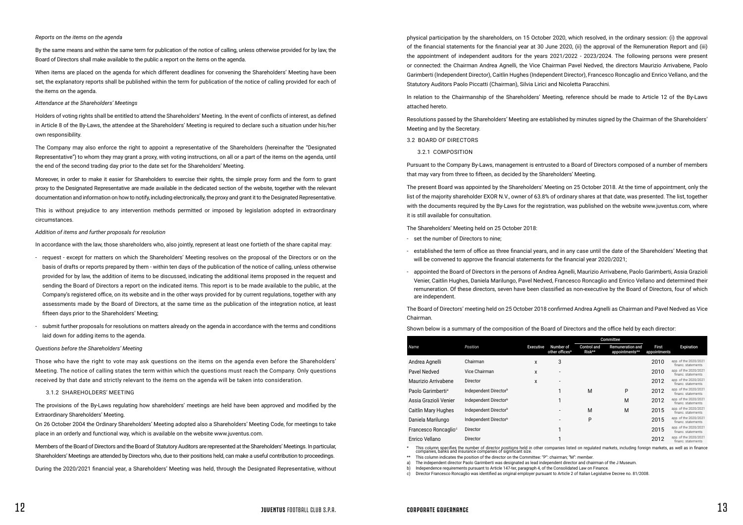*Reports on the items on the agenda*

By the same means and within the same term for publication of the notice of calling, unless otherwise provided for by law, the Board of Directors shall make available to the public a report on the items on the agenda.

When items are placed on the agenda for which different deadlines for convening the Shareholders' Meeting have been set, the explanatory reports shall be published within the term for publication of the notice of calling provided for each of the items on the agenda.

*Attendance at the Shareholders' Meetings*

Holders of voting rights shall be entitled to attend the Shareholders' Meeting. In the event of conflicts of interest, as defined in Article 8 of the By-Laws, the attendee at the Shareholders' Meeting is required to declare such a situation under his/her own responsibility.

The Company may also enforce the right to appoint a representative of the Shareholders (hereinafter the "Designated Representative") to whom they may grant a proxy, with voting instructions, on all or a part of the items on the agenda, until the end of the second trading day prior to the date set for the Shareholders' Meeting.

Moreover, in order to make it easier for Shareholders to exercise their rights, the simple proxy form and the form to grant proxy to the Designated Representative are made available in the dedicated section of the website, together with the relevant documentation and information on how to notify, including electronically, the proxy and grant it to the Designated Representative.

This is without prejudice to any intervention methods permitted or imposed by legislation adopted in extraordinary circumstances.

*Addition of items and further proposals for resolution*

In accordance with the law, those shareholders who, also jointly, represent at least one fortieth of the share capital may:

- request - except for matters on which the Shareholders' Meeting resolves on the proposal of the Directors or on the basis of drafts or reports prepared by them - within ten days of the publication of the notice of calling, unless otherwise provided for by law, the addition of items to be discussed, indicating the additional items proposed in the request and sending the Board of Directors a report on the indicated items. This report is to be made available to the public, at the Company's registered office, on its website and in the other ways provided for by current regulations, together with any assessments made by the Board of Directors, at the same time as the publication of the integration notice, at least fifteen days prior to the Shareholders' Meeting;
- submit further proposals for resolutions on matters already on the agenda in accordance with the terms and conditions laid down for adding items to the agenda.

*Questions before the Shareholders' Meeting*

Those who have the right to vote may ask questions on the items on the agenda even before the Shareholders' Meeting. The notice of calling states the term within which the questions must reach the Company. Only questions received by that date and strictly relevant to the items on the agenda will be taken into consideration.

### 3.1.2 SHAREHOLDERS' MEETING

The provisions of the By-Laws regulating how shareholders' meetings are held have been approved and modified by the Extraordinary Shareholders' Meeting.

On 26 October 2004 the Ordinary Shareholders' Meeting adopted also a Shareholders' Meeting Code, for meetings to take place in an orderly and functional way, which is available on the website www.juventus.com.

Members of the Board of Directors and the Board of Statutory Auditors are represented at the Shareholders' Meetings. In particular, Shareholders' Meetings are attended by Directors who, due to their positions held, can make a useful contribution to proceedings.

During the 2020/2021 financial year, a Shareholders' Meeting was held, through the Designated Representative, without physical participation by the shareholders, on 15 October 2020, which resolved, in the ordinary session: (i) the approval of the financial statements for the financial year at 30 June 2020, (ii) the approval of the Remuneration Report and (iii) the appointment of independent auditors for the years 2021/2022 - 2023/2024. The following persons were present or connected: the Chairman Andrea Agnelli, the Vice Chairman Pavel Nedved, the directors Maurizio Arrivabene, Paolo Garimberti (Independent Director), Caitlin Hughes (Independent Director), Francesco Roncaglio and Enrico Vellano, and the Statutory Auditors Paolo Piccatti (Chairman), Silvia Lirici and Nicoletta Paracchini.

In relation to the Chairmanship of the Shareholders' Meeting, reference should be made to Article 12 of the By-Laws attached hereto.

Resolutions passed by the Shareholders' Meeting are established by minutes signed by the Chairman of the Shareholders' Meeting and by the Secretary.

## 3.2 BOARD OF DIRECTORS

### 3.2.1 COMPOSITION

Pursuant to the Company By-Laws, management is entrusted to a Board of Directors composed of a number of members that may vary from three to fifteen, as decided by the Shareholders' Meeting.

The present Board was appointed by the Shareholders' Meeting on 25 October 2018. At the time of appointment, only the list of the majority shareholder EXOR N.V., owner of 63.8% of ordinary shares at that date, was presented. The list, together with the documents required by the By-Laws for the registration, was published on the website www.juventus.com, where it is still available for consultation.

The Shareholders' Meeting held on 25 October 2018:

- set the number of Directors to nine;
- established the term of office as three financial years, and in any case until the date of the Shareholders' Meeting that will be convened to approve the financial statements for the financial year 2020/2021;
- appointed the Board of Directors in the persons of Andrea Agnelli, Maurizio Arrivabene, Paolo Garimberti, Assia Grazioli Venier, Caitlin Hughes, Daniela Marilungo, Pavel Nedved, Francesco Roncaglio and Enrico Vellano and determined their remuneration. Of these directors, seven have been classified as non-executive by the Board of Directors, four of which are independent.

The Board of Directors' meeting held on 25 October 2018 confirmed Andrea Agnelli as Chairman and Pavel Nedved as Vice Chairman.

Shown below is a summary of the composition of the Board of Directors and the office held by each director:

| Name | Position | Executive | Number of other offices* | Committee | | First appointments | Expiration |
|---|---|---|---|---|---|---|---|
| | | | | Control and Risk** | Remuneration and appointments** | | |
| Andrea Agnelli | Chairman | x | 3 | | | 2010 | app. of the 2020/2021 financ. statements |
| Pavel Nedved | Vice Chairman | x | - | | | 2010 | app. of the 2020/2021 financ. statements |
| Maurizio Arrivabene | Director | x | - | | | 2012 | app. of the 2020/2021 financ. statements |
| Paolo Garimberti[a] | Independent Director[b] | | 1 | M | P | 2012 | app. of the 2020/2021 financ. statements |
| Assia Grazioli Venier | Independent Director[b] | | 1 | | M | 2012 | app. of the 2020/2021 financ. statements |
| Caitlin Mary Hughes | Independent Director[b] | | - | M | M | 2015 | app. of the 2020/2021 financ. statements |
| Daniela Marilungo | Independent Director[b] | | - | P | | 2015 | app. of the 2020/2021 financ. statements |
| Francesco Roncaglio[c] | Director | | 1 | | | 2015 | app. of the 2020/2021 financ. statements |
| Enrico Vellano | Director | | 1 | | | 2012 | app. of the 2020/2021 financ. statements |

\* This column specifies the number of director positions held in other companies listed on regulated markets, including foreign markets, as well as in finance companies, banks and insurance companies of significant size.

\*\* This column indicates the position of the director on the Committee: "P": chairman; "M": member.

a) The independent director Paolo Garimberti was designated as lead independent director and chairman of the J Museum.

b) Independence requirements pursuant to Article 147-ter, paragraph 4, of the Consolidated Law on Finance.

c) Director Francesco Roncaglio was identified as original employer pursuant to Article 2 of Italian Legislative Decree no. 81/2008.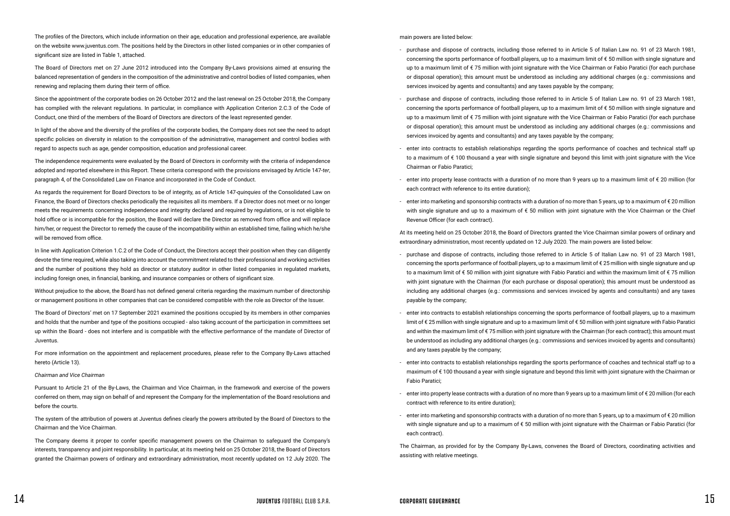The profiles of the Directors, which include information on their age, education and professional experience, are available on the website www.juventus.com. The positions held by the Directors in other listed companies or in other companies of significant size are listed in Table 1, attached.

The Board of Directors met on 27 June 2012 introduced into the Company By-Laws provisions aimed at ensuring the balanced representation of genders in the composition of the administrative and control bodies of listed companies, when renewing and replacing them during their term of office.

Since the appointment of the corporate bodies on 26 October 2012 and the last renewal on 25 October 2018, the Company has complied with the relevant regulations. In particular, in compliance with Application Criterion 2.C.3 of the Code of Conduct, one third of the members of the Board of Directors are directors of the least represented gender.

In light of the above and the diversity of the profiles of the corporate bodies, the Company does not see the need to adopt specific policies on diversity in relation to the composition of the administrative, management and control bodies with regard to aspects such as age, gender composition, education and professional career.

The independence requirements were evaluated by the Board of Directors in conformity with the criteria of independence adopted and reported elsewhere in this Report. These criteria correspond with the provisions envisaged by Article 147-*ter*, paragraph 4, of the Consolidated Law on Finance and incorporated in the Code of Conduct.

As regards the requirement for Board Directors to be of integrity, as of Article 147-*quinquies* of the Consolidated Law on Finance, the Board of Directors checks periodically the requisites all its members. If a Director does not meet or no longer meets the requirements concerning independence and integrity declared and required by regulations, or is not eligible to hold office or is incompatible for the position, the Board will declare the Director as removed from office and will replace him/her, or request the Director to remedy the cause of the incompatibility within an established time, failing which he/she will be removed from office.

In line with Application Criterion 1.C.2 of the Code of Conduct, the Directors accept their position when they can diligently devote the time required, while also taking into account the commitment related to their professional and working activities and the number of positions they hold as director or statutory auditor in other listed companies in regulated markets, including foreign ones, in financial, banking, and insurance companies or others of significant size.

Without prejudice to the above, the Board has not defined general criteria regarding the maximum number of directorship or management positions in other companies that can be considered compatible with the role as Director of the Issuer.

The Board of Directors' met on 17 September 2021 examined the positions occupied by its members in other companies and holds that the number and type of the positions occupied - also taking account of the participation in committees set up within the Board - does not interfere and is compatible with the effective performance of the mandate of Director of Juventus.

For more information on the appointment and replacement procedures, please refer to the Company By-Laws attached hereto (Article 13).

*Chairman and Vice Chairman*

Pursuant to Article 21 of the By-Laws, the Chairman and Vice Chairman, in the framework and exercise of the powers conferred on them, may sign on behalf of and represent the Company for the implementation of the Board resolutions and before the courts.

The system of the attribution of powers at Juventus defines clearly the powers attributed by the Board of Directors to the Chairman and the Vice Chairman.

The Company deems it proper to confer specific management powers on the Chairman to safeguard the Company's interests, transparency and joint responsibility. In particular, at its meeting held on 25 October 2018, the Board of Directors granted the Chairman powers of ordinary and extraordinary administration, most recently updated on 12 July 2020. The main powers are listed below:

- purchase and dispose of contracts, including those referred to in Article 5 of Italian Law no. 91 of 23 March 1981, concerning the sports performance of football players, up to a maximum limit of € 50 million with single signature and up to a maximum limit of € 75 million with joint signature with the Vice Chairman or Fabio Paratici (for each purchase or disposal operation); this amount must be understood as including any additional charges (e.g.: commissions and services invoiced by agents and consultants) and any taxes payable by the company;
- purchase and dispose of contracts, including those referred to in Article 5 of Italian Law no. 91 of 23 March 1981, concerning the sports performance of football players, up to a maximum limit of € 50 million with single signature and up to a maximum limit of € 75 million with joint signature with the Vice Chairman or Fabio Paratici (for each purchase or disposal operation); this amount must be understood as including any additional charges (e.g.: commissions and services invoiced by agents and consultants) and any taxes payable by the company;
- enter into contracts to establish relationships regarding the sports performance of coaches and technical staff up to a maximum of € 100 thousand a year with single signature and beyond this limit with joint signature with the Vice Chairman or Fabio Paratici;
- enter into property lease contracts with a duration of no more than 9 years up to a maximum limit of € 20 million (for each contract with reference to its entire duration);
- enter into marketing and sponsorship contracts with a duration of no more than 5 years, up to a maximum of € 20 million with single signature and up to a maximum of € 50 million with joint signature with the Vice Chairman or the Chief Revenue Officer (for each contract).

At its meeting held on 25 October 2018, the Board of Directors granted the Vice Chairman similar powers of ordinary and extraordinary administration, most recently updated on 12 July 2020. The main powers are listed below:

- purchase and dispose of contracts, including those referred to in Article 5 of Italian Law no. 91 of 23 March 1981, concerning the sports performance of football players, up to a maximum limit of € 25 million with single signature and up to a maximum limit of € 50 million with joint signature with Fabio Paratici and within the maximum limit of € 75 million with joint signature with the Chairman (for each purchase or disposal operation); this amount must be understood as including any additional charges (e.g.: commissions and services invoiced by agents and consultants) and any taxes payable by the company;
- enter into contracts to establish relationships concerning the sports performance of football players, up to a maximum limit of € 25 million with single signature and up to a maximum limit of € 50 million with joint signature with Fabio Paratici and within the maximum limit of € 75 million with joint signature with the Chairman (for each contract); this amount must be understood as including any additional charges (e.g.: commissions and services invoiced by agents and consultants) and any taxes payable by the company;
- enter into contracts to establish relationships regarding the sports performance of coaches and technical staff up to a maximum of € 100 thousand a year with single signature and beyond this limit with joint signature with the Chairman or Fabio Paratici;
- enter into property lease contracts with a duration of no more than 9 years up to a maximum limit of € 20 million (for each contract with reference to its entire duration);
- enter into marketing and sponsorship contracts with a duration of no more than 5 years, up to a maximum of € 20 million with single signature and up to a maximum of € 50 million with joint signature with the Chairman or Fabio Paratici (for each contract).

The Chairman, as provided for by the Company By-Laws, convenes the Board of Directors, coordinating activities and assisting with relative meetings.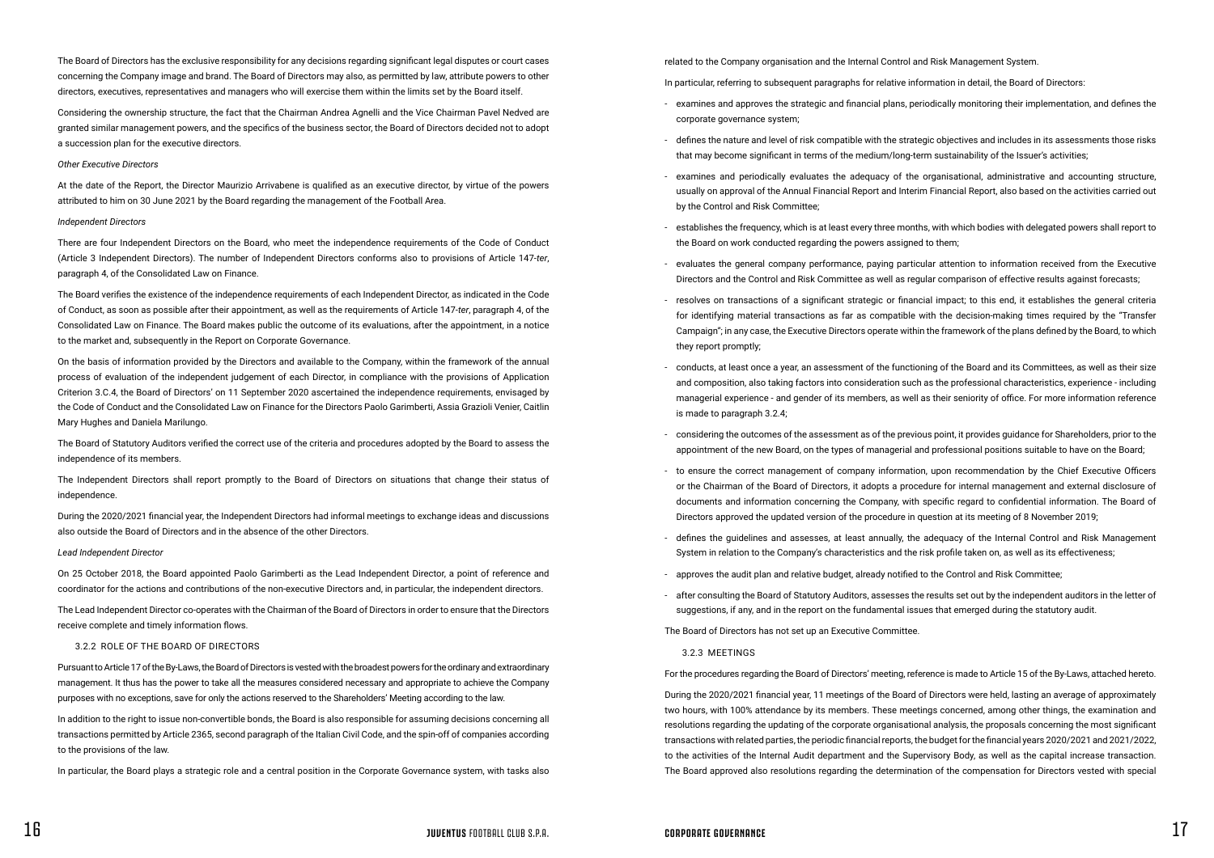The Board of Directors has the exclusive responsibility for any decisions regarding significant legal disputes or court cases concerning the Company image and brand. The Board of Directors may also, as permitted by law, attribute powers to other directors, executives, representatives and managers who will exercise them within the limits set by the Board itself.

Considering the ownership structure, the fact that the Chairman Andrea Agnelli and the Vice Chairman Pavel Nedved are granted similar management powers, and the specifics of the business sector, the Board of Directors decided not to adopt a succession plan for the executive directors.

*Other Executive Directors*

At the date of the Report, the Director Maurizio Arrivabene is qualified as an executive director, by virtue of the powers attributed to him on 30 June 2021 by the Board regarding the management of the Football Area.

*Independent Directors*

There are four Independent Directors on the Board, who meet the independence requirements of the Code of Conduct (Article 3 Independent Directors). The number of Independent Directors conforms also to provisions of Article 147-*ter*, paragraph 4, of the Consolidated Law on Finance.

The Board verifies the existence of the independence requirements of each Independent Director, as indicated in the Code of Conduct, as soon as possible after their appointment, as well as the requirements of Article 147-*ter*, paragraph 4, of the Consolidated Law on Finance. The Board makes public the outcome of its evaluations, after the appointment, in a notice to the market and, subsequently in the Report on Corporate Governance.

On the basis of information provided by the Directors and available to the Company, within the framework of the annual process of evaluation of the independent judgement of each Director, in compliance with the provisions of Application Criterion 3.C.4, the Board of Directors' on 11 September 2020 ascertained the independence requirements, envisaged by the Code of Conduct and the Consolidated Law on Finance for the Directors Paolo Garimberti, Assia Grazioli Venier, Caitlin Mary Hughes and Daniela Marilungo.

The Board of Statutory Auditors verified the correct use of the criteria and procedures adopted by the Board to assess the independence of its members.

The Independent Directors shall report promptly to the Board of Directors on situations that change their status of independence.

During the 2020/2021 financial year, the Independent Directors had informal meetings to exchange ideas and discussions also outside the Board of Directors and in the absence of the other Directors.

*Lead Independent Director*

On 25 October 2018, the Board appointed Paolo Garimberti as the Lead Independent Director, a point of reference and coordinator for the actions and contributions of the non-executive Directors and, in particular, the independent directors.

The Lead Independent Director co-operates with the Chairman of the Board of Directors in order to ensure that the Directors receive complete and timely information flows.

### 3.2.2 ROLE OF THE BOARD OF DIRECTORS

Pursuant to Article 17 of the By-Laws, the Board of Directors is vested with the broadest powers for the ordinary and extraordinary management. It thus has the power to take all the measures considered necessary and appropriate to achieve the Company purposes with no exceptions, save for only the actions reserved to the Shareholders' Meeting according to the law.

In addition to the right to issue non-convertible bonds, the Board is also responsible for assuming decisions concerning all transactions permitted by Article 2365, second paragraph of the Italian Civil Code, and the spin-off of companies according to the provisions of the law.

In particular, the Board plays a strategic role and a central position in the Corporate Governance system, with tasks also related to the Company organisation and the Internal Control and Risk Management System.

In particular, referring to subsequent paragraphs for relative information in detail, the Board of Directors:

- examines and approves the strategic and financial plans, periodically monitoring their implementation, and defines the corporate governance system;
- defines the nature and level of risk compatible with the strategic objectives and includes in its assessments those risks that may become significant in terms of the medium/long-term sustainability of the Issuer's activities;
- examines and periodically evaluates the adequacy of the organisational, administrative and accounting structure, usually on approval of the Annual Financial Report and Interim Financial Report, also based on the activities carried out by the Control and Risk Committee;
- establishes the frequency, which is at least every three months, with which bodies with delegated powers shall report to the Board on work conducted regarding the powers assigned to them;
- evaluates the general company performance, paying particular attention to information received from the Executive Directors and the Control and Risk Committee as well as regular comparison of effective results against forecasts;
- resolves on transactions of a significant strategic or financial impact; to this end, it establishes the general criteria for identifying material transactions as far as compatible with the decision-making times required by the "Transfer Campaign"; in any case, the Executive Directors operate within the framework of the plans defined by the Board, to which they report promptly;
- conducts, at least once a year, an assessment of the functioning of the Board and its Committees, as well as their size and composition, also taking factors into consideration such as the professional characteristics, experience - including managerial experience - and gender of its members, as well as their seniority of office. For more information reference is made to paragraph 3.2.4;
- considering the outcomes of the assessment as of the previous point, it provides guidance for Shareholders, prior to the appointment of the new Board, on the types of managerial and professional positions suitable to have on the Board;
- to ensure the correct management of company information, upon recommendation by the Chief Executive Officers or the Chairman of the Board of Directors, it adopts a procedure for internal management and external disclosure of documents and information concerning the Company, with specific regard to confidential information. The Board of Directors approved the updated version of the procedure in question at its meeting of 8 November 2019;
- defines the guidelines and assesses, at least annually, the adequacy of the Internal Control and Risk Management System in relation to the Company's characteristics and the risk profile taken on, as well as its effectiveness;
- approves the audit plan and relative budget, already notified to the Control and Risk Committee;
- after consulting the Board of Statutory Auditors, assesses the results set out by the independent auditors in the letter of suggestions, if any, and in the report on the fundamental issues that emerged during the statutory audit.

The Board of Directors has not set up an Executive Committee.

### 3.2.3 MEETINGS

For the procedures regarding the Board of Directors' meeting, reference is made to Article 15 of the By-Laws, attached hereto.

During the 2020/2021 financial year, 11 meetings of the Board of Directors were held, lasting an average of approximately two hours, with 100% attendance by its members. These meetings concerned, among other things, the examination and resolutions regarding the updating of the corporate organisational analysis, the proposals concerning the most significant transactions with related parties, the periodic financial reports, the budget for the financial years 2020/2021 and 2021/2022, to the activities of the Internal Audit department and the Supervisory Body, as well as the capital increase transaction. The Board approved also resolutions regarding the determination of the compensation for Directors vested with special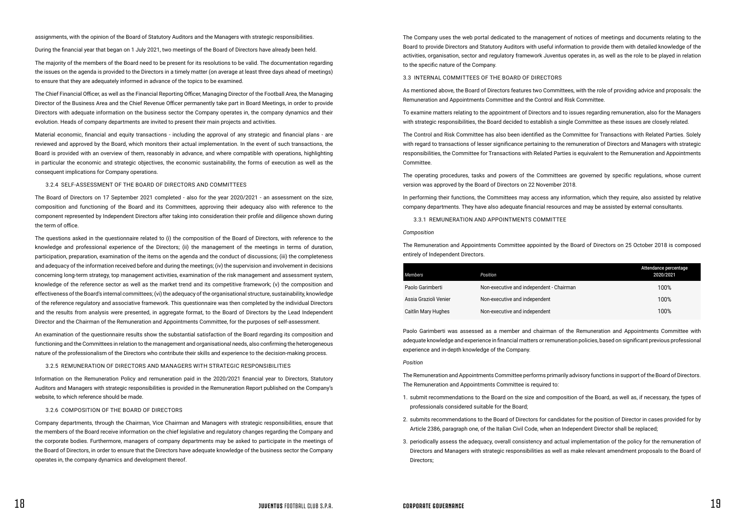assignments, with the opinion of the Board of Statutory Auditors and the Managers with strategic responsibilities.

During the financial year that began on 1 July 2021, two meetings of the Board of Directors have already been held.

The majority of the members of the Board need to be present for its resolutions to be valid. The documentation regarding the issues on the agenda is provided to the Directors in a timely matter (on average at least three days ahead of meetings) to ensure that they are adequately informed in advance of the topics to be examined.

The Chief Financial Officer, as well as the Financial Reporting Officer, Managing Director of the Football Area, the Managing Director of the Business Area and the Chief Revenue Officer permanently take part in Board Meetings, in order to provide Directors with adequate information on the business sector the Company operates in, the company dynamics and their evolution. Heads of company departments are invited to present their main projects and activities.

Material economic, financial and equity transactions - including the approval of any strategic and financial plans - are reviewed and approved by the Board, which monitors their actual implementation. In the event of such transactions, the Board is provided with an overview of them, reasonably in advance, and where compatible with operations, highlighting in particular the economic and strategic objectives, the economic sustainability, the forms of execution as well as the consequent implications for Company operations.

### 3.2.4 SELF-ASSESSMENT OF THE BOARD OF DIRECTORS AND COMMITTEES

The Board of Directors on 17 September 2021 completed - also for the year 2020/2021 - an assessment on the size, composition and functioning of the Board and its Committees, approving their adequacy also with reference to the component represented by Independent Directors after taking into consideration their profile and diligence shown during the term of office.

The questions asked in the questionnaire related to (i) the composition of the Board of Directors, with reference to the knowledge and professional experience of the Directors; (ii) the management of the meetings in terms of duration, participation, preparation, examination of the items on the agenda and the conduct of discussions; (iii) the completeness and adequacy of the information received before and during the meetings; (iv) the supervision and involvement in decisions concerning long-term strategy, top management activities, examination of the risk management and assessment system, knowledge of the reference sector as well as the market trend and its competitive framework; (v) the composition and effectiveness of the Board's internal committees; (vi) the adequacy of the organisational structure, sustainability, knowledge of the reference regulatory and associative framework. This questionnaire was then completed by the individual Directors and the results from analysis were presented, in aggregate format, to the Board of Directors by the Lead Independent Director and the Chairman of the Remuneration and Appointments Committee, for the purposes of self-assessment.

An examination of the questionnaire results show the substantial satisfaction of the Board regarding its composition and functioning and the Committees in relation to the management and organisational needs, also confirming the heterogeneous nature of the professionalism of the Directors who contribute their skills and experience to the decision-making process.

### 3.2.5 REMUNERATION OF DIRECTORS AND MANAGERS WITH STRATEGIC RESPONSIBILITIES

Information on the Remuneration Policy and remuneration paid in the 2020/2021 financial year to Directors, Statutory Auditors and Managers with strategic responsibilities is provided in the Remuneration Report published on the Company's website, to which reference should be made.

### 3.2.6 COMPOSITION OF THE BOARD OF DIRECTORS

Company departments, through the Chairman, Vice Chairman and Managers with strategic responsibilities, ensure that the members of the Board receive information on the chief legislative and regulatory changes regarding the Company and the corporate bodies. Furthermore, managers of company departments may be asked to participate in the meetings of the Board of Directors, in order to ensure that the Directors have adequate knowledge of the business sector the Company operates in, the company dynamics and development thereof.

The Company uses the web portal dedicated to the management of notices of meetings and documents relating to the Board to provide Directors and Statutory Auditors with useful information to provide them with detailed knowledge of the activities, organisation, sector and regulatory framework Juventus operates in, as well as the role to be played in relation to the specific nature of the Company.

## 3.3 INTERNAL COMMITTEES OF THE BOARD OF DIRECTORS

As mentioned above, the Board of Directors features two Committees, with the role of providing advice and proposals: the Remuneration and Appointments Committee and the Control and Risk Committee.

To examine matters relating to the appointment of Directors and to issues regarding remuneration, also for the Managers with strategic responsibilities, the Board decided to establish a single Committee as these issues are closely related.

The Control and Risk Committee has also been identified as the Committee for Transactions with Related Parties. Solely with regard to transactions of lesser significance pertaining to the remuneration of Directors and Managers with strategic responsibilities, the Committee for Transactions with Related Parties is equivalent to the Remuneration and Appointments Committee.

The operating procedures, tasks and powers of the Committees are governed by specific regulations, whose current version was approved by the Board of Directors on 22 November 2018.

In performing their functions, the Committees may access any information, which they require, also assisted by relative company departments. They have also adequate financial resources and may be assisted by external consultants.

### 3.3.1 REMUNERATION AND APPOINTMENTS COMMITTEE

*Composition*

The Remuneration and Appointments Committee appointed by the Board of Directors on 25 October 2018 is composed entirely of Independent Directors.

| *Members* | *Position* | Attendance percentage 2020/2021 |
|---|---|---|
| Paolo Garimberti | Non-executive and independent - Chairman | 100% |
| Assia Grazioli Venier | Non-executive and independent | 100% |
| Caitlin Mary Hughes | Non-executive and independent | 100% |

Paolo Garimberti was assessed as a member and chairman of the Remuneration and Appointments Committee with adequate knowledge and experience in financial matters or remuneration policies, based on significant previous professional experience and in-depth knowledge of the Company.

*Position*

The Remuneration and Appointments Committee performs primarily advisory functions in support of the Board of Directors. The Remuneration and Appointments Committee is required to:

1. submit recommendations to the Board on the size and composition of the Board, as well as, if necessary, the types of professionals considered suitable for the Board;
2. submits recommendations to the Board of Directors for candidates for the position of Director in cases provided for by Article 2386, paragraph one, of the Italian Civil Code, when an Independent Director shall be replaced;
3. periodically assess the adequacy, overall consistency and actual implementation of the policy for the remuneration of Directors and Managers with strategic responsibilities as well as make relevant amendment proposals to the Board of Directors;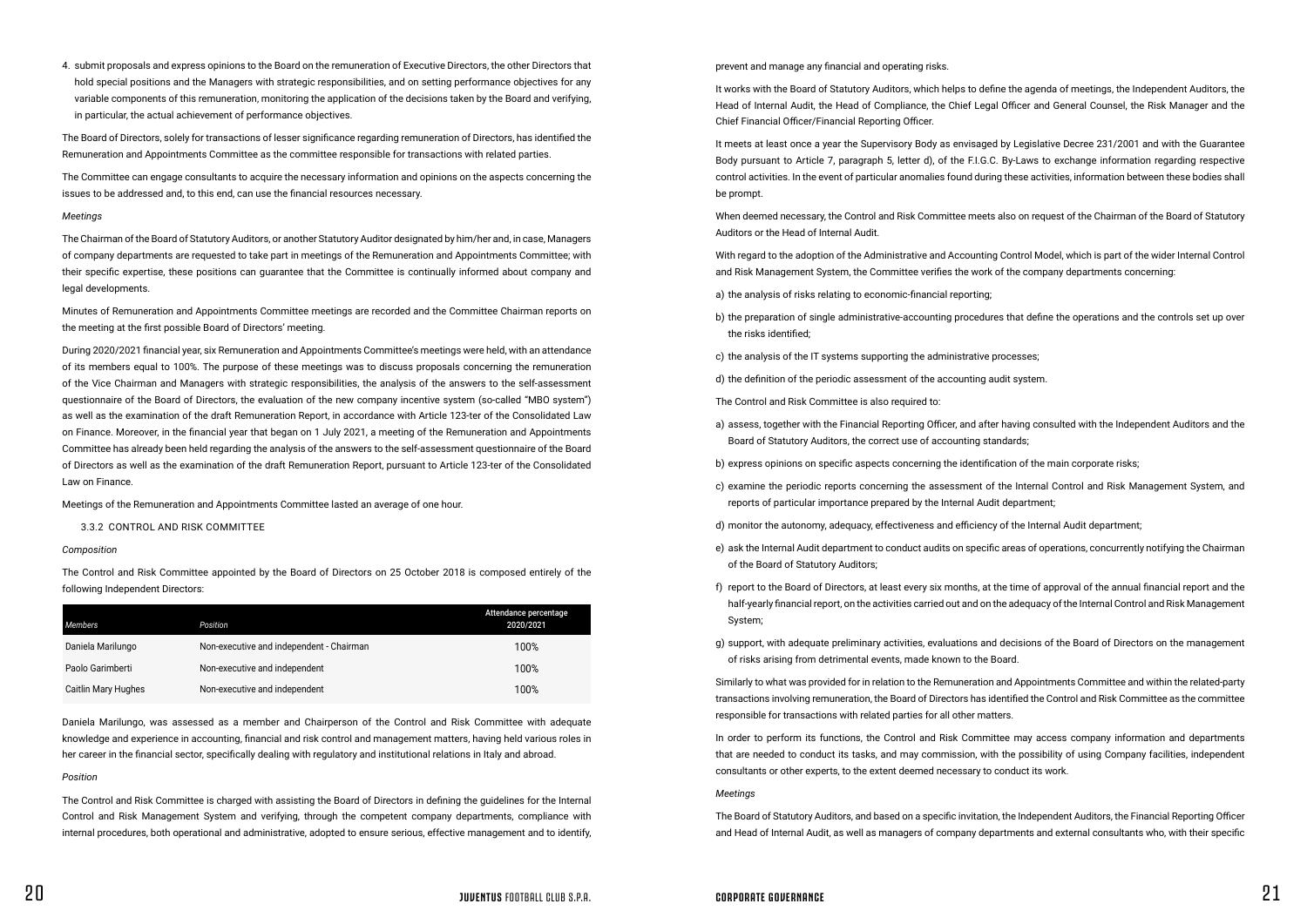4. submit proposals and express opinions to the Board on the remuneration of Executive Directors, the other Directors that hold special positions and the Managers with strategic responsibilities, and on setting performance objectives for any variable components of this remuneration, monitoring the application of the decisions taken by the Board and verifying, in particular, the actual achievement of performance objectives.

The Board of Directors, solely for transactions of lesser significance regarding remuneration of Directors, has identified the Remuneration and Appointments Committee as the committee responsible for transactions with related parties.

The Committee can engage consultants to acquire the necessary information and opinions on the aspects concerning the issues to be addressed and, to this end, can use the financial resources necessary.

*Meetings*

The Chairman of the Board of Statutory Auditors, or another Statutory Auditor designated by him/her and, in case, Managers of company departments are requested to take part in meetings of the Remuneration and Appointments Committee; with their specific expertise, these positions can guarantee that the Committee is continually informed about company and legal developments.

Minutes of Remuneration and Appointments Committee meetings are recorded and the Committee Chairman reports on the meeting at the first possible Board of Directors' meeting.

During 2020/2021 financial year, six Remuneration and Appointments Committee's meetings were held, with an attendance of its members equal to 100%. The purpose of these meetings was to discuss proposals concerning the remuneration of the Vice Chairman and Managers with strategic responsibilities, the analysis of the answers to the self-assessment questionnaire of the Board of Directors, the evaluation of the new company incentive system (so-called "MBO system") as well as the examination of the draft Remuneration Report, in accordance with Article 123-ter of the Consolidated Law on Finance. Moreover, in the financial year that began on 1 July 2021, a meeting of the Remuneration and Appointments Committee has already been held regarding the analysis of the answers to the self-assessment questionnaire of the Board of Directors as well as the examination of the draft Remuneration Report, pursuant to Article 123-ter of the Consolidated Law on Finance.

Meetings of the Remuneration and Appointments Committee lasted an average of one hour.

### 3.3.2 CONTROL AND RISK COMMITTEE

*Composition*

The Control and Risk Committee appointed by the Board of Directors on 25 October 2018 is composed entirely of the following Independent Directors:

| *Members* | *Position* | Attendance percentage 2020/2021 |
|---|---|---|
| Daniela Marilungo | Non-executive and independent - Chairman | 100% |
| Paolo Garimberti | Non-executive and independent | 100% |
| Caitlin Mary Hughes | Non-executive and independent | 100% |

Daniela Marilungo, was assessed as a member and Chairperson of the Control and Risk Committee with adequate knowledge and experience in accounting, financial and risk control and management matters, having held various roles in her career in the financial sector, specifically dealing with regulatory and institutional relations in Italy and abroad.

*Position*

The Control and Risk Committee is charged with assisting the Board of Directors in defining the guidelines for the Internal Control and Risk Management System and verifying, through the competent company departments, compliance with internal procedures, both operational and administrative, adopted to ensure serious, effective management and to identify, prevent and manage any financial and operating risks.

It works with the Board of Statutory Auditors, which helps to define the agenda of meetings, the Independent Auditors, the Head of Internal Audit, the Head of Compliance, the Chief Legal Officer and General Counsel, the Risk Manager and the Chief Financial Officer/Financial Reporting Officer.

It meets at least once a year the Supervisory Body as envisaged by Legislative Decree 231/2001 and with the Guarantee Body pursuant to Article 7, paragraph 5, letter d), of the F.I.G.C. By-Laws to exchange information regarding respective control activities. In the event of particular anomalies found during these activities, information between these bodies shall be prompt.

When deemed necessary, the Control and Risk Committee meets also on request of the Chairman of the Board of Statutory Auditors or the Head of Internal Audit.

With regard to the adoption of the Administrative and Accounting Control Model, which is part of the wider Internal Control and Risk Management System, the Committee verifies the work of the company departments concerning:

a) the analysis of risks relating to economic-financial reporting;

b) the preparation of single administrative-accounting procedures that define the operations and the controls set up over the risks identified;

c) the analysis of the IT systems supporting the administrative processes;

d) the definition of the periodic assessment of the accounting audit system.

The Control and Risk Committee is also required to:

a) assess, together with the Financial Reporting Officer, and after having consulted with the Independent Auditors and the Board of Statutory Auditors, the correct use of accounting standards;

b) express opinions on specific aspects concerning the identification of the main corporate risks;

c) examine the periodic reports concerning the assessment of the Internal Control and Risk Management System, and reports of particular importance prepared by the Internal Audit department;

d) monitor the autonomy, adequacy, effectiveness and efficiency of the Internal Audit department;

e) ask the Internal Audit department to conduct audits on specific areas of operations, concurrently notifying the Chairman of the Board of Statutory Auditors;

f) report to the Board of Directors, at least every six months, at the time of approval of the annual financial report and the half-yearly financial report, on the activities carried out and on the adequacy of the Internal Control and Risk Management System;

g) support, with adequate preliminary activities, evaluations and decisions of the Board of Directors on the management of risks arising from detrimental events, made known to the Board.

Similarly to what was provided for in relation to the Remuneration and Appointments Committee and within the related-party transactions involving remuneration, the Board of Directors has identified the Control and Risk Committee as the committee responsible for transactions with related parties for all other matters.

In order to perform its functions, the Control and Risk Committee may access company information and departments that are needed to conduct its tasks, and may commission, with the possibility of using Company facilities, independent consultants or other experts, to the extent deemed necessary to conduct its work.

*Meetings*

The Board of Statutory Auditors, and based on a specific invitation, the Independent Auditors, the Financial Reporting Officer and Head of Internal Audit, as well as managers of company departments and external consultants who, with their specific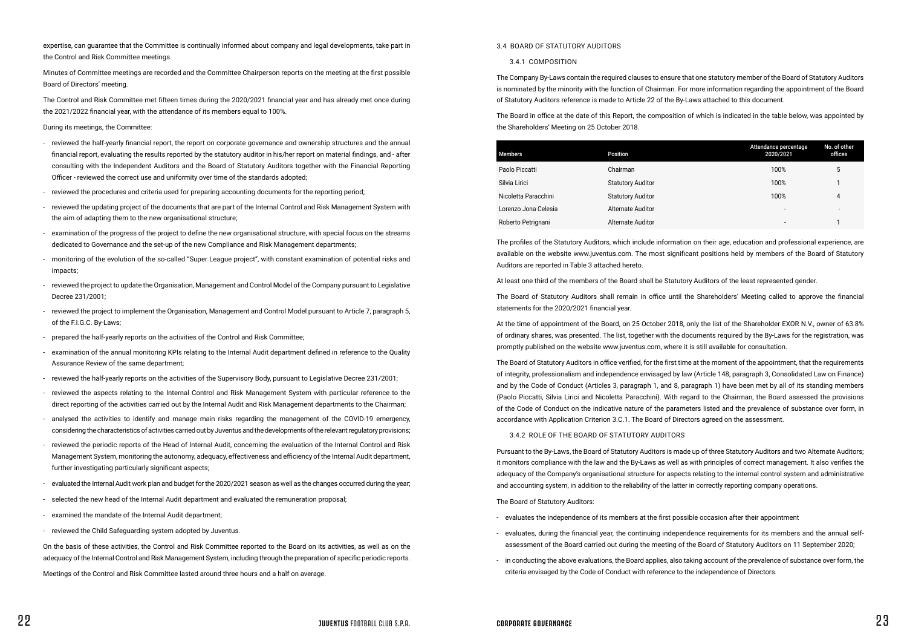expertise, can guarantee that the Committee is continually informed about company and legal developments, take part in the Control and Risk Committee meetings.

Minutes of Committee meetings are recorded and the Committee Chairperson reports on the meeting at the first possible Board of Directors' meeting.

The Control and Risk Committee met fifteen times during the 2020/2021 financial year and has already met once during the 2021/2022 financial year, with the attendance of its members equal to 100%.

During its meetings, the Committee:

- reviewed the half-yearly financial report, the report on corporate governance and ownership structures and the annual financial report, evaluating the results reported by the statutory auditor in his/her report on material findings, and - after consulting with the Independent Auditors and the Board of Statutory Auditors together with the Financial Reporting Officer - reviewed the correct use and uniformity over time of the standards adopted;
- reviewed the procedures and criteria used for preparing accounting documents for the reporting period;
- reviewed the updating project of the documents that are part of the Internal Control and Risk Management System with the aim of adapting them to the new organisational structure;
- examination of the progress of the project to define the new organisational structure, with special focus on the streams dedicated to Governance and the set-up of the new Compliance and Risk Management departments;
- monitoring of the evolution of the so-called "Super League project", with constant examination of potential risks and impacts;
- reviewed the project to update the Organisation, Management and Control Model of the Company pursuant to Legislative Decree 231/2001;
- reviewed the project to implement the Organisation, Management and Control Model pursuant to Article 7, paragraph 5, of the F.I.G.C. By-Laws;
- prepared the half-yearly reports on the activities of the Control and Risk Committee;
- examination of the annual monitoring KPIs relating to the Internal Audit department defined in reference to the Quality Assurance Review of the same department;
- reviewed the half-yearly reports on the activities of the Supervisory Body, pursuant to Legislative Decree 231/2001;
- reviewed the aspects relating to the Internal Control and Risk Management System with particular reference to the direct reporting of the activities carried out by the Internal Audit and Risk Management departments to the Chairman;
- analysed the activities to identify and manage main risks regarding the management of the COVID-19 emergency, considering the characteristics of activities carried out by Juventus and the developments of the relevant regulatory provisions;
- reviewed the periodic reports of the Head of Internal Audit, concerning the evaluation of the Internal Control and Risk Management System, monitoring the autonomy, adequacy, effectiveness and efficiency of the Internal Audit department, further investigating particularly significant aspects;
- evaluated the Internal Audit work plan and budget for the 2020/2021 season as well as the changes occurred during the year;
- selected the new head of the Internal Audit department and evaluated the remuneration proposal;
- examined the mandate of the Internal Audit department;
- reviewed the Child Safeguarding system adopted by Juventus.

On the basis of these activities, the Control and Risk Committee reported to the Board on its activities, as well as on the adequacy of the Internal Control and Risk Management System, including through the preparation of specific periodic reports.

Meetings of the Control and Risk Committee lasted around three hours and a half on average.

## 3.4 BOARD OF STATUTORY AUDITORS

### 3.4.1 COMPOSITION

The Company By-Laws contain the required clauses to ensure that one statutory member of the Board of Statutory Auditors is nominated by the minority with the function of Chairman. For more information regarding the appointment of the Board of Statutory Auditors reference is made to Article 22 of the By-Laws attached to this document.

The Board in office at the date of this Report, the composition of which is indicated in the table below, was appointed by the Shareholders' Meeting on 25 October 2018.

| Members | Position | Attendance percentage 2020/2021 | No. of other offices |
|---|---|---|---|
| Paolo Piccatti | Chairman | 100% | 5 |
| Silvia Lirici | Statutory Auditor | 100% | 1 |
| Nicoletta Paracchini | Statutory Auditor | 100% | 4 |
| Lorenzo Jona Celesia | Alternate Auditor | - | - |
| Roberto Petrignani | Alternate Auditor | - | 1 |

The profiles of the Statutory Auditors, which include information on their age, education and professional experience, are available on the website www.juventus.com. The most significant positions held by members of the Board of Statutory Auditors are reported in Table 3 attached hereto.

At least one third of the members of the Board shall be Statutory Auditors of the least represented gender.

The Board of Statutory Auditors shall remain in office until the Shareholders' Meeting called to approve the financial statements for the 2020/2021 financial year.

At the time of appointment of the Board, on 25 October 2018, only the list of the Shareholder EXOR N.V., owner of 63.8% of ordinary shares, was presented. The list, together with the documents required by the By-Laws for the registration, was promptly published on the website www.juventus.com, where it is still available for consultation.

The Board of Statutory Auditors in office verified, for the first time at the moment of the appointment, that the requirements of integrity, professionalism and independence envisaged by law (Article 148, paragraph 3, Consolidated Law on Finance) and by the Code of Conduct (Articles 3, paragraph 1, and 8, paragraph 1) have been met by all of its standing members (Paolo Piccatti, Silvia Lirici and Nicoletta Paracchini). With regard to the Chairman, the Board assessed the provisions of the Code of Conduct on the indicative nature of the parameters listed and the prevalence of substance over form, in accordance with Application Criterion 3.C.1. The Board of Directors agreed on the assessment.

### 3.4.2 ROLE OF THE BOARD OF STATUTORY AUDITORS

Pursuant to the By-Laws, the Board of Statutory Auditors is made up of three Statutory Auditors and two Alternate Auditors; it monitors compliance with the law and the By-Laws as well as with principles of correct management. It also verifies the adequacy of the Company's organisational structure for aspects relating to the internal control system and administrative and accounting system, in addition to the reliability of the latter in correctly reporting company operations.

The Board of Statutory Auditors:

- evaluates the independence of its members at the first possible occasion after their appointment
- evaluates, during the financial year, the continuing independence requirements for its members and the annual self-assessment of the Board carried out during the meeting of the Board of Statutory Auditors on 11 September 2020;
- in conducting the above evaluations, the Board applies, also taking account of the prevalence of substance over form, the criteria envisaged by the Code of Conduct with reference to the independence of Directors.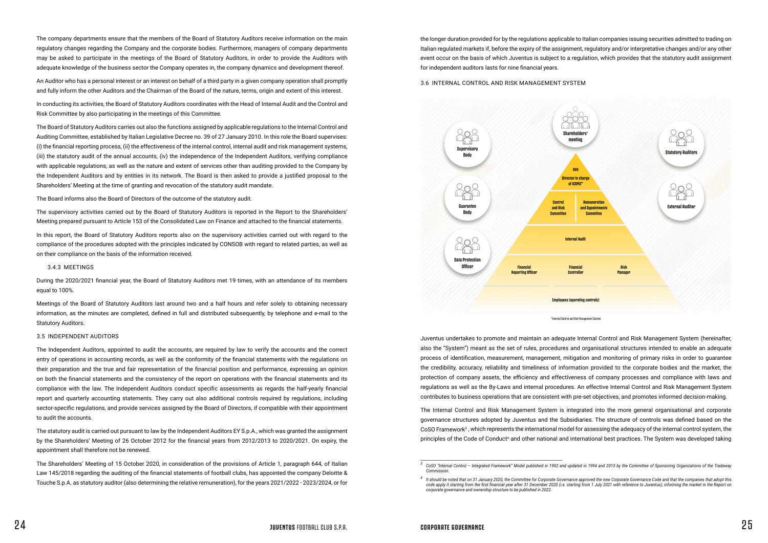The company departments ensure that the members of the Board of Statutory Auditors receive information on the main regulatory changes regarding the Company and the corporate bodies. Furthermore, managers of company departments may be asked to participate in the meetings of the Board of Statutory Auditors, in order to provide the Auditors with adequate knowledge of the business sector the Company operates in, the company dynamics and development thereof.

An Auditor who has a personal interest or an interest on behalf of a third party in a given company operation shall promptly and fully inform the other Auditors and the Chairman of the Board of the nature, terms, origin and extent of this interest.

In conducting its activities, the Board of Statutory Auditors coordinates with the Head of Internal Audit and the Control and Risk Committee by also participating in the meetings of this Committee.

The Board of Statutory Auditors carries out also the functions assigned by applicable regulations to the Internal Control and Auditing Committee, established by Italian Legislative Decree no. 39 of 27 January 2010. In this role the Board supervises: (i) the financial reporting process, (ii) the effectiveness of the internal control, internal audit and risk management systems, (iii) the statutory audit of the annual accounts, (iv) the independence of the Independent Auditors, verifying compliance with applicable regulations, as well as the nature and extent of services other than auditing provided to the Company by the Independent Auditors and by entities in its network. The Board is then asked to provide a justified proposal to the Shareholders' Meeting at the time of granting and revocation of the statutory audit mandate.

The Board informs also the Board of Directors of the outcome of the statutory audit.

The supervisory activities carried out by the Board of Statutory Auditors is reported in the Report to the Shareholders' Meeting prepared pursuant to Article 153 of the Consolidated Law on Finance and attached to the financial statements.

In this report, the Board of Statutory Auditors reports also on the supervisory activities carried out with regard to the compliance of the procedures adopted with the principles indicated by CONSOB with regard to related parties, as well as on their compliance on the basis of the information received.

### 3.4.3 MEETINGS

During the 2020/2021 financial year, the Board of Statutory Auditors met 19 times, with an attendance of its members equal to 100%.

Meetings of the Board of Statutory Auditors last around two and a half hours and refer solely to obtaining necessary information, as the minutes are completed, defined in full and distributed subsequently, by telephone and e-mail to the Statutory Auditors.

## 3.5 INDEPENDENT AUDITORS

The Independent Auditors, appointed to audit the accounts, are required by law to verify the accounts and the correct entry of operations in accounting records, as well as the conformity of the financial statements with the regulations on their preparation and the true and fair representation of the financial position and performance, expressing an opinion on both the financial statements and the consistency of the report on operations with the financial statements and its compliance with the law. The Independent Auditors conduct specific assessments as regards the half-yearly financial report and quarterly accounting statements. They carry out also additional controls required by regulations, including sector-specific regulations, and provide services assigned by the Board of Directors, if compatible with their appointment to audit the accounts.

The statutory audit is carried out pursuant to law by the Independent Auditors EY S.p.A., which was granted the assignment by the Shareholders' Meeting of 26 October 2012 for the financial years from 2012/2013 to 2020/2021. On expiry, the appointment shall therefore not be renewed.

The Shareholders' Meeting of 15 October 2020, in consideration of the provisions of Article 1, paragraph 644, of Italian Law 145/2018 regarding the auditing of the financial statements of football clubs, has appointed the company Deloitte & Touche S.p.A. as statutory auditor (also determining the relative remuneration), for the years 2021/2022 - 2023/2024, or for the longer duration provided for by the regulations applicable to Italian companies issuing securities admitted to trading on Italian regulated markets if, before the expiry of the assignment, regulatory and/or interpretative changes and/or any other event occur on the basis of which Juventus is subject to a regulation, which provides that the statutory audit assignment for independent auditors lasts for nine financial years.

## 3.6 INTERNAL CONTROL AND RISK MANAGEMENT SYSTEM

Shareholders' meeting

Supervisory Body | Guarantee Body | Data Protection Officer | Statutory Auditors | External Auditor

BOD
Director in charge of ICRMS*
Control and Risk Committee | Remuneration and Appointments Committee
Internal Audit
Financial Reporting Officer | Financial Controller | Risk Manager
Employees (operating controls)

*Internal Control and Risk Management System

Juventus undertakes to promote and maintain an adequate Internal Control and Risk Management System (hereinafter, also the "System") meant as the set of rules, procedures and organisational structures intended to enable an adequate process of identification, measurement, management, mitigation and monitoring of primary risks in order to guarantee the credibility, accuracy, reliability and timeliness of information provided to the corporate bodies and the market, the protection of company assets, the efficiency and effectiveness of company processes and compliance with laws and regulations as well as the By-Laws and internal procedures. An effective Internal Control and Risk Management System contributes to business operations that are consistent with pre-set objectives, and promotes informed decision-making.

The Internal Control and Risk Management System is integrated into the more general organisational and corporate governance structures adopted by Juventus and the Subsidiaries. The structure of controls was defined based on the CoSO Framework[3], which represents the international model for assessing the adequacy of the internal control system, the principles of the Code of Conduct[4] and other national and international best practices. The System was developed taking

---

[3] *CoSO "Internal Control – Integrated Framework" Model published in 1992 and updated in 1994 and 2013 by the Committee of Sponsoring Organizations of the Tradeway Commission.*

[4] *It should be noted that on 31 January 2020, the Committee for Corporate Governance approved the new Corporate Governance Code and that the companies that adopt this code apply it starting from the first financial year after 31 December 2020 (i.e. starting from 1 July 2021 with reference to Juventus), informing the market in the Report on corporate governance and ownership structure to be published in 2022.*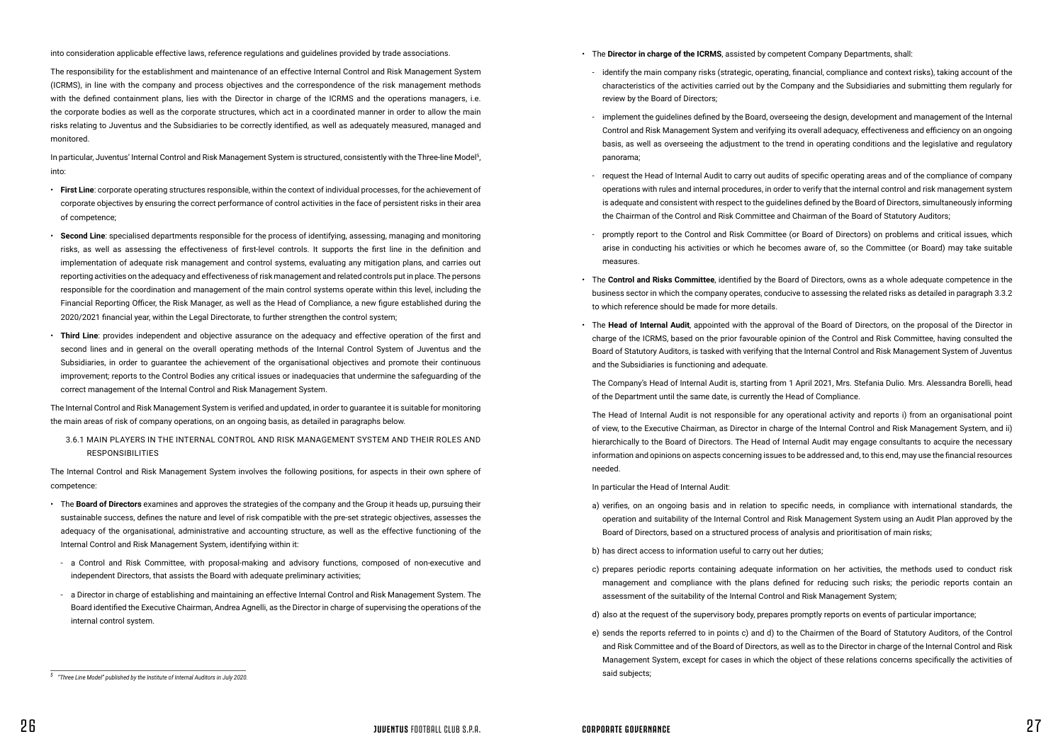into consideration applicable effective laws, reference regulations and guidelines provided by trade associations.

The responsibility for the establishment and maintenance of an effective Internal Control and Risk Management System (ICRMS), in line with the company and process objectives and the correspondence of the risk management methods with the defined containment plans, lies with the Director in charge of the ICRMS and the operations managers, i.e. the corporate bodies as well as the corporate structures, which act in a coordinated manner in order to allow the main risks relating to Juventus and the Subsidiaries to be correctly identified, as well as adequately measured, managed and monitored.

In particular, Juventus' Internal Control and Risk Management System is structured, consistently with the Three-line Model[5], into:

- **First Line**: corporate operating structures responsible, within the context of individual processes, for the achievement of corporate objectives by ensuring the correct performance of control activities in the face of persistent risks in their area of competence;
- **Second Line**: specialised departments responsible for the process of identifying, assessing, managing and monitoring risks, as well as assessing the effectiveness of first-level controls. It supports the first line in the definition and implementation of adequate risk management and control systems, evaluating any mitigation plans, and carries out reporting activities on the adequacy and effectiveness of risk management and related controls put in place. The persons responsible for the coordination and management of the main control systems operate within this level, including the Financial Reporting Officer, the Risk Manager, as well as the Head of Compliance, a new figure established during the 2020/2021 financial year, within the Legal Directorate, to further strengthen the control system;
- **Third Line**: provides independent and objective assurance on the adequacy and effective operation of the first and second lines and in general on the overall operating methods of the Internal Control System of Juventus and the Subsidiaries, in order to guarantee the achievement of the organisational objectives and promote their continuous improvement; reports to the Control Bodies any critical issues or inadequacies that undermine the safeguarding of the correct management of the Internal Control and Risk Management System.

The Internal Control and Risk Management System is verified and updated, in order to guarantee it is suitable for monitoring the main areas of risk of company operations, on an ongoing basis, as detailed in paragraphs below.

### 3.6.1 MAIN PLAYERS IN THE INTERNAL CONTROL AND RISK MANAGEMENT SYSTEM AND THEIR ROLES AND RESPONSIBILITIES

The Internal Control and Risk Management System involves the following positions, for aspects in their own sphere of competence:

- The **Board of Directors** examines and approves the strategies of the company and the Group it heads up, pursuing their sustainable success, defines the nature and level of risk compatible with the pre-set strategic objectives, assesses the adequacy of the organisational, administrative and accounting structure, as well as the effective functioning of the Internal Control and Risk Management System, identifying within it:
  - a Control and Risk Committee, with proposal-making and advisory functions, composed of non-executive and independent Directors, that assists the Board with adequate preliminary activities;
  - a Director in charge of establishing and maintaining an effective Internal Control and Risk Management System. The Board identified the Executive Chairman, Andrea Agnelli, as the Director in charge of supervising the operations of the internal control system.
- The **Director in charge of the ICRMS**, assisted by competent Company Departments, shall:
  - identify the main company risks (strategic, operating, financial, compliance and context risks), taking account of the characteristics of the activities carried out by the Company and the Subsidiaries and submitting them regularly for review by the Board of Directors;
  - implement the guidelines defined by the Board, overseeing the design, development and management of the Internal Control and Risk Management System and verifying its overall adequacy, effectiveness and efficiency on an ongoing basis, as well as overseeing the adjustment to the trend in operating conditions and the legislative and regulatory panorama;
  - request the Head of Internal Audit to carry out audits of specific operating areas and of the compliance of company operations with rules and internal procedures, in order to verify that the internal control and risk management system is adequate and consistent with respect to the guidelines defined by the Board of Directors, simultaneously informing the Chairman of the Control and Risk Committee and Chairman of the Board of Statutory Auditors;
  - promptly report to the Control and Risk Committee (or Board of Directors) on problems and critical issues, which arise in conducting his activities or which he becomes aware of, so the Committee (or Board) may take suitable measures.
- The **Control and Risks Committee**, identified by the Board of Directors, owns as a whole adequate competence in the business sector in which the company operates, conducive to assessing the related risks as detailed in paragraph 3.3.2 to which reference should be made for more details.
- The **Head of Internal Audit**, appointed with the approval of the Board of Directors, on the proposal of the Director in charge of the ICRMS, based on the prior favourable opinion of the Control and Risk Committee, having consulted the Board of Statutory Auditors, is tasked with verifying that the Internal Control and Risk Management System of Juventus and the Subsidiaries is functioning and adequate.

  The Company's Head of Internal Audit is, starting from 1 April 2021, Mrs. Stefania Dulio. Mrs. Alessandra Borelli, head of the Department until the same date, is currently the Head of Compliance.

  The Head of Internal Audit is not responsible for any operational activity and reports i) from an organisational point of view, to the Executive Chairman, as Director in charge of the Internal Control and Risk Management System, and ii) hierarchically to the Board of Directors. The Head of Internal Audit may engage consultants to acquire the necessary information and opinions on aspects concerning issues to be addressed and, to this end, may use the financial resources needed.

  In particular the Head of Internal Audit:

  a) verifies, on an ongoing basis and in relation to specific needs, in compliance with international standards, the operation and suitability of the Internal Control and Risk Management System using an Audit Plan approved by the Board of Directors, based on a structured process of analysis and prioritisation of main risks;

  b) has direct access to information useful to carry out her duties;

  c) prepares periodic reports containing adequate information on her activities, the methods used to conduct risk management and compliance with the plans defined for reducing such risks; the periodic reports contain an assessment of the suitability of the Internal Control and Risk Management System;

  d) also at the request of the supervisory body, prepares promptly reports on events of particular importance;

  e) sends the reports referred to in points c) and d) to the Chairmen of the Board of Statutory Auditors, of the Control and Risk Committee and of the Board of Directors, as well as to the Director in charge of the Internal Control and Risk Management System, except for cases in which the object of these relations concerns specifically the activities of said subjects;

[5] *"Three Line Model" published by the Institute of Internal Auditors in July 2020.*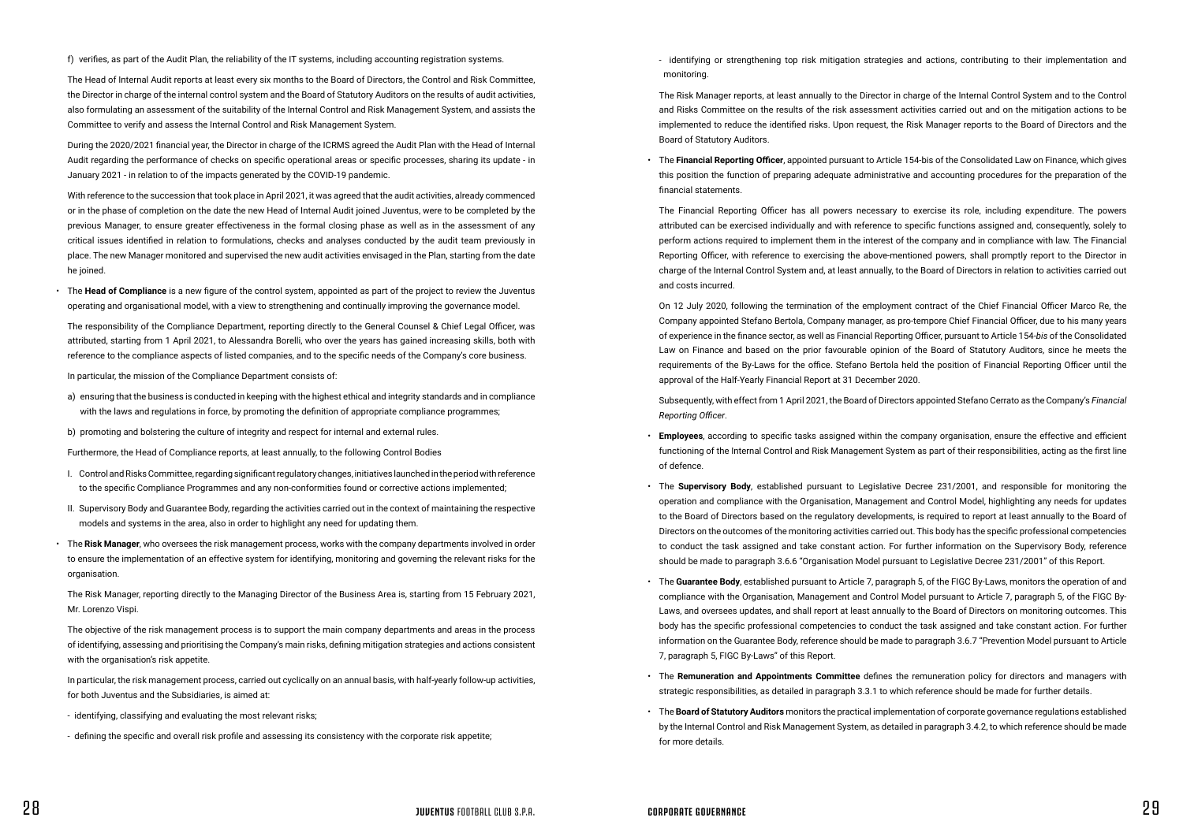f) verifies, as part of the Audit Plan, the reliability of the IT systems, including accounting registration systems.

The Head of Internal Audit reports at least every six months to the Board of Directors, the Control and Risk Committee, the Director in charge of the internal control system and the Board of Statutory Auditors on the results of audit activities, also formulating an assessment of the suitability of the Internal Control and Risk Management System, and assists the Committee to verify and assess the Internal Control and Risk Management System.

During the 2020/2021 financial year, the Director in charge of the ICRMS agreed the Audit Plan with the Head of Internal Audit regarding the performance of checks on specific operational areas or specific processes, sharing its update - in January 2021 - in relation to of the impacts generated by the COVID-19 pandemic.

With reference to the succession that took place in April 2021, it was agreed that the audit activities, already commenced or in the phase of completion on the date the new Head of Internal Audit joined Juventus, were to be completed by the previous Manager, to ensure greater effectiveness in the formal closing phase as well as in the assessment of any critical issues identified in relation to formulations, checks and analyses conducted by the audit team previously in place. The new Manager monitored and supervised the new audit activities envisaged in the Plan, starting from the date he joined.

- The **Head of Compliance** is a new figure of the control system, appointed as part of the project to review the Juventus operating and organisational model, with a view to strengthening and continually improving the governance model.

  The responsibility of the Compliance Department, reporting directly to the General Counsel & Chief Legal Officer, was attributed, starting from 1 April 2021, to Alessandra Borelli, who over the years has gained increasing skills, both with reference to the compliance aspects of listed companies, and to the specific needs of the Company's core business.

  In particular, the mission of the Compliance Department consists of:

  a) ensuring that the business is conducted in keeping with the highest ethical and integrity standards and in compliance with the laws and regulations in force, by promoting the definition of appropriate compliance programmes;

  b) promoting and bolstering the culture of integrity and respect for internal and external rules.

  Furthermore, the Head of Compliance reports, at least annually, to the following Control Bodies

  I. Control and Risks Committee, regarding significant regulatory changes, initiatives launched in the period with reference to the specific Compliance Programmes and any non-conformities found or corrective actions implemented;

  II. Supervisory Body and Guarantee Body, regarding the activities carried out in the context of maintaining the respective models and systems in the area, also in order to highlight any need for updating them.

- The **Risk Manager**, who oversees the risk management process, works with the company departments involved in order to ensure the implementation of an effective system for identifying, monitoring and governing the relevant risks for the organisation.

  The Risk Manager, reporting directly to the Managing Director of the Business Area is, starting from 15 February 2021, Mr. Lorenzo Vispi.

  The objective of the risk management process is to support the main company departments and areas in the process of identifying, assessing and prioritising the Company's main risks, defining mitigation strategies and actions consistent with the organisation's risk appetite.

  In particular, the risk management process, carried out cyclically on an annual basis, with half-yearly follow-up activities, for both Juventus and the Subsidiaries, is aimed at:

  - identifying, classifying and evaluating the most relevant risks;
  - defining the specific and overall risk profile and assessing its consistency with the corporate risk appetite;
  - identifying or strengthening top risk mitigation strategies and actions, contributing to their implementation and monitoring.

  The Risk Manager reports, at least annually to the Director in charge of the Internal Control System and to the Control and Risks Committee on the results of the risk assessment activities carried out and on the mitigation actions to be implemented to reduce the identified risks. Upon request, the Risk Manager reports to the Board of Directors and the Board of Statutory Auditors.

- The **Financial Reporting Officer**, appointed pursuant to Article 154-bis of the Consolidated Law on Finance, which gives this position the function of preparing adequate administrative and accounting procedures for the preparation of the financial statements.

  The Financial Reporting Officer has all powers necessary to exercise its role, including expenditure. The powers attributed can be exercised individually and with reference to specific functions assigned and, consequently, solely to perform actions required to implement them in the interest of the company and in compliance with law. The Financial Reporting Officer, with reference to exercising the above-mentioned powers, shall promptly report to the Director in charge of the Internal Control System and, at least annually, to the Board of Directors in relation to activities carried out and costs incurred.

  On 12 July 2020, following the termination of the employment contract of the Chief Financial Officer Marco Re, the Company appointed Stefano Bertola, Company manager, as pro-tempore Chief Financial Officer, due to his many years of experience in the finance sector, as well as Financial Reporting Officer, pursuant to Article 154-*bis* of the Consolidated Law on Finance and based on the prior favourable opinion of the Board of Statutory Auditors, since he meets the requirements of the By-Laws for the office. Stefano Bertola held the position of Financial Reporting Officer until the approval of the Half-Yearly Financial Report at 31 December 2020.

  Subsequently, with effect from 1 April 2021, the Board of Directors appointed Stefano Cerrato as the Company's *Financial Reporting Officer*.

- **Employees**, according to specific tasks assigned within the company organisation, ensure the effective and efficient functioning of the Internal Control and Risk Management System as part of their responsibilities, acting as the first line of defence.

- The **Supervisory Body**, established pursuant to Legislative Decree 231/2001, and responsible for monitoring the operation and compliance with the Organisation, Management and Control Model, highlighting any needs for updates to the Board of Directors based on the regulatory developments, is required to report at least annually to the Board of Directors on the outcomes of the monitoring activities carried out. This body has the specific professional competencies to conduct the task assigned and take constant action. For further information on the Supervisory Body, reference should be made to paragraph 3.6.6 "Organisation Model pursuant to Legislative Decree 231/2001" of this Report.

- The **Guarantee Body**, established pursuant to Article 7, paragraph 5, of the FIGC By-Laws, monitors the operation of and compliance with the Organisation, Management and Control Model pursuant to Article 7, paragraph 5, of the FIGC By-Laws, and oversees updates, and shall report at least annually to the Board of Directors on monitoring outcomes. This body has the specific professional competencies to conduct the task assigned and take constant action. For further information on the Guarantee Body, reference should be made to paragraph 3.6.7 "Prevention Model pursuant to Article 7, paragraph 5, FIGC By-Laws" of this Report.

- The **Remuneration and Appointments Committee** defines the remuneration policy for directors and managers with strategic responsibilities, as detailed in paragraph 3.3.1 to which reference should be made for further details.

- The **Board of Statutory Auditors** monitors the practical implementation of corporate governance regulations established by the Internal Control and Risk Management System, as detailed in paragraph 3.4.2, to which reference should be made for more details.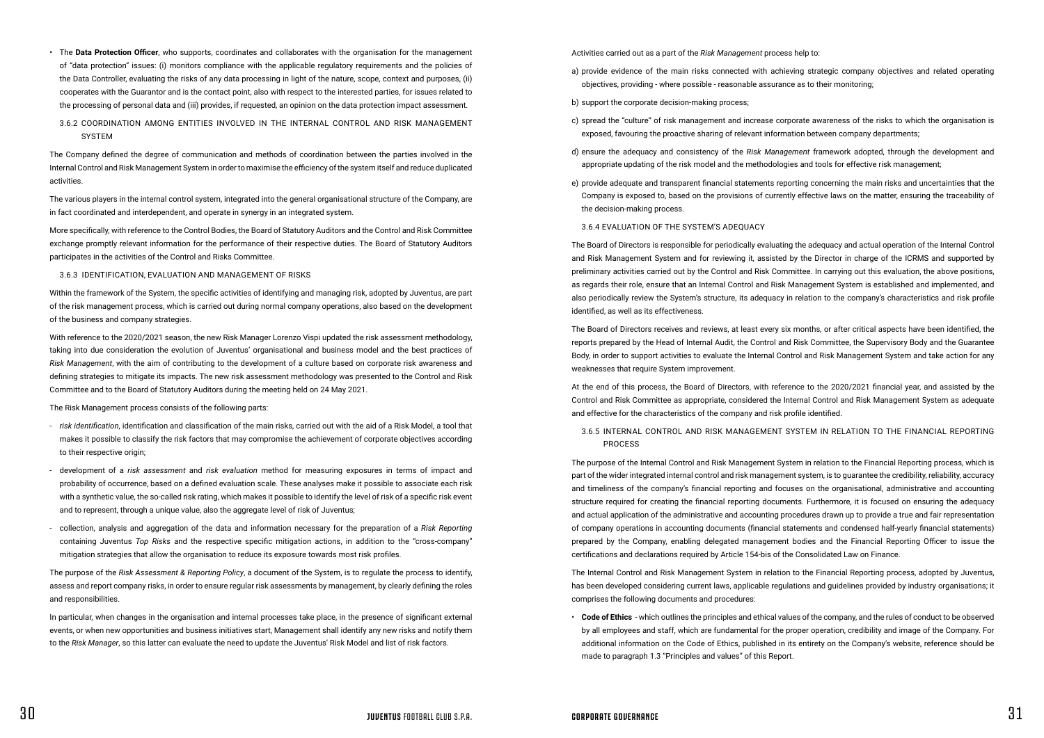- The **Data Protection Officer**, who supports, coordinates and collaborates with the organisation for the management of "data protection" issues: (i) monitors compliance with the applicable regulatory requirements and the policies of the Data Controller, evaluating the risks of any data processing in light of the nature, scope, context and purposes, (ii) cooperates with the Guarantor and is the contact point, also with respect to the interested parties, for issues related to the processing of personal data and (iii) provides, if requested, an opinion on the data protection impact assessment.

### 3.6.2 COORDINATION AMONG ENTITIES INVOLVED IN THE INTERNAL CONTROL AND RISK MANAGEMENT SYSTEM

The Company defined the degree of communication and methods of coordination between the parties involved in the Internal Control and Risk Management System in order to maximise the efficiency of the system itself and reduce duplicated activities.

The various players in the internal control system, integrated into the general organisational structure of the Company, are in fact coordinated and interdependent, and operate in synergy in an integrated system.

More specifically, with reference to the Control Bodies, the Board of Statutory Auditors and the Control and Risk Committee exchange promptly relevant information for the performance of their respective duties. The Board of Statutory Auditors participates in the activities of the Control and Risks Committee.

### 3.6.3 IDENTIFICATION, EVALUATION AND MANAGEMENT OF RISKS

Within the framework of the System, the specific activities of identifying and managing risk, adopted by Juventus, are part of the risk management process, which is carried out during normal company operations, also based on the development of the business and company strategies.

With reference to the 2020/2021 season, the new Risk Manager Lorenzo Vispi updated the risk assessment methodology, taking into due consideration the evolution of Juventus' organisational and business model and the best practices of *Risk Management*, with the aim of contributing to the development of a culture based on corporate risk awareness and defining strategies to mitigate its impacts. The new risk assessment methodology was presented to the Control and Risk Committee and to the Board of Statutory Auditors during the meeting held on 24 May 2021.

The Risk Management process consists of the following parts:

- *risk identification*, identification and classification of the main risks, carried out with the aid of a Risk Model, a tool that makes it possible to classify the risk factors that may compromise the achievement of corporate objectives according to their respective origin;
- development of a *risk assessment* and *risk evaluation* method for measuring exposures in terms of impact and probability of occurrence, based on a defined evaluation scale. These analyses make it possible to associate each risk with a synthetic value, the so-called risk rating, which makes it possible to identify the level of risk of a specific risk event and to represent, through a unique value, also the aggregate level of risk of Juventus;
- collection, analysis and aggregation of the data and information necessary for the preparation of a *Risk Reporting* containing Juventus *Top Risks* and the respective specific mitigation actions, in addition to the "cross-company" mitigation strategies that allow the organisation to reduce its exposure towards most risk profiles.

The purpose of the *Risk Assessment & Reporting Policy*, a document of the System, is to regulate the process to identify, assess and report company risks, in order to ensure regular risk assessments by management, by clearly defining the roles and responsibilities.

In particular, when changes in the organisation and internal processes take place, in the presence of significant external events, or when new opportunities and business initiatives start, Management shall identify any new risks and notify them to the *Risk Manager*, so this latter can evaluate the need to update the Juventus' Risk Model and list of risk factors.

Activities carried out as a part of the *Risk Management* process help to:

a) provide evidence of the main risks connected with achieving strategic company objectives and related operating objectives, providing - where possible - reasonable assurance as to their monitoring;

b) support the corporate decision-making process;

c) spread the "culture" of risk management and increase corporate awareness of the risks to which the organisation is exposed, favouring the proactive sharing of relevant information between company departments;

d) ensure the adequacy and consistency of the *Risk Management* framework adopted, through the development and appropriate updating of the risk model and the methodologies and tools for effective risk management;

e) provide adequate and transparent financial statements reporting concerning the main risks and uncertainties that the Company is exposed to, based on the provisions of currently effective laws on the matter, ensuring the traceability of the decision-making process.

### 3.6.4 EVALUATION OF THE SYSTEM'S ADEQUACY

The Board of Directors is responsible for periodically evaluating the adequacy and actual operation of the Internal Control and Risk Management System and for reviewing it, assisted by the Director in charge of the ICRMS and supported by preliminary activities carried out by the Control and Risk Committee. In carrying out this evaluation, the above positions, as regards their role, ensure that an Internal Control and Risk Management System is established and implemented, and also periodically review the System's structure, its adequacy in relation to the company's characteristics and risk profile identified, as well as its effectiveness.

The Board of Directors receives and reviews, at least every six months, or after critical aspects have been identified, the reports prepared by the Head of Internal Audit, the Control and Risk Committee, the Supervisory Body and the Guarantee Body, in order to support activities to evaluate the Internal Control and Risk Management System and take action for any weaknesses that require System improvement.

At the end of this process, the Board of Directors, with reference to the 2020/2021 financial year, and assisted by the Control and Risk Committee as appropriate, considered the Internal Control and Risk Management System as adequate and effective for the characteristics of the company and risk profile identified.

### 3.6.5 INTERNAL CONTROL AND RISK MANAGEMENT SYSTEM IN RELATION TO THE FINANCIAL REPORTING PROCESS

The purpose of the Internal Control and Risk Management System in relation to the Financial Reporting process, which is part of the wider integrated internal control and risk management system, is to guarantee the credibility, reliability, accuracy and timeliness of the company's financial reporting and focuses on the organisational, administrative and accounting structure required for creating the financial reporting documents. Furthermore, it is focused on ensuring the adequacy and actual application of the administrative and accounting procedures drawn up to provide a true and fair representation of company operations in accounting documents (financial statements and condensed half-yearly financial statements) prepared by the Company, enabling delegated management bodies and the Financial Reporting Officer to issue the certifications and declarations required by Article 154-bis of the Consolidated Law on Finance.

The Internal Control and Risk Management System in relation to the Financial Reporting process, adopted by Juventus, has been developed considering current laws, applicable regulations and guidelines provided by industry organisations; it comprises the following documents and procedures:

- **Code of Ethics** - which outlines the principles and ethical values of the company, and the rules of conduct to be observed by all employees and staff, which are fundamental for the proper operation, credibility and image of the Company. For additional information on the Code of Ethics, published in its entirety on the Company's website, reference should be made to paragraph 1.3 "Principles and values" of this Report.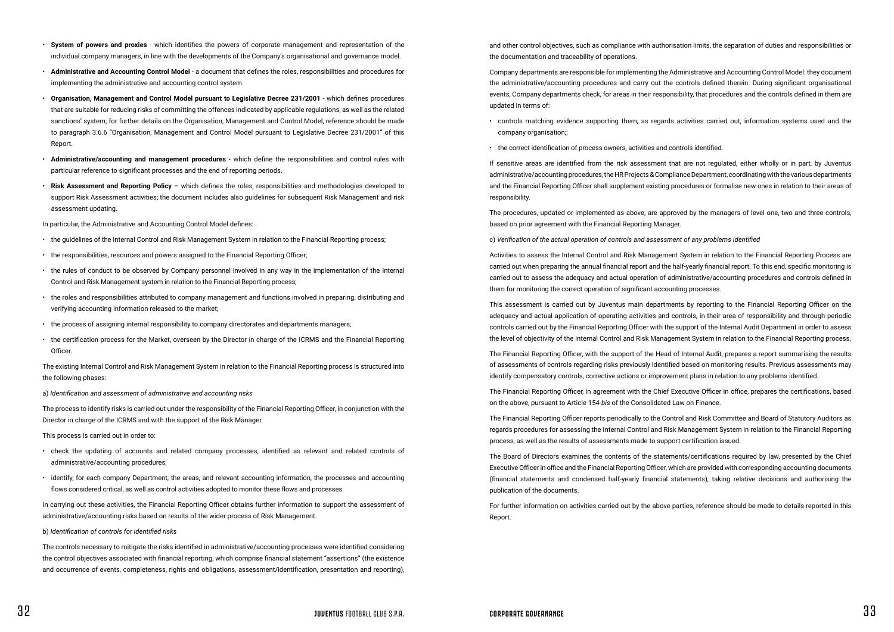- **System of powers and proxies** - which identifies the powers of corporate management and representation of the individual company managers, in line with the developments of the Company's organisational and governance model.
- **Administrative and Accounting Control Model** - a document that defines the roles, responsibilities and procedures for implementing the administrative and accounting control system.
- **Organisation, Management and Control Model pursuant to Legislative Decree 231/2001** - which defines procedures that are suitable for reducing risks of committing the offences indicated by applicable regulations, as well as the related sanctions' system; for further details on the Organisation, Management and Control Model, reference should be made to paragraph 3.6.6 "Organisation, Management and Control Model pursuant to Legislative Decree 231/2001" of this Report.
- **Administrative/accounting and management procedures** - which define the responsibilities and control rules with particular reference to significant processes and the end of reporting periods.
- **Risk Assessment and Reporting Policy** – which defines the roles, responsibilities and methodologies developed to support Risk Assessment activities; the document includes also guidelines for subsequent Risk Management and risk assessment updating.

In particular, the Administrative and Accounting Control Model defines:

- the guidelines of the Internal Control and Risk Management System in relation to the Financial Reporting process;
- the responsibilities, resources and powers assigned to the Financial Reporting Officer;
- the rules of conduct to be observed by Company personnel involved in any way in the implementation of the Internal Control and Risk Management system in relation to the Financial Reporting process;
- the roles and responsibilities attributed to company management and functions involved in preparing, distributing and verifying accounting information released to the market;
- the process of assigning internal responsibility to company directorates and departments managers;
- the certification process for the Market, overseen by the Director in charge of the ICRMS and the Financial Reporting Officer.

The existing Internal Control and Risk Management System in relation to the Financial Reporting process is structured into the following phases:

a) *Identification and assessment of administrative and accounting risks*

The process to identify risks is carried out under the responsibility of the Financial Reporting Officer, in conjunction with the Director in charge of the ICRMS and with the support of the Risk Manager.

This process is carried out in order to:

- check the updating of accounts and related company processes, identified as relevant and related controls of administrative/accounting procedures;
- identify, for each company Department, the areas, and relevant accounting information, the processes and accounting flows considered critical, as well as control activities adopted to monitor these flows and processes.

In carrying out these activities, the Financial Reporting Officer obtains further information to support the assessment of administrative/accounting risks based on results of the wider process of Risk Management.

b) *Identification of controls for identified risks*

The controls necessary to mitigate the risks identified in administrative/accounting processes were identified considering the control objectives associated with financial reporting, which comprise financial statement "assertions" (the existence and occurrence of events, completeness, rights and obligations, assessment/identification, presentation and reporting), and other control objectives, such as compliance with authorisation limits, the separation of duties and responsibilities or the documentation and traceability of operations.

Company departments are responsible for implementing the Administrative and Accounting Control Model: they document the administrative/accounting procedures and carry out the controls defined therein. During significant organisational events, Company departments check, for areas in their responsibility, that procedures and the controls defined in them are updated in terms of:

- controls matching evidence supporting them, as regards activities carried out, information systems used and the company organisation;;
- the correct identification of process owners, activities and controls identified.

If sensitive areas are identified from the risk assessment that are not regulated, either wholly or in part, by Juventus administrative/accounting procedures, the HR Projects & Compliance Department, coordinating with the various departments and the Financial Reporting Officer shall supplement existing procedures or formalise new ones in relation to their areas of responsibility.

The procedures, updated or implemented as above, are approved by the managers of level one, two and three controls, based on prior agreement with the Financial Reporting Manager.

c) *Verification of the actual operation of controls and assessment of any problems identified*

Activities to assess the Internal Control and Risk Management System in relation to the Financial Reporting Process are carried out when preparing the annual financial report and the half-yearly financial report. To this end, specific monitoring is carried out to assess the adequacy and actual operation of administrative/accounting procedures and controls defined in them for monitoring the correct operation of significant accounting processes.

This assessment is carried out by Juventus main departments by reporting to the Financial Reporting Officer on the adequacy and actual application of operating activities and controls, in their area of responsibility and through periodic controls carried out by the Financial Reporting Officer with the support of the Internal Audit Department in order to assess the level of objectivity of the Internal Control and Risk Management System in relation to the Financial Reporting process.

The Financial Reporting Officer, with the support of the Head of Internal Audit, prepares a report summarising the results of assessments of controls regarding risks previously identified based on monitoring results. Previous assessments may identify compensatory controls, corrective actions or improvement plans in relation to any problems identified.

The Financial Reporting Officer, in agreement with the Chief Executive Officer in office, prepares the certifications, based on the above, pursuant to Article 154-*bis* of the Consolidated Law on Finance.

The Financial Reporting Officer reports periodically to the Control and Risk Committee and Board of Statutory Auditors as regards procedures for assessing the Internal Control and Risk Management System in relation to the Financial Reporting process, as well as the results of assessments made to support certification issued.

The Board of Directors examines the contents of the statements/certifications required by law, presented by the Chief Executive Officer in office and the Financial Reporting Officer, which are provided with corresponding accounting documents (financial statements and condensed half-yearly financial statements), taking relative decisions and authorising the publication of the documents.

For further information on activities carried out by the above parties, reference should be made to details reported in this Report.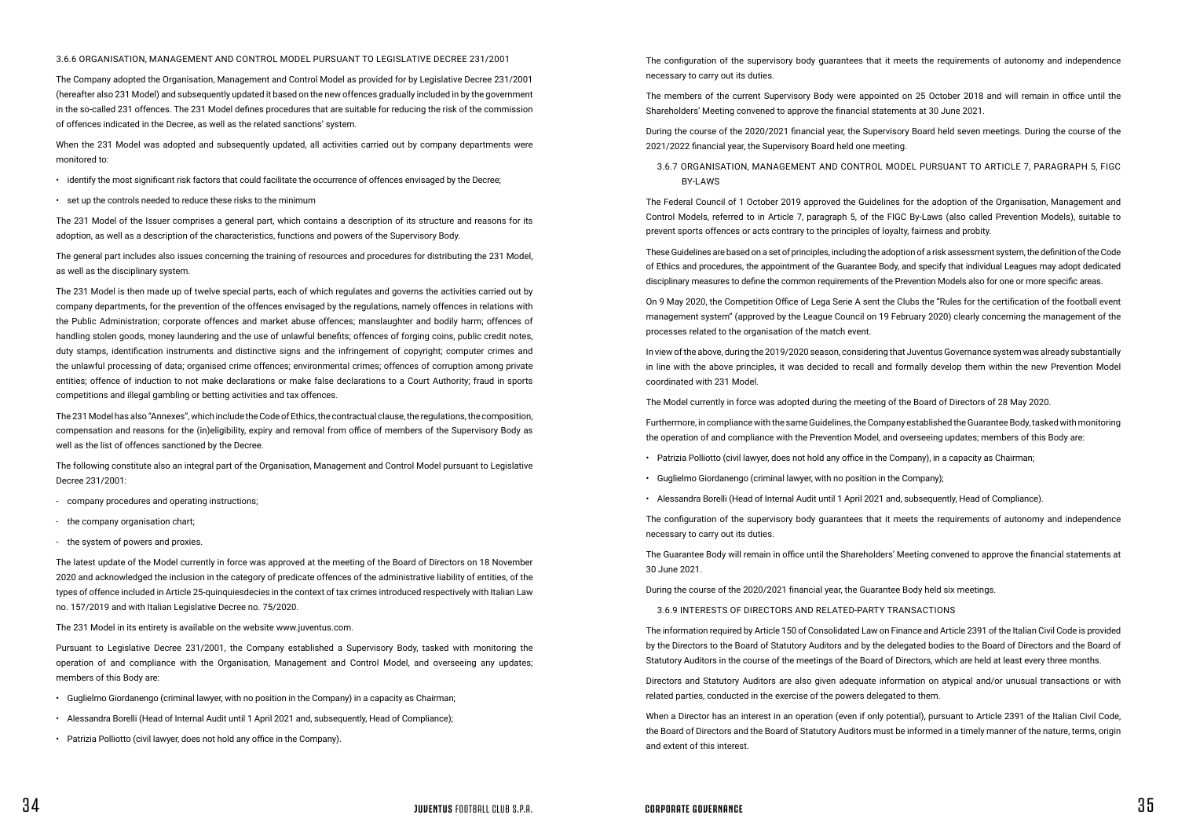### 3.6.6 ORGANISATION, MANAGEMENT AND CONTROL MODEL PURSUANT TO LEGISLATIVE DECREE 231/2001

The Company adopted the Organisation, Management and Control Model as provided for by Legislative Decree 231/2001 (hereafter also 231 Model) and subsequently updated it based on the new offences gradually included in by the government in the so-called 231 offences. The 231 Model defines procedures that are suitable for reducing the risk of the commission of offences indicated in the Decree, as well as the related sanctions' system.

When the 231 Model was adopted and subsequently updated, all activities carried out by company departments were monitored to:

- identify the most significant risk factors that could facilitate the occurrence of offences envisaged by the Decree;
- set up the controls needed to reduce these risks to the minimum

The 231 Model of the Issuer comprises a general part, which contains a description of its structure and reasons for its adoption, as well as a description of the characteristics, functions and powers of the Supervisory Body.

The general part includes also issues concerning the training of resources and procedures for distributing the 231 Model, as well as the disciplinary system.

The 231 Model is then made up of twelve special parts, each of which regulates and governs the activities carried out by company departments, for the prevention of the offences envisaged by the regulations, namely offences in relations with the Public Administration; corporate offences and market abuse offences; manslaughter and bodily harm; offences of handling stolen goods, money laundering and the use of unlawful benefits; offences of forging coins, public credit notes, duty stamps, identification instruments and distinctive signs and the infringement of copyright; computer crimes and the unlawful processing of data; organised crime offences; environmental crimes; offences of corruption among private entities; offence of induction to not make declarations or make false declarations to a Court Authority; fraud in sports competitions and illegal gambling or betting activities and tax offences.

The 231 Model has also "Annexes", which include the Code of Ethics, the contractual clause, the regulations, the composition, compensation and reasons for the (in)eligibility, expiry and removal from office of members of the Supervisory Body as well as the list of offences sanctioned by the Decree.

The following constitute also an integral part of the Organisation, Management and Control Model pursuant to Legislative Decree 231/2001:

- company procedures and operating instructions;
- the company organisation chart;
- the system of powers and proxies.

The latest update of the Model currently in force was approved at the meeting of the Board of Directors on 18 November 2020 and acknowledged the inclusion in the category of predicate offences of the administrative liability of entities, of the types of offence included in Article 25-quinquiesdecies in the context of tax crimes introduced respectively with Italian Law no. 157/2019 and with Italian Legislative Decree no. 75/2020.

The 231 Model in its entirety is available on the website www.juventus.com.

Pursuant to Legislative Decree 231/2001, the Company established a Supervisory Body, tasked with monitoring the operation of and compliance with the Organisation, Management and Control Model, and overseeing any updates; members of this Body are:

- Guglielmo Giordanengo (criminal lawyer, with no position in the Company) in a capacity as Chairman;
- Alessandra Borelli (Head of Internal Audit until 1 April 2021 and, subsequently, Head of Compliance);
- Patrizia Polliotto (civil lawyer, does not hold any office in the Company).

The configuration of the supervisory body guarantees that it meets the requirements of autonomy and independence necessary to carry out its duties.

The members of the current Supervisory Body were appointed on 25 October 2018 and will remain in office until the Shareholders' Meeting convened to approve the financial statements at 30 June 2021.

During the course of the 2020/2021 financial year, the Supervisory Board held seven meetings. During the course of the 2021/2022 financial year, the Supervisory Board held one meeting.

### 3.6.7 ORGANISATION, MANAGEMENT AND CONTROL MODEL PURSUANT TO ARTICLE 7, PARAGRAPH 5, FIGC BY-LAWS

The Federal Council of 1 October 2019 approved the Guidelines for the adoption of the Organisation, Management and Control Models, referred to in Article 7, paragraph 5, of the FIGC By-Laws (also called Prevention Models), suitable to prevent sports offences or acts contrary to the principles of loyalty, fairness and probity.

These Guidelines are based on a set of principles, including the adoption of a risk assessment system, the definition of the Code of Ethics and procedures, the appointment of the Guarantee Body, and specify that individual Leagues may adopt dedicated disciplinary measures to define the common requirements of the Prevention Models also for one or more specific areas.

On 9 May 2020, the Competition Office of Lega Serie A sent the Clubs the "Rules for the certification of the football event management system" (approved by the League Council on 19 February 2020) clearly concerning the management of the processes related to the organisation of the match event.

In view of the above, during the 2019/2020 season, considering that Juventus Governance system was already substantially in line with the above principles, it was decided to recall and formally develop them within the new Prevention Model coordinated with 231 Model.

The Model currently in force was adopted during the meeting of the Board of Directors of 28 May 2020.

Furthermore, in compliance with the same Guidelines, the Company established the Guarantee Body, tasked with monitoring the operation of and compliance with the Prevention Model, and overseeing updates; members of this Body are:

- Patrizia Polliotto (civil lawyer, does not hold any office in the Company), in a capacity as Chairman;
- Guglielmo Giordanengo (criminal lawyer, with no position in the Company);
- Alessandra Borelli (Head of Internal Audit until 1 April 2021 and, subsequently, Head of Compliance).

The configuration of the supervisory body guarantees that it meets the requirements of autonomy and independence necessary to carry out its duties.

The Guarantee Body will remain in office until the Shareholders' Meeting convened to approve the financial statements at 30 June 2021.

During the course of the 2020/2021 financial year, the Guarantee Body held six meetings.

### 3.6.9 INTERESTS OF DIRECTORS AND RELATED-PARTY TRANSACTIONS

The information required by Article 150 of Consolidated Law on Finance and Article 2391 of the Italian Civil Code is provided by the Directors to the Board of Statutory Auditors and by the delegated bodies to the Board of Directors and the Board of Statutory Auditors in the course of the meetings of the Board of Directors, which are held at least every three months.

Directors and Statutory Auditors are also given adequate information on atypical and/or unusual transactions or with related parties, conducted in the exercise of the powers delegated to them.

When a Director has an interest in an operation (even if only potential), pursuant to Article 2391 of the Italian Civil Code, the Board of Directors and the Board of Statutory Auditors must be informed in a timely manner of the nature, terms, origin and extent of this interest.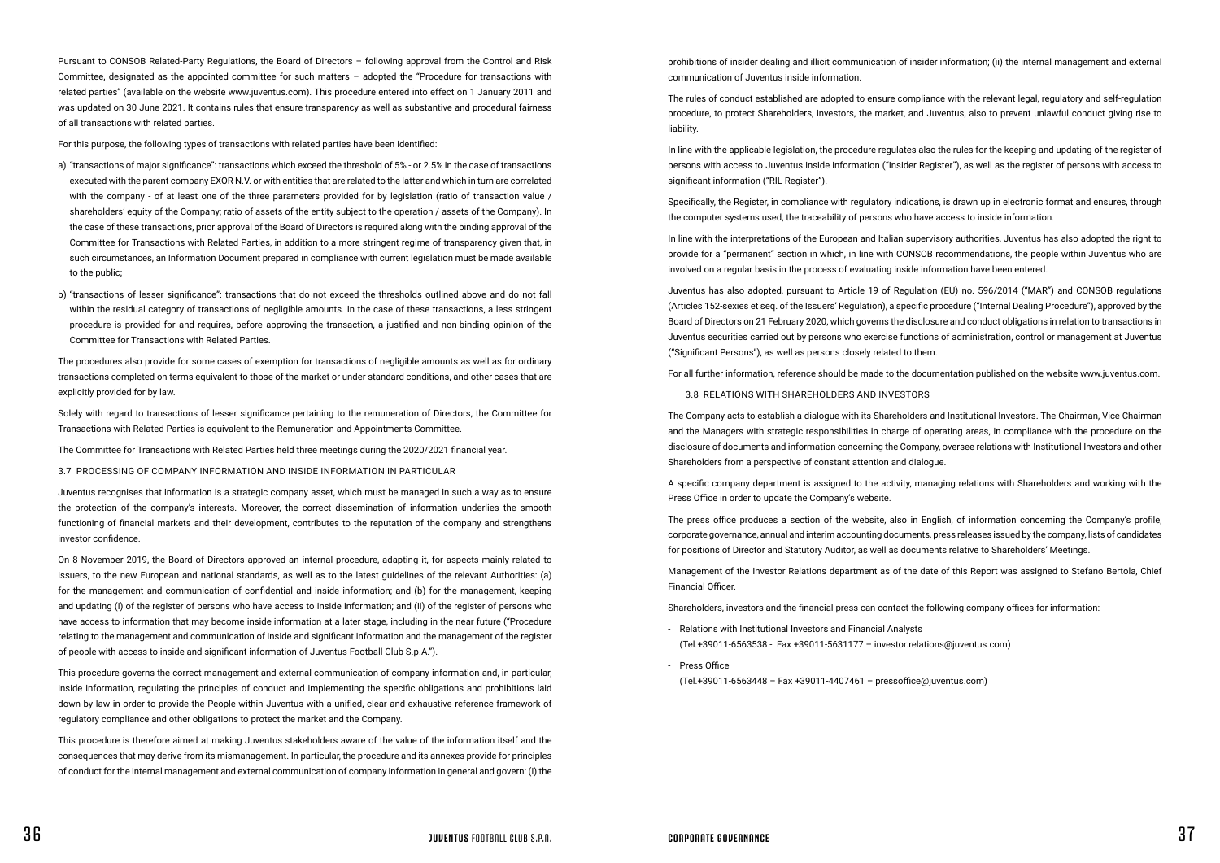Pursuant to CONSOB Related-Party Regulations, the Board of Directors – following approval from the Control and Risk Committee, designated as the appointed committee for such matters – adopted the "Procedure for transactions with related parties" (available on the website www.juventus.com). This procedure entered into effect on 1 January 2011 and was updated on 30 June 2021. It contains rules that ensure transparency as well as substantive and procedural fairness of all transactions with related parties.

For this purpose, the following types of transactions with related parties have been identified:

a) "transactions of major significance": transactions which exceed the threshold of 5% - or 2.5% in the case of transactions executed with the parent company EXOR N.V. or with entities that are related to the latter and which in turn are correlated with the company - of at least one of the three parameters provided for by legislation (ratio of transaction value / shareholders' equity of the Company; ratio of assets of the entity subject to the operation / assets of the Company). In the case of these transactions, prior approval of the Board of Directors is required along with the binding approval of the Committee for Transactions with Related Parties, in addition to a more stringent regime of transparency given that, in such circumstances, an Information Document prepared in compliance with current legislation must be made available to the public;

b) "transactions of lesser significance": transactions that do not exceed the thresholds outlined above and do not fall within the residual category of transactions of negligible amounts. In the case of these transactions, a less stringent procedure is provided for and requires, before approving the transaction, a justified and non-binding opinion of the Committee for Transactions with Related Parties.

The procedures also provide for some cases of exemption for transactions of negligible amounts as well as for ordinary transactions completed on terms equivalent to those of the market or under standard conditions, and other cases that are explicitly provided for by law.

Solely with regard to transactions of lesser significance pertaining to the remuneration of Directors, the Committee for Transactions with Related Parties is equivalent to the Remuneration and Appointments Committee.

The Committee for Transactions with Related Parties held three meetings during the 2020/2021 financial year.

### 3.7 PROCESSING OF COMPANY INFORMATION AND INSIDE INFORMATION IN PARTICULAR

Juventus recognises that information is a strategic company asset, which must be managed in such a way as to ensure the protection of the company's interests. Moreover, the correct dissemination of information underlies the smooth functioning of financial markets and their development, contributes to the reputation of the company and strengthens investor confidence.

On 8 November 2019, the Board of Directors approved an internal procedure, adapting it, for aspects mainly related to issuers, to the new European and national standards, as well as to the latest guidelines of the relevant Authorities: (a) for the management and communication of confidential and inside information; and (b) for the management, keeping and updating (i) of the register of persons who have access to inside information; and (ii) of the register of persons who have access to information that may become inside information at a later stage, including in the near future ("Procedure relating to the management and communication of inside and significant information and the management of the register of people with access to inside and significant information of Juventus Football Club S.p.A.").

This procedure governs the correct management and external communication of company information and, in particular, inside information, regulating the principles of conduct and implementing the specific obligations and prohibitions laid down by law in order to provide the People within Juventus with a unified, clear and exhaustive reference framework of regulatory compliance and other obligations to protect the market and the Company.

This procedure is therefore aimed at making Juventus stakeholders aware of the value of the information itself and the consequences that may derive from its mismanagement. In particular, the procedure and its annexes provide for principles of conduct for the internal management and external communication of company information in general and govern: (i) the prohibitions of insider dealing and illicit communication of insider information; (ii) the internal management and external communication of Juventus inside information.

The rules of conduct established are adopted to ensure compliance with the relevant legal, regulatory and self-regulation procedure, to protect Shareholders, investors, the market, and Juventus, also to prevent unlawful conduct giving rise to liability.

In line with the applicable legislation, the procedure regulates also the rules for the keeping and updating of the register of persons with access to Juventus inside information ("Insider Register"), as well as the register of persons with access to significant information ("RIL Register").

Specifically, the Register, in compliance with regulatory indications, is drawn up in electronic format and ensures, through the computer systems used, the traceability of persons who have access to inside information.

In line with the interpretations of the European and Italian supervisory authorities, Juventus has also adopted the right to provide for a "permanent" section in which, in line with CONSOB recommendations, the people within Juventus who are involved on a regular basis in the process of evaluating inside information have been entered.

Juventus has also adopted, pursuant to Article 19 of Regulation (EU) no. 596/2014 ("MAR") and CONSOB regulations (Articles 152-sexies et seq. of the Issuers' Regulation), a specific procedure ("Internal Dealing Procedure"), approved by the Board of Directors on 21 February 2020, which governs the disclosure and conduct obligations in relation to transactions in Juventus securities carried out by persons who exercise functions of administration, control or management at Juventus ("Significant Persons"), as well as persons closely related to them.

For all further information, reference should be made to the documentation published on the website www.juventus.com.

### 3.8 RELATIONS WITH SHAREHOLDERS AND INVESTORS

The Company acts to establish a dialogue with its Shareholders and Institutional Investors. The Chairman, Vice Chairman and the Managers with strategic responsibilities in charge of operating areas, in compliance with the procedure on the disclosure of documents and information concerning the Company, oversee relations with Institutional Investors and other Shareholders from a perspective of constant attention and dialogue.

A specific company department is assigned to the activity, managing relations with Shareholders and working with the Press Office in order to update the Company's website.

The press office produces a section of the website, also in English, of information concerning the Company's profile, corporate governance, annual and interim accounting documents, press releases issued by the company, lists of candidates for positions of Director and Statutory Auditor, as well as documents relative to Shareholders' Meetings.

Management of the Investor Relations department as of the date of this Report was assigned to Stefano Bertola, Chief Financial Officer.

Shareholders, investors and the financial press can contact the following company offices for information:

- Relations with Institutional Investors and Financial Analysts
  (Tel.+39011-6563538 - Fax +39011-5631177 – investor.relations@juventus.com)
- Press Office
  (Tel.+39011-6563448 – Fax +39011-4407461 – pressoffice@juventus.com)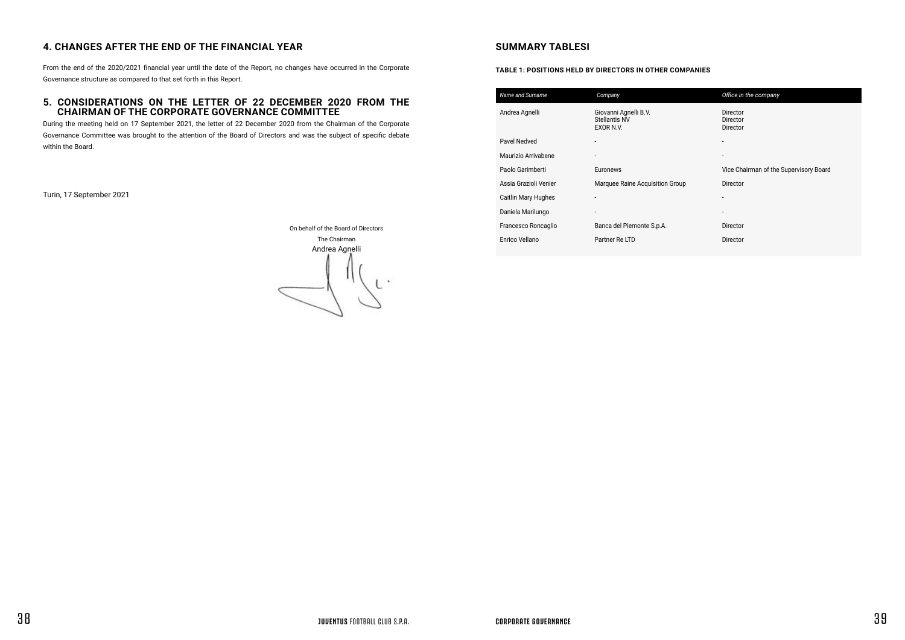## 4. CHANGES AFTER THE END OF THE FINANCIAL YEAR

From the end of the 2020/2021 financial year until the date of the Report, no changes have occurred in the Corporate Governance structure as compared to that set forth in this Report.

## 5. CONSIDERATIONS ON THE LETTER OF 22 DECEMBER 2020 FROM THE CHAIRMAN OF THE CORPORATE GOVERNANCE COMMITTEE

During the meeting held on 17 September 2021, the letter of 22 December 2020 from the Chairman of the Corporate Governance Committee was brought to the attention of the Board of Directors and was the subject of specific debate within the Board.

Turin, 17 September 2021

On behalf of the Board of Directors

The Chairman

Andrea Agnelli

## SUMMARY TABLESI

**TABLE 1: POSITIONS HELD BY DIRECTORS IN OTHER COMPANIES**

| *Name and Surname* | *Company* | *Office in the company* |
|---|---|---|
| Andrea Agnelli | Giovanni Agnelli B.V.<br>Stellantis NV<br>EXOR N.V. | Director<br>Director<br>Director |
| Pavel Nedved | - | - |
| Maurizio Arrivabene | - | - |
| Paolo Garimberti | Euronews | Vice Chairman of the Supervisory Board |
| Assia Grazioli Venier | Marquee Raine Acquisition Group | Director |
| Caitlin Mary Hughes | - | - |
| Daniela Marilungo | - | - |
| Francesco Roncaglio | Banca del Piemonte S.p.A. | Director |
| Enrico Vellano | Partner Re LTD | Director |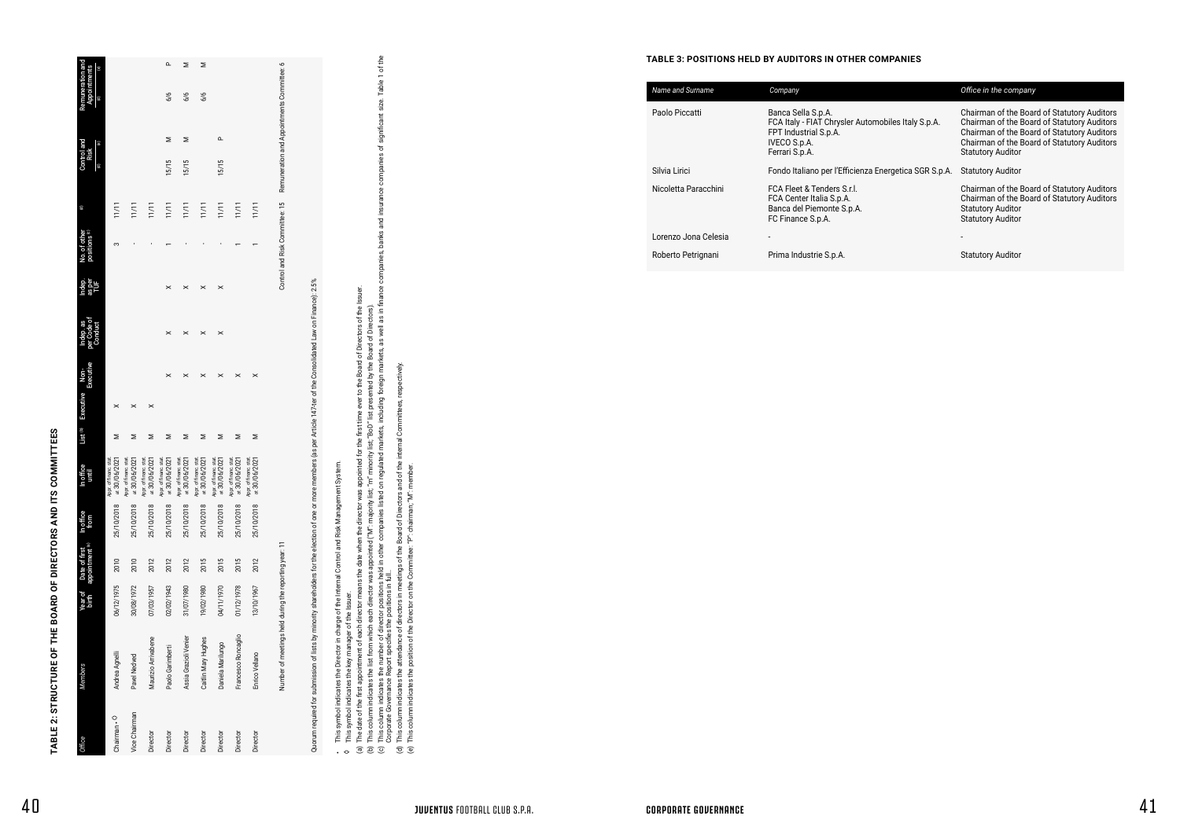## TABLE 2: STRUCTURE OF THE BOARD OF DIRECTORS AND ITS COMMITTEES

| Office | Members | Year of birth | Date of first appointment (a) | In office from | In office until | List (b) | Executive | Non-Executive | Indep. as per Code of Conduct | Indep. as per TUF | No. of other positions (c) | (d) | Control and Risk (d) | Control and Risk (e) | Remuneration and Appointments (d) | Remuneration and Appointments (e) |
|---|---|---|---|---|---|---|---|---|---|---|---|---|---|---|---|---|
| Chairman •◊ | Andrea Agnelli | 06/12/1975 | 2010 | 25/10/2018 | Appr. of financ. stat. at 30/06/2021 | M | X | | | | 3 | 11/11 | | | | |
| Vice Chairman | Pavel Nedved | 30/08/1972 | 2010 | 25/10/2018 | Appr. of financ. stat. at 30/06/2021 | M | X | | | | - | 11/11 | | | | |
| Director | Maurizio Arrivabene | 07/03/1957 | 2012 | 25/10/2018 | Appr. of financ. stat. at 30/06/2021 | M | X | | | | - | 11/11 | | | | |
| Director | Paolo Garimberti | 02/02/1943 | 2012 | 25/10/2018 | Appr. of financ. stat. at 30/06/2021 | M | | X | X | X | 1 | 11/11 | 15/15 | M | 6/6 | P |
| Director | Assia Grazioli Venier | 31/07/1980 | 2012 | 25/10/2018 | Appr. of financ. stat. at 30/06/2021 | M | | X | X | X | - | 11/11 | 15/15 | M | 6/6 | M |
| Director | Caitlin Mary Hughes | 19/02/1980 | 2015 | 25/10/2018 | Appr. of financ. stat. at 30/06/2021 | M | | X | X | X | - | 11/11 | | | 6/6 | M |
| Director | Daniela Marilungo | 04/11/1970 | 2015 | 25/10/2018 | Appr. of financ. stat. at 30/06/2021 | M | | X | X | X | - | 11/11 | 15/15 | P | | |
| Director | Francesco Roncaglio | 01/12/1978 | 2015 | 25/10/2018 | Appr. of financ. stat. at 30/06/2021 | M | | X | | | 1 | 11/11 | | | | |
| Director | Enrico Vellano | 13/10/1967 | 2012 | 25/10/2018 | Appr. of financ. stat. at 30/06/2021 | M | | X | | | 1 | 11/11 | | | | |
| | Number of meetings held during the reporting year: 11 | | | | | | | | | | Control and Risk Committee: 15 | | | | Remuneration and Appointments Committee: 6 | |

Quorum required for submission of lists by minority shareholders for the election of one or more members (as per Article 147-ter of the Consolidated Law on Finance): 2.5%

• This symbol indicates the Director in charge of the Internal Control and Risk Management System.
◊ This symbol indicates the key manager of the Issuer.
(a) The date of the first appointment of each director means the date when the director was appointed for the first time ever to the Board of Directors of the Issuer.
(b) This column indicates the list from which each director was appointed ("M": majority list, "m" minority list, "BoD" list presented by the Board of Directors).
(c) This column indicates the number of director positions held in other companies listed on regulated markets, including foreign markets, as well as in finance companies, banks and insurance companies of significant size. Table 1 of the Corporate Governance Report specifies the positions in full.
(d) This column indicates the attendance of directors in meetings of the Board of Directors and of the internal Committees, respectively.
(e) This column indicates the position of the Director on the Committee: "P": chairman; "M": member.

## TABLE 3: POSITIONS HELD BY AUDITORS IN OTHER COMPANIES

| Name and Surname | Company | Office in the company |
|---|---|---|
| Paolo Piccatti | Banca Sella S.p.A.<br>FCA Italy - FIAT Chrysler Automobiles Italy S.p.A.<br>FPT Industrial S.p.A.<br>IVECO S.p.A.<br>Ferrari S.p.A. | Chairman of the Board of Statutory Auditors<br>Chairman of the Board of Statutory Auditors<br>Chairman of the Board of Statutory Auditors<br>Chairman of the Board of Statutory Auditors<br>Statutory Auditor |
| Silvia Lirici | Fondo Italiano per l'Efficienza Energetica SGR S.p.A. | Statutory Auditor |
| Nicoletta Paracchini | FCA Fleet & Tenders S.r.l.<br>FCA Center Italia S.p.A.<br>Banca del Piemonte S.p.A.<br>FC Finance S.p.A. | Chairman of the Board of Statutory Auditors<br>Chairman of the Board of Statutory Auditors<br>Statutory Auditor<br>Statutory Auditor |
| Lorenzo Jona Celesia | - | - |
| Roberto Petrignani | Prima Industrie S.p.A. | Statutory Auditor |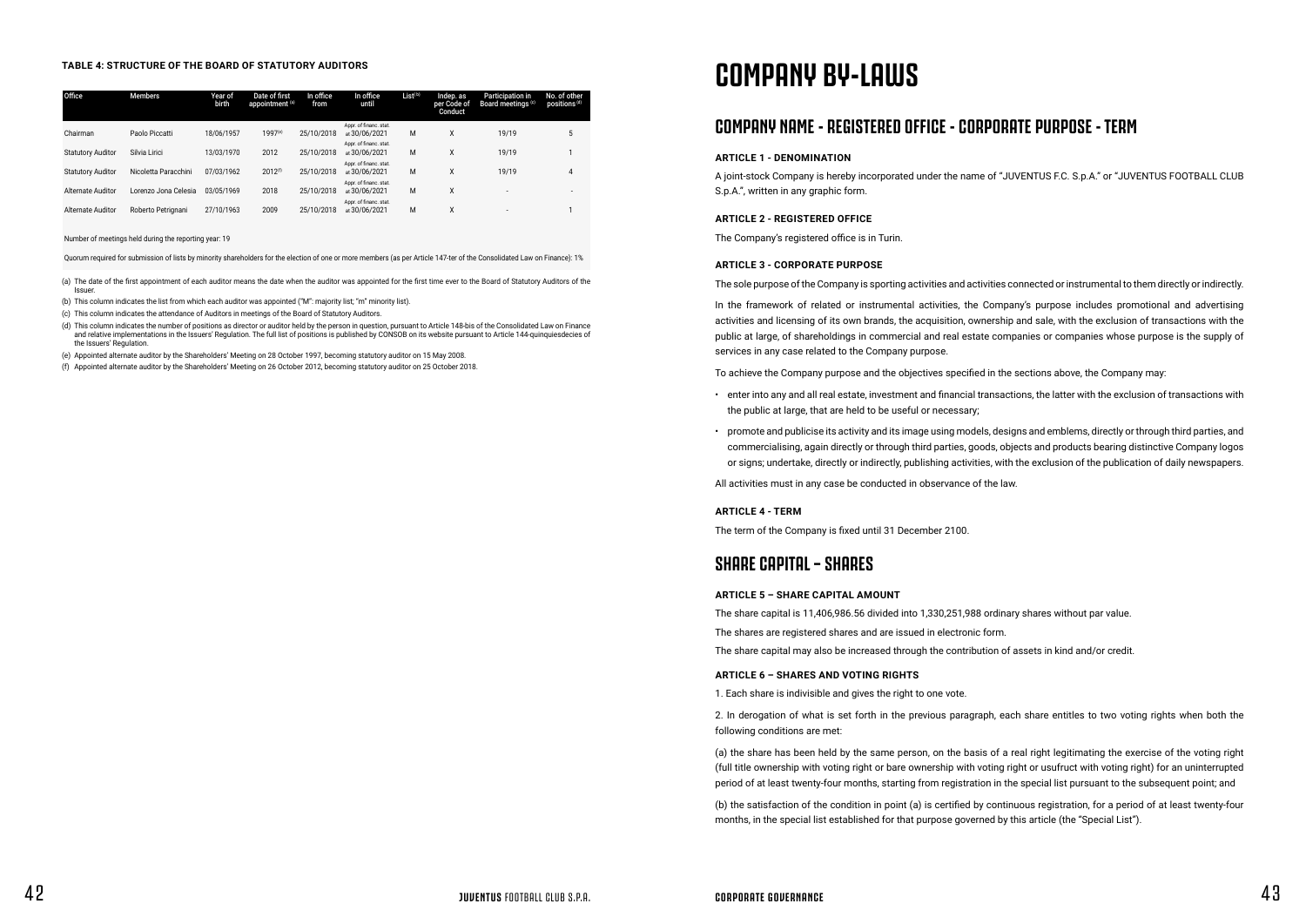**TABLE 4: STRUCTURE OF THE BOARD OF STATUTORY AUDITORS**

| Office | Members | Year of birth | Date of first appointment [(a)] | In office from | In office until | List[(b)] | Indep. as per Code of Conduct | Participation in Board meetings [(c)] | No. of other positions [(d)] |
|---|---|---|---|---|---|---|---|---|---|
| Chairman | Paolo Piccatti | 18/06/1957 | 1997[(e)] | 25/10/2018 | Appr. of financ. stat. at 30/06/2021 | M | X | 19/19 | 5 |
| Statutory Auditor | Silvia Lirici | 13/03/1970 | 2012 | 25/10/2018 | Appr. of financ. stat. at 30/06/2021 | M | X | 19/19 | 1 |
| Statutory Auditor | Nicoletta Paracchini | 07/03/1962 | 2012[(f)] | 25/10/2018 | Appr. of financ. stat. at 30/06/2021 | M | X | 19/19 | 4 |
| Alternate Auditor | Lorenzo Jona Celesia | 03/05/1969 | 2018 | 25/10/2018 | Appr. of financ. stat. at 30/06/2021 | M | X | - | - |
| Alternate Auditor | Roberto Petrignani | 27/10/1963 | 2009 | 25/10/2018 | Appr. of financ. stat. at 30/06/2021 | M | X | - | 1 |

Number of meetings held during the reporting year: 19

Quorum required for submission of lists by minority shareholders for the election of one or more members (as per Article 147-ter of the Consolidated Law on Finance): 1%

(a) The date of the first appointment of each auditor means the date when the auditor was appointed for the first time ever to the Board of Statutory Auditors of the Issuer.

(b) This column indicates the list from which each auditor was appointed ("M": majority list; "m" minority list).

(c) This column indicates the attendance of Auditors in meetings of the Board of Statutory Auditors.

(d) This column indicates the number of positions as director or auditor held by the person in question, pursuant to Article 148-bis of the Consolidated Law on Finance and relative implementations in the Issuers' Regulation. The full list of positions is published by CONSOB on its website pursuant to Article 144-quinquiesdecies of the Issuers' Regulation.

(e) Appointed alternate auditor by the Shareholders' Meeting on 28 October 1997, becoming statutory auditor on 15 May 2008.

(f) Appointed alternate auditor by the Shareholders' Meeting on 26 October 2012, becoming statutory auditor on 25 October 2018.

# COMPANY BY-LAWS

## COMPANY NAME - REGISTERED OFFICE - CORPORATE PURPOSE - TERM

### ARTICLE 1 - DENOMINATION

A joint-stock Company is hereby incorporated under the name of "JUVENTUS F.C. S.p.A." or "JUVENTUS FOOTBALL CLUB S.p.A.", written in any graphic form.

### ARTICLE 2 - REGISTERED OFFICE

The Company's registered office is in Turin.

### ARTICLE 3 - CORPORATE PURPOSE

The sole purpose of the Company is sporting activities and activities connected or instrumental to them directly or indirectly.

In the framework of related or instrumental activities, the Company's purpose includes promotional and advertising activities and licensing of its own brands, the acquisition, ownership and sale, with the exclusion of transactions with the public at large, of shareholdings in commercial and real estate companies or companies whose purpose is the supply of services in any case related to the Company purpose.

To achieve the Company purpose and the objectives specified in the sections above, the Company may:

- enter into any and all real estate, investment and financial transactions, the latter with the exclusion of transactions with the public at large, that are held to be useful or necessary;
- promote and publicise its activity and its image using models, designs and emblems, directly or through third parties, and commercialising, again directly or through third parties, goods, objects and products bearing distinctive Company logos or signs; undertake, directly or indirectly, publishing activities, with the exclusion of the publication of daily newspapers.

All activities must in any case be conducted in observance of the law.

### ARTICLE 4 - TERM

The term of the Company is fixed until 31 December 2100.

## SHARE CAPITAL – SHARES

### ARTICLE 5 – SHARE CAPITAL AMOUNT

The share capital is 11,406,986.56 divided into 1,330,251,988 ordinary shares without par value.

The shares are registered shares and are issued in electronic form.

The share capital may also be increased through the contribution of assets in kind and/or credit.

### ARTICLE 6 – SHARES AND VOTING RIGHTS

1. Each share is indivisible and gives the right to one vote.

2. In derogation of what is set forth in the previous paragraph, each share entitles to two voting rights when both the following conditions are met:

(a) the share has been held by the same person, on the basis of a real right legitimating the exercise of the voting right (full title ownership with voting right or bare ownership with voting right or usufruct with voting right) for an uninterrupted period of at least twenty-four months, starting from registration in the special list pursuant to the subsequent point; and

(b) the satisfaction of the condition in point (a) is certified by continuous registration, for a period of at least twenty-four months, in the special list established for that purpose governed by this article (the "Special List").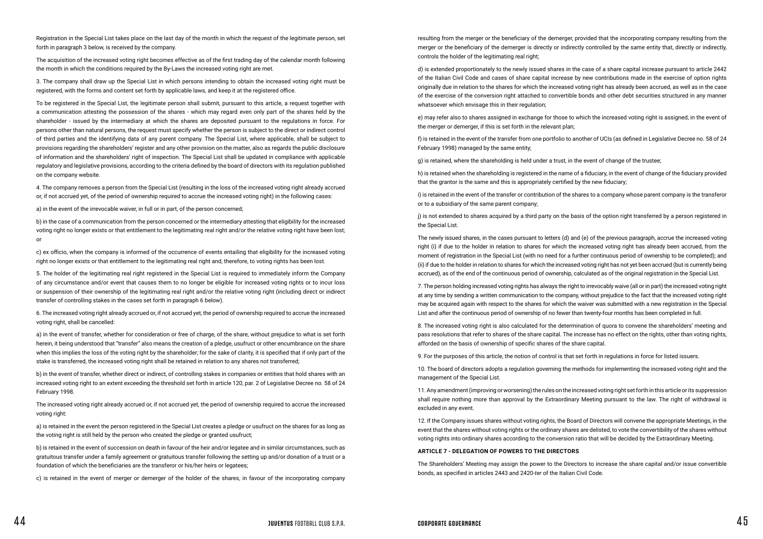Registration in the Special List takes place on the last day of the month in which the request of the legitimate person, set forth in paragraph 3 below, is received by the company.

The acquisition of the increased voting right becomes effective as of the first trading day of the calendar month following the month in which the conditions required by the By-Laws the increased voting right are met.

3. The company shall draw up the Special List in which persons intending to obtain the increased voting right must be registered, with the forms and content set forth by applicable laws, and keep it at the registered office.

To be registered in the Special List, the legitimate person shall submit, pursuant to this article, a request together with a communication attesting the possession of the shares - which may regard even only part of the shares held by the shareholder - issued by the intermediary at which the shares are deposited pursuant to the regulations in force. For persons other than natural persons, the request must specify whether the person is subject to the direct or indirect control of third parties and the identifying data of any parent company. The Special List, where applicable, shall be subject to provisions regarding the shareholders' register and any other provision on the matter, also as regards the public disclosure of information and the shareholders' right of inspection. The Special List shall be updated in compliance with applicable regulatory and legislative provisions, according to the criteria defined by the board of directors with its regulation published on the company website.

4. The company removes a person from the Special List (resulting in the loss of the increased voting right already accrued or, if not accrued yet, of the period of ownership required to accrue the increased voting right) in the following cases:

a) in the event of the irrevocable waiver, in full or in part, of the person concerned;

b) in the case of a communication from the person concerned or the intermediary attesting that eligibility for the increased voting right no longer exists or that entitlement to the legitimating real right and/or the relative voting right have been lost; or

c) ex officio, when the company is informed of the occurrence of events entailing that eligibility for the increased voting right no longer exists or that entitlement to the legitimating real right and, therefore, to voting rights has been lost.

5. The holder of the legitimating real right registered in the Special List is required to immediately inform the Company of any circumstance and/or event that causes them to no longer be eligible for increased voting rights or to incur loss or suspension of their ownership of the legitimating real right and/or the relative voting right (including direct or indirect transfer of controlling stakes in the cases set forth in paragraph 6 below).

6. The increased voting right already accrued or, if not accrued yet, the period of ownership required to accrue the increased voting right, shall be cancelled:

a) in the event of transfer, whether for consideration or free of charge, of the share, without prejudice to what is set forth herein, it being understood that "transfer" also means the creation of a pledge, usufruct or other encumbrance on the share when this implies the loss of the voting right by the shareholder; for the sake of clarity, it is specified that if only part of the stake is transferred, the increased voting right shall be retained in relation to any shares not transferred;

b) in the event of transfer, whether direct or indirect, of controlling stakes in companies or entities that hold shares with an increased voting right to an extent exceeding the threshold set forth in article 120, par. 2 of Legislative Decree no. 58 of 24 February 1998.

The increased voting right already accrued or, if not accrued yet, the period of ownership required to accrue the increased voting right:

a) is retained in the event the person registered in the Special List creates a pledge or usufruct on the shares for as long as the voting right is still held by the person who created the pledge or granted usufruct;

b) is retained in the event of succession on death in favour of the heir and/or legatee and in similar circumstances, such as gratuitous transfer under a family agreement or gratuitous transfer following the setting up and/or donation of a trust or a foundation of which the beneficiaries are the transferor or his/her heirs or legatees;

c) is retained in the event of merger or demerger of the holder of the shares, in favour of the incorporating company resulting from the merger or the beneficiary of the demerger, provided that the incorporating company resulting from the merger or the beneficiary of the demerger is directly or indirectly controlled by the same entity that, directly or indirectly, controls the holder of the legitimating real right;

d) is extended proportionately to the newly issued shares in the case of a share capital increase pursuant to article 2442 of the Italian Civil Code and cases of share capital increase by new contributions made in the exercise of option rights originally due in relation to the shares for which the increased voting right has already been accrued, as well as in the case of the exercise of the conversion right attached to convertible bonds and other debt securities structured in any manner whatsoever which envisage this in their regulation;

e) may refer also to shares assigned in exchange for those to which the increased voting right is assigned, in the event of the merger or demerger, if this is set forth in the relevant plan;

f) is retained in the event of the transfer from one portfolio to another of UCIs (as defined in Legislative Decree no. 58 of 24 February 1998) managed by the same entity;

g) is retained, where the shareholding is held under a trust, in the event of change of the trustee;

h) is retained when the shareholding is registered in the name of a fiduciary, in the event of change of the fiduciary provided that the grantor is the same and this is appropriately certified by the new fiduciary;

i) is retained in the event of the transfer or contribution of the shares to a company whose parent company is the transferor or to a subsidiary of the same parent company;

j) is not extended to shares acquired by a third party on the basis of the option right transferred by a person registered in the Special List.

The newly issued shares, in the cases pursuant to letters (d) and (e) of the previous paragraph, accrue the increased voting right (i) if due to the holder in relation to shares for which the increased voting right has already been accrued, from the moment of registration in the Special List (with no need for a further continuous period of ownership to be completed); and (ii) if due to the holder in relation to shares for which the increased voting right has not yet been accrued (but is currently being accrued), as of the end of the continuous period of ownership, calculated as of the original registration in the Special List.

7. The person holding increased voting rights has always the right to irrevocably waive (all or in part) the increased voting right at any time by sending a written communication to the company, without prejudice to the fact that the increased voting right may be acquired again with respect to the shares for which the waiver was submitted with a new registration in the Special List and after the continuous period of ownership of no fewer than twenty-four months has been completed in full.

8. The increased voting right is also calculated for the determination of quora to convene the shareholders' meeting and pass resolutions that refer to shares of the share capital. The increase has no effect on the rights, other than voting rights, afforded on the basis of ownership of specific shares of the share capital.

9. For the purposes of this article, the notion of control is that set forth in regulations in force for listed issuers.

10. The board of directors adopts a regulation governing the methods for implementing the increased voting right and the management of the Special List.

11. Any amendment (improving or worsening) the rules on the increased voting right set forth in this article or its suppression shall require nothing more than approval by the Extraordinary Meeting pursuant to the law. The right of withdrawal is excluded in any event.

12. If the Company issues shares without voting rights, the Board of Directors will convene the appropriate Meetings, in the event that the shares without voting rights or the ordinary shares are delisted, to vote the convertibility of the shares without voting rights into ordinary shares according to the conversion ratio that will be decided by the Extraordinary Meeting.

**ARTICLE 7 - DELEGATION OF POWERS TO THE DIRECTORS**

The Shareholders' Meeting may assign the power to the Directors to increase the share capital and/or issue convertible bonds, as specified in articles 2443 and 2420-*ter* of the Italian Civil Code.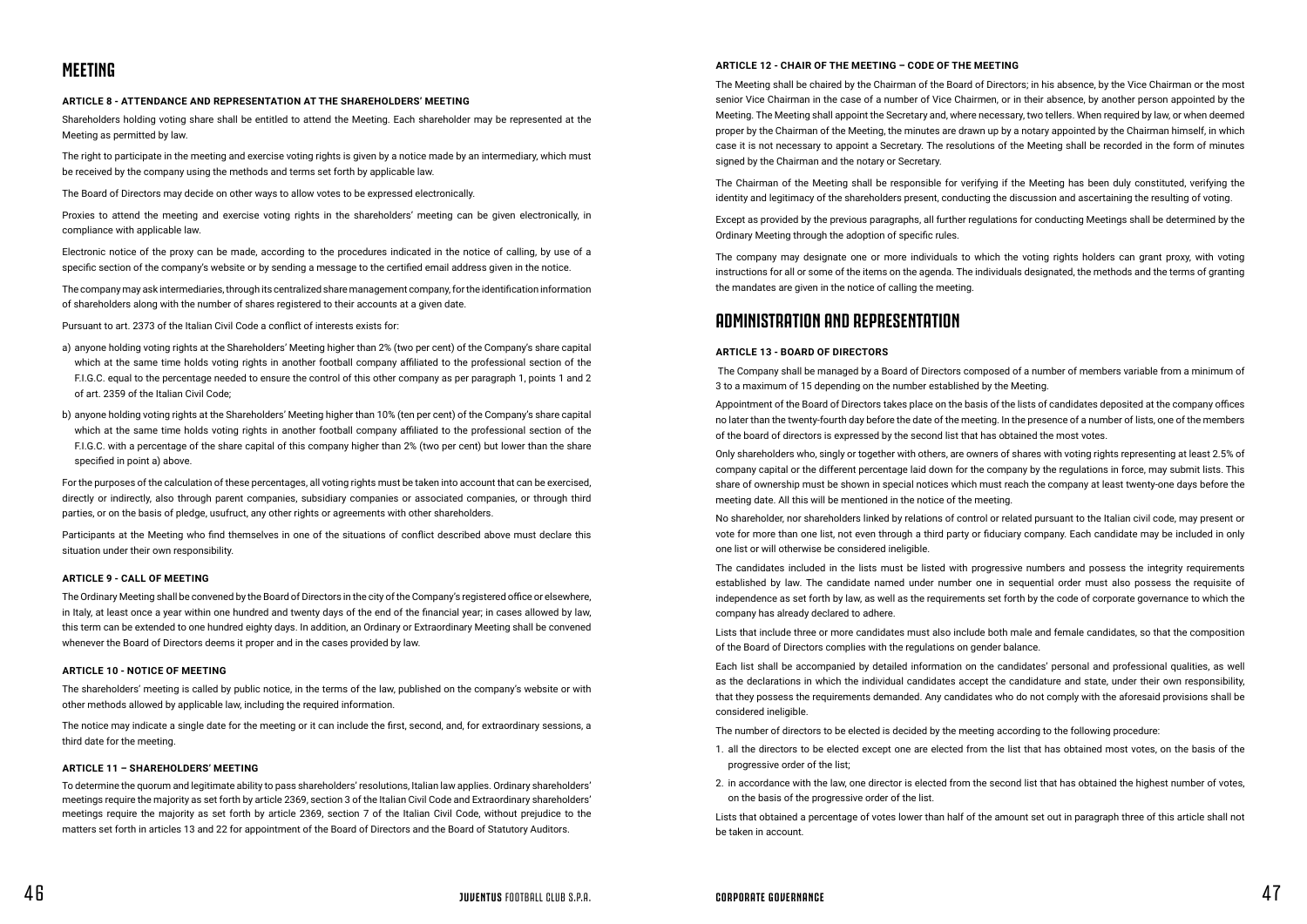# MEETING

### ARTICLE 8 - ATTENDANCE AND REPRESENTATION AT THE SHAREHOLDERS' MEETING

Shareholders holding voting share shall be entitled to attend the Meeting. Each shareholder may be represented at the Meeting as permitted by law.

The right to participate in the meeting and exercise voting rights is given by a notice made by an intermediary, which must be received by the company using the methods and terms set forth by applicable law.

The Board of Directors may decide on other ways to allow votes to be expressed electronically.

Proxies to attend the meeting and exercise voting rights in the shareholders' meeting can be given electronically, in compliance with applicable law.

Electronic notice of the proxy can be made, according to the procedures indicated in the notice of calling, by use of a specific section of the company's website or by sending a message to the certified email address given in the notice.

The company may ask intermediaries, through its centralized share management company, for the identification information of shareholders along with the number of shares registered to their accounts at a given date.

Pursuant to art. 2373 of the Italian Civil Code a conflict of interests exists for:

a) anyone holding voting rights at the Shareholders' Meeting higher than 2% (two per cent) of the Company's share capital which at the same time holds voting rights in another football company affiliated to the professional section of the F.I.G.C. equal to the percentage needed to ensure the control of this other company as per paragraph 1, points 1 and 2 of art. 2359 of the Italian Civil Code;

b) anyone holding voting rights at the Shareholders' Meeting higher than 10% (ten per cent) of the Company's share capital which at the same time holds voting rights in another football company affiliated to the professional section of the F.I.G.C. with a percentage of the share capital of this company higher than 2% (two per cent) but lower than the share specified in point a) above.

For the purposes of the calculation of these percentages, all voting rights must be taken into account that can be exercised, directly or indirectly, also through parent companies, subsidiary companies or associated companies, or through third parties, or on the basis of pledge, usufruct, any other rights or agreements with other shareholders.

Participants at the Meeting who find themselves in one of the situations of conflict described above must declare this situation under their own responsibility.

### ARTICLE 9 - CALL OF MEETING

The Ordinary Meeting shall be convened by the Board of Directors in the city of the Company's registered office or elsewhere, in Italy, at least once a year within one hundred and twenty days of the end of the financial year; in cases allowed by law, this term can be extended to one hundred eighty days. In addition, an Ordinary or Extraordinary Meeting shall be convened whenever the Board of Directors deems it proper and in the cases provided by law.

### ARTICLE 10 - NOTICE OF MEETING

The shareholders' meeting is called by public notice, in the terms of the law, published on the company's website or with other methods allowed by applicable law, including the required information.

The notice may indicate a single date for the meeting or it can include the first, second, and, for extraordinary sessions, a third date for the meeting.

### ARTICLE 11 – SHAREHOLDERS' MEETING

To determine the quorum and legitimate ability to pass shareholders' resolutions, Italian law applies. Ordinary shareholders' meetings require the majority as set forth by article 2369, section 3 of the Italian Civil Code and Extraordinary shareholders' meetings require the majority as set forth by article 2369, section 7 of the Italian Civil Code, without prejudice to the matters set forth in articles 13 and 22 for appointment of the Board of Directors and the Board of Statutory Auditors.

### ARTICLE 12 - CHAIR OF THE MEETING – CODE OF THE MEETING

The Meeting shall be chaired by the Chairman of the Board of Directors; in his absence, by the Vice Chairman or the most senior Vice Chairman in the case of a number of Vice Chairmen, or in their absence, by another person appointed by the Meeting. The Meeting shall appoint the Secretary and, where necessary, two tellers. When required by law, or when deemed proper by the Chairman of the Meeting, the minutes are drawn up by a notary appointed by the Chairman himself, in which case it is not necessary to appoint a Secretary. The resolutions of the Meeting shall be recorded in the form of minutes signed by the Chairman and the notary or Secretary.

The Chairman of the Meeting shall be responsible for verifying if the Meeting has been duly constituted, verifying the identity and legitimacy of the shareholders present, conducting the discussion and ascertaining the resulting of voting.

Except as provided by the previous paragraphs, all further regulations for conducting Meetings shall be determined by the Ordinary Meeting through the adoption of specific rules.

The company may designate one or more individuals to which the voting rights holders can grant proxy, with voting instructions for all or some of the items on the agenda. The individuals designated, the methods and the terms of granting the mandates are given in the notice of calling the meeting.

# ADMINISTRATION AND REPRESENTATION

### ARTICLE 13 - BOARD OF DIRECTORS

The Company shall be managed by a Board of Directors composed of a number of members variable from a minimum of 3 to a maximum of 15 depending on the number established by the Meeting.

Appointment of the Board of Directors takes place on the basis of the lists of candidates deposited at the company offices no later than the twenty-fourth day before the date of the meeting. In the presence of a number of lists, one of the members of the board of directors is expressed by the second list that has obtained the most votes.

Only shareholders who, singly or together with others, are owners of shares with voting rights representing at least 2.5% of company capital or the different percentage laid down for the company by the regulations in force, may submit lists. This share of ownership must be shown in special notices which must reach the company at least twenty-one days before the meeting date. All this will be mentioned in the notice of the meeting.

No shareholder, nor shareholders linked by relations of control or related pursuant to the Italian civil code, may present or vote for more than one list, not even through a third party or fiduciary company. Each candidate may be included in only one list or will otherwise be considered ineligible.

The candidates included in the lists must be listed with progressive numbers and possess the integrity requirements established by law. The candidate named under number one in sequential order must also possess the requisite of independence as set forth by law, as well as the requirements set forth by the code of corporate governance to which the company has already declared to adhere.

Lists that include three or more candidates must also include both male and female candidates, so that the composition of the Board of Directors complies with the regulations on gender balance.

Each list shall be accompanied by detailed information on the candidates' personal and professional qualities, as well as the declarations in which the individual candidates accept the candidature and state, under their own responsibility, that they possess the requirements demanded. Any candidates who do not comply with the aforesaid provisions shall be considered ineligible.

The number of directors to be elected is decided by the meeting according to the following procedure:

1. all the directors to be elected except one are elected from the list that has obtained most votes, on the basis of the progressive order of the list;
2. in accordance with the law, one director is elected from the second list that has obtained the highest number of votes, on the basis of the progressive order of the list.

Lists that obtained a percentage of votes lower than half of the amount set out in paragraph three of this article shall not be taken in account.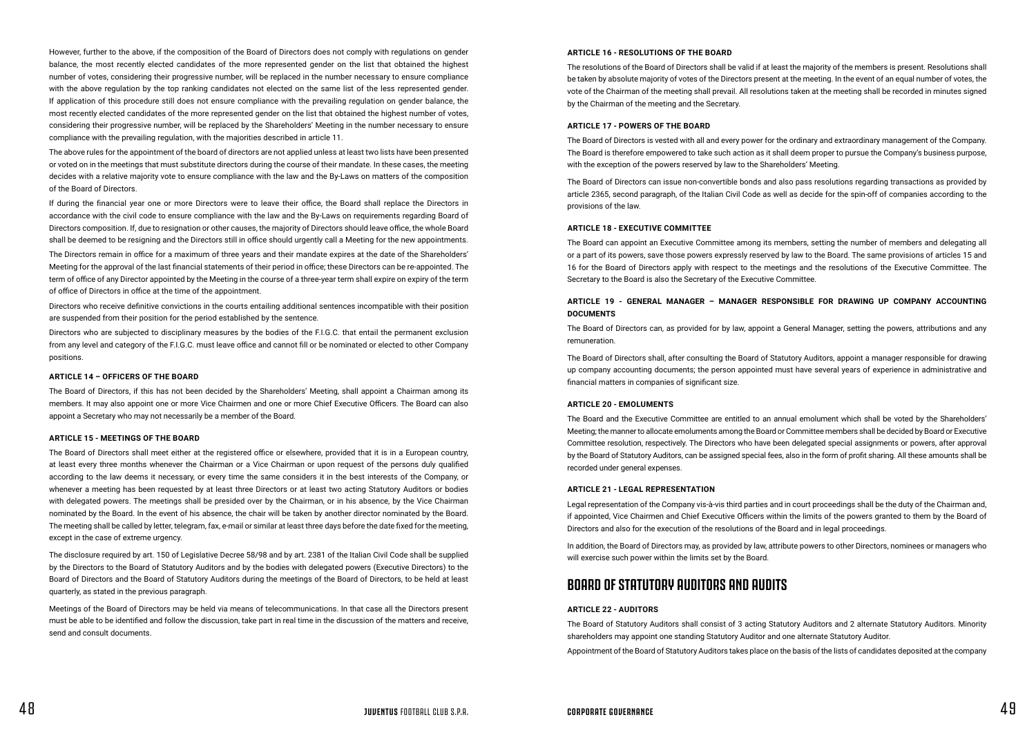However, further to the above, if the composition of the Board of Directors does not comply with regulations on gender balance, the most recently elected candidates of the more represented gender on the list that obtained the highest number of votes, considering their progressive number, will be replaced in the number necessary to ensure compliance with the above regulation by the top ranking candidates not elected on the same list of the less represented gender. If application of this procedure still does not ensure compliance with the prevailing regulation on gender balance, the most recently elected candidates of the more represented gender on the list that obtained the highest number of votes, considering their progressive number, will be replaced by the Shareholders' Meeting in the number necessary to ensure compliance with the prevailing regulation, with the majorities described in article 11.

The above rules for the appointment of the board of directors are not applied unless at least two lists have been presented or voted on in the meetings that must substitute directors during the course of their mandate. In these cases, the meeting decides with a relative majority vote to ensure compliance with the law and the By-Laws on matters of the composition of the Board of Directors.

If during the financial year one or more Directors were to leave their office, the Board shall replace the Directors in accordance with the civil code to ensure compliance with the law and the By-Laws on requirements regarding Board of Directors composition. If, due to resignation or other causes, the majority of Directors should leave office, the whole Board shall be deemed to be resigning and the Directors still in office should urgently call a Meeting for the new appointments.

The Directors remain in office for a maximum of three years and their mandate expires at the date of the Shareholders' Meeting for the approval of the last financial statements of their period in office; these Directors can be re-appointed. The term of office of any Director appointed by the Meeting in the course of a three-year term shall expire on expiry of the term of office of Directors in office at the time of the appointment.

Directors who receive definitive convictions in the courts entailing additional sentences incompatible with their position are suspended from their position for the period established by the sentence.

Directors who are subjected to disciplinary measures by the bodies of the F.I.G.C. that entail the permanent exclusion from any level and category of the F.I.G.C. must leave office and cannot fill or be nominated or elected to other Company positions.

#### ARTICLE 14 – OFFICERS OF THE BOARD

The Board of Directors, if this has not been decided by the Shareholders' Meeting, shall appoint a Chairman among its members. It may also appoint one or more Vice Chairmen and one or more Chief Executive Officers. The Board can also appoint a Secretary who may not necessarily be a member of the Board.

#### ARTICLE 15 - MEETINGS OF THE BOARD

The Board of Directors shall meet either at the registered office or elsewhere, provided that it is in a European country, at least every three months whenever the Chairman or a Vice Chairman or upon request of the persons duly qualified according to the law deems it necessary, or every time the same considers it in the best interests of the Company, or whenever a meeting has been requested by at least three Directors or at least two acting Statutory Auditors or bodies with delegated powers. The meetings shall be presided over by the Chairman, or in his absence, by the Vice Chairman nominated by the Board. In the event of his absence, the chair will be taken by another director nominated by the Board. The meeting shall be called by letter, telegram, fax, e-mail or similar at least three days before the date fixed for the meeting, except in the case of extreme urgency.

The disclosure required by art. 150 of Legislative Decree 58/98 and by art. 2381 of the Italian Civil Code shall be supplied by the Directors to the Board of Statutory Auditors and by the bodies with delegated powers (Executive Directors) to the Board of Directors and the Board of Statutory Auditors during the meetings of the Board of Directors, to be held at least quarterly, as stated in the previous paragraph.

Meetings of the Board of Directors may be held via means of telecommunications. In that case all the Directors present must be able to be identified and follow the discussion, take part in real time in the discussion of the matters and receive, send and consult documents.

#### ARTICLE 16 - RESOLUTIONS OF THE BOARD

The resolutions of the Board of Directors shall be valid if at least the majority of the members is present. Resolutions shall be taken by absolute majority of votes of the Directors present at the meeting. In the event of an equal number of votes, the vote of the Chairman of the meeting shall prevail. All resolutions taken at the meeting shall be recorded in minutes signed by the Chairman of the meeting and the Secretary.

#### ARTICLE 17 - POWERS OF THE BOARD

The Board of Directors is vested with all and every power for the ordinary and extraordinary management of the Company. The Board is therefore empowered to take such action as it shall deem proper to pursue the Company's business purpose, with the exception of the powers reserved by law to the Shareholders' Meeting.

The Board of Directors can issue non-convertible bonds and also pass resolutions regarding transactions as provided by article 2365, second paragraph, of the Italian Civil Code as well as decide for the spin-off of companies according to the provisions of the law.

#### ARTICLE 18 - EXECUTIVE COMMITTEE

The Board can appoint an Executive Committee among its members, setting the number of members and delegating all or a part of its powers, save those powers expressly reserved by law to the Board. The same provisions of articles 15 and 16 for the Board of Directors apply with respect to the meetings and the resolutions of the Executive Committee. The Secretary to the Board is also the Secretary of the Executive Committee.

#### ARTICLE 19 - GENERAL MANAGER – MANAGER RESPONSIBLE FOR DRAWING UP COMPANY ACCOUNTING DOCUMENTS

The Board of Directors can, as provided for by law, appoint a General Manager, setting the powers, attributions and any remuneration.

The Board of Directors shall, after consulting the Board of Statutory Auditors, appoint a manager responsible for drawing up company accounting documents; the person appointed must have several years of experience in administrative and financial matters in companies of significant size.

#### ARTICLE 20 - EMOLUMENTS

The Board and the Executive Committee are entitled to an annual emolument which shall be voted by the Shareholders' Meeting; the manner to allocate emoluments among the Board or Committee members shall be decided by Board or Executive Committee resolution, respectively. The Directors who have been delegated special assignments or powers, after approval by the Board of Statutory Auditors, can be assigned special fees, also in the form of profit sharing. All these amounts shall be recorded under general expenses.

#### ARTICLE 21 - LEGAL REPRESENTATION

Legal representation of the Company vis-à-vis third parties and in court proceedings shall be the duty of the Chairman and, if appointed, Vice Chairmen and Chief Executive Officers within the limits of the powers granted to them by the Board of Directors and also for the execution of the resolutions of the Board and in legal proceedings.

In addition, the Board of Directors may, as provided by law, attribute powers to other Directors, nominees or managers who will exercise such power within the limits set by the Board.

## BOARD OF STATUTORY AUDITORS AND AUDITS

#### ARTICLE 22 - AUDITORS

The Board of Statutory Auditors shall consist of 3 acting Statutory Auditors and 2 alternate Statutory Auditors. Minority shareholders may appoint one standing Statutory Auditor and one alternate Statutory Auditor.

Appointment of the Board of Statutory Auditors takes place on the basis of the lists of candidates deposited at the company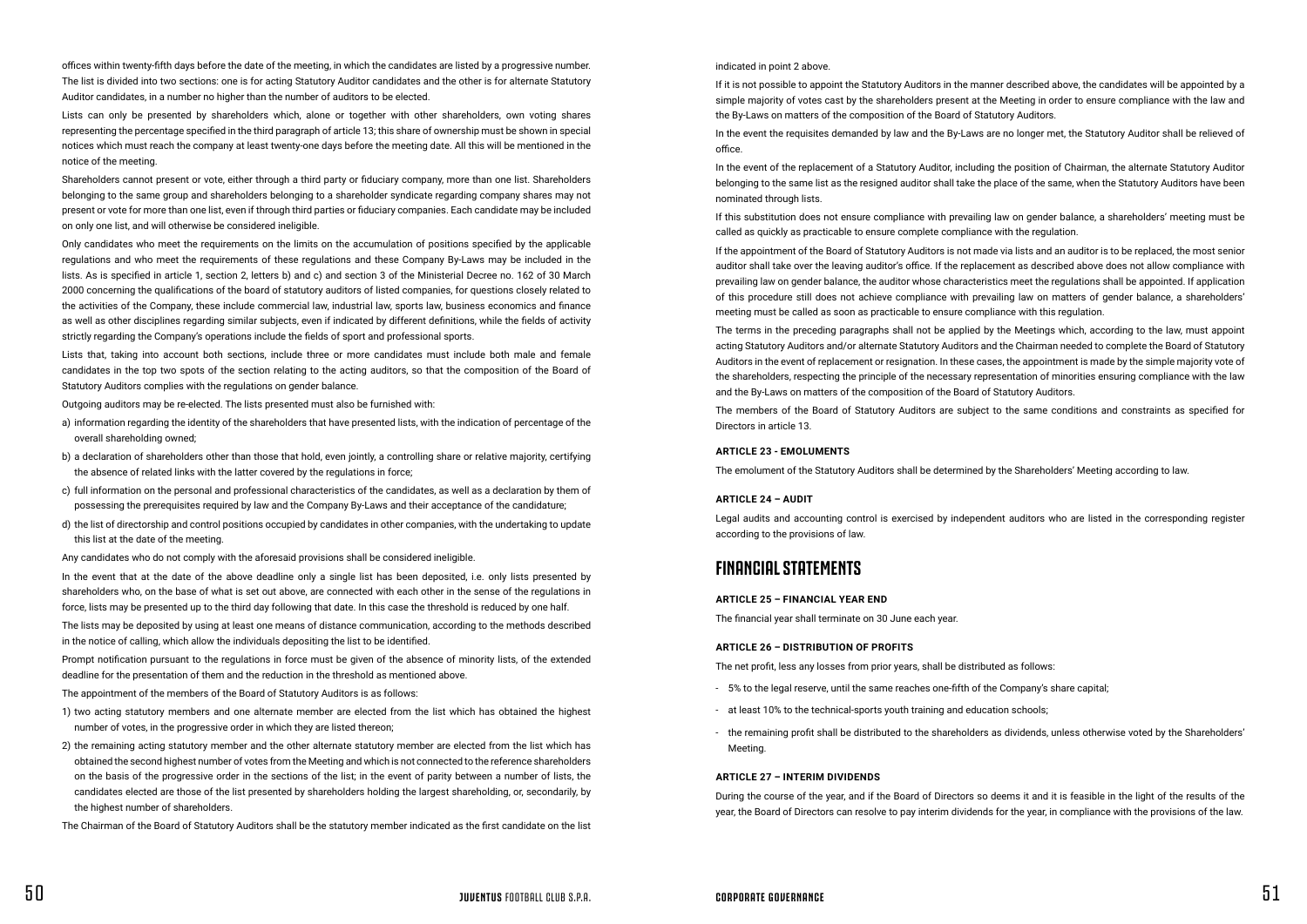offices within twenty-fifth days before the date of the meeting, in which the candidates are listed by a progressive number. The list is divided into two sections: one is for acting Statutory Auditor candidates and the other is for alternate Statutory Auditor candidates, in a number no higher than the number of auditors to be elected.

Lists can only be presented by shareholders which, alone or together with other shareholders, own voting shares representing the percentage specified in the third paragraph of article 13; this share of ownership must be shown in special notices which must reach the company at least twenty-one days before the meeting date. All this will be mentioned in the notice of the meeting.

Shareholders cannot present or vote, either through a third party or fiduciary company, more than one list. Shareholders belonging to the same group and shareholders belonging to a shareholder syndicate regarding company shares may not present or vote for more than one list, even if through third parties or fiduciary companies. Each candidate may be included on only one list, and will otherwise be considered ineligible.

Only candidates who meet the requirements on the limits on the accumulation of positions specified by the applicable regulations and who meet the requirements of these regulations and these Company By-Laws may be included in the lists. As is specified in article 1, section 2, letters b) and c) and section 3 of the Ministerial Decree no. 162 of 30 March 2000 concerning the qualifications of the board of statutory auditors of listed companies, for questions closely related to the activities of the Company, these include commercial law, industrial law, sports law, business economics and finance as well as other disciplines regarding similar subjects, even if indicated by different definitions, while the fields of activity strictly regarding the Company's operations include the fields of sport and professional sports.

Lists that, taking into account both sections, include three or more candidates must include both male and female candidates in the top two spots of the section relating to the acting auditors, so that the composition of the Board of Statutory Auditors complies with the regulations on gender balance.

Outgoing auditors may be re-elected. The lists presented must also be furnished with:

a) information regarding the identity of the shareholders that have presented lists, with the indication of percentage of the overall shareholding owned;
b) a declaration of shareholders other than those that hold, even jointly, a controlling share or relative majority, certifying the absence of related links with the latter covered by the regulations in force;
c) full information on the personal and professional characteristics of the candidates, as well as a declaration by them of possessing the prerequisites required by law and the Company By-Laws and their acceptance of the candidature;
d) the list of directorship and control positions occupied by candidates in other companies, with the undertaking to update this list at the date of the meeting.

Any candidates who do not comply with the aforesaid provisions shall be considered ineligible.

In the event that at the date of the above deadline only a single list has been deposited, i.e. only lists presented by shareholders who, on the base of what is set out above, are connected with each other in the sense of the regulations in force, lists may be presented up to the third day following that date. In this case the threshold is reduced by one half.

The lists may be deposited by using at least one means of distance communication, according to the methods described in the notice of calling, which allow the individuals depositing the list to be identified.

Prompt notification pursuant to the regulations in force must be given of the absence of minority lists, of the extended deadline for the presentation of them and the reduction in the threshold as mentioned above.

The appointment of the members of the Board of Statutory Auditors is as follows:

1) two acting statutory members and one alternate member are elected from the list which has obtained the highest number of votes, in the progressive order in which they are listed thereon;
2) the remaining acting statutory member and the other alternate statutory member are elected from the list which has obtained the second highest number of votes from the Meeting and which is not connected to the reference shareholders on the basis of the progressive order in the sections of the list; in the event of parity between a number of lists, the candidates elected are those of the list presented by shareholders holding the largest shareholding, or, secondarily, by the highest number of shareholders.

The Chairman of the Board of Statutory Auditors shall be the statutory member indicated as the first candidate on the list indicated in point 2 above.

If it is not possible to appoint the Statutory Auditors in the manner described above, the candidates will be appointed by a simple majority of votes cast by the shareholders present at the Meeting in order to ensure compliance with the law and the By-Laws on matters of the composition of the Board of Statutory Auditors.

In the event the requisites demanded by law and the By-Laws are no longer met, the Statutory Auditor shall be relieved of office.

In the event of the replacement of a Statutory Auditor, including the position of Chairman, the alternate Statutory Auditor belonging to the same list as the resigned auditor shall take the place of the same, when the Statutory Auditors have been nominated through lists.

If this substitution does not ensure compliance with prevailing law on gender balance, a shareholders' meeting must be called as quickly as practicable to ensure complete compliance with the regulation.

If the appointment of the Board of Statutory Auditors is not made via lists and an auditor is to be replaced, the most senior auditor shall take over the leaving auditor's office. If the replacement as described above does not allow compliance with prevailing law on gender balance, the auditor whose characteristics meet the regulations shall be appointed. If application of this procedure still does not achieve compliance with prevailing law on matters of gender balance, a shareholders' meeting must be called as soon as practicable to ensure compliance with this regulation.

The terms in the preceding paragraphs shall not be applied by the Meetings which, according to the law, must appoint acting Statutory Auditors and/or alternate Statutory Auditors and the Chairman needed to complete the Board of Statutory Auditors in the event of replacement or resignation. In these cases, the appointment is made by the simple majority vote of the shareholders, respecting the principle of the necessary representation of minorities ensuring compliance with the law and the By-Laws on matters of the composition of the Board of Statutory Auditors.

The members of the Board of Statutory Auditors are subject to the same conditions and constraints as specified for Directors in article 13.

#### ARTICLE 23 - EMOLUMENTS

The emolument of the Statutory Auditors shall be determined by the Shareholders' Meeting according to law.

#### ARTICLE 24 – AUDIT

Legal audits and accounting control is exercised by independent auditors who are listed in the corresponding register according to the provisions of law.

## FINANCIAL STATEMENTS

#### ARTICLE 25 – FINANCIAL YEAR END

The financial year shall terminate on 30 June each year.

#### ARTICLE 26 – DISTRIBUTION OF PROFITS

The net profit, less any losses from prior years, shall be distributed as follows:

- 5% to the legal reserve, until the same reaches one-fifth of the Company's share capital;
- at least 10% to the technical-sports youth training and education schools;
- the remaining profit shall be distributed to the shareholders as dividends, unless otherwise voted by the Shareholders' Meeting.

#### ARTICLE 27 – INTERIM DIVIDENDS

During the course of the year, and if the Board of Directors so deems it and it is feasible in the light of the results of the year, the Board of Directors can resolve to pay interim dividends for the year, in compliance with the provisions of the law.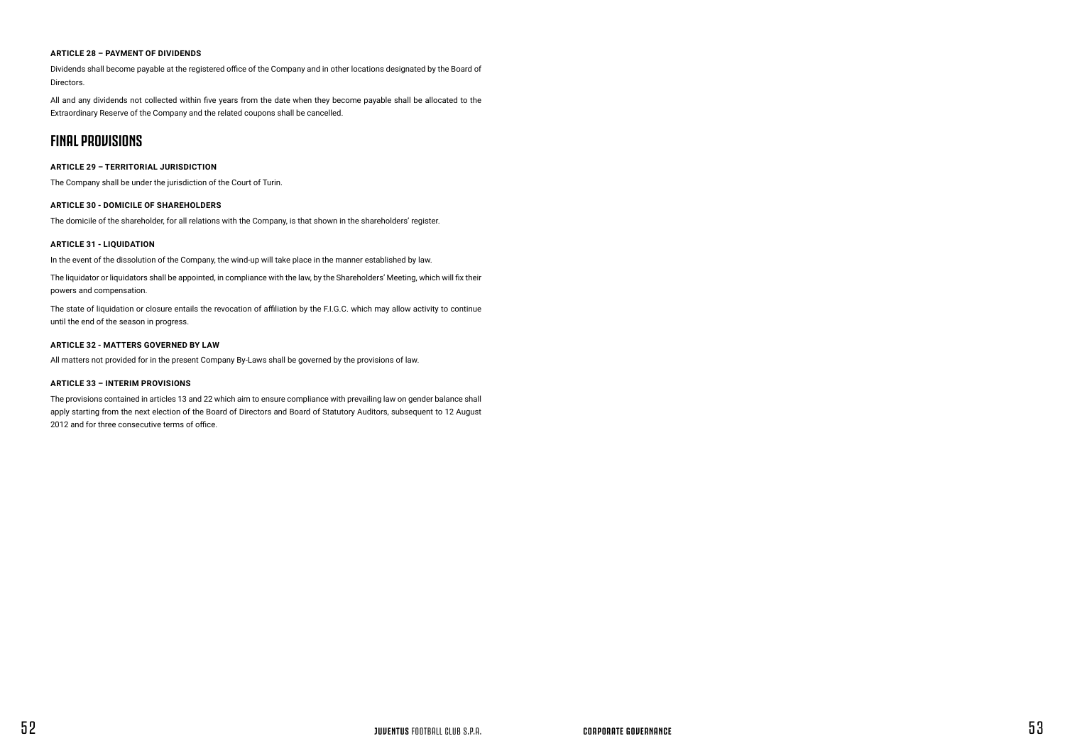#### ARTICLE 28 – PAYMENT OF DIVIDENDS

Dividends shall become payable at the registered office of the Company and in other locations designated by the Board of Directors.

All and any dividends not collected within five years from the date when they become payable shall be allocated to the Extraordinary Reserve of the Company and the related coupons shall be cancelled.

## FINAL PROVISIONS

#### ARTICLE 29 – TERRITORIAL JURISDICTION

The Company shall be under the jurisdiction of the Court of Turin.

#### ARTICLE 30 - DOMICILE OF SHAREHOLDERS

The domicile of the shareholder, for all relations with the Company, is that shown in the shareholders' register.

#### ARTICLE 31 - LIQUIDATION

In the event of the dissolution of the Company, the wind-up will take place in the manner established by law.

The liquidator or liquidators shall be appointed, in compliance with the law, by the Shareholders' Meeting, which will fix their powers and compensation.

The state of liquidation or closure entails the revocation of affiliation by the F.I.G.C. which may allow activity to continue until the end of the season in progress.

#### ARTICLE 32 - MATTERS GOVERNED BY LAW

All matters not provided for in the present Company By-Laws shall be governed by the provisions of law.

#### ARTICLE 33 – INTERIM PROVISIONS

The provisions contained in articles 13 and 22 which aim to ensure compliance with prevailing law on gender balance shall apply starting from the next election of the Board of Directors and Board of Statutory Auditors, subsequent to 12 August 2012 and for three consecutive terms of office.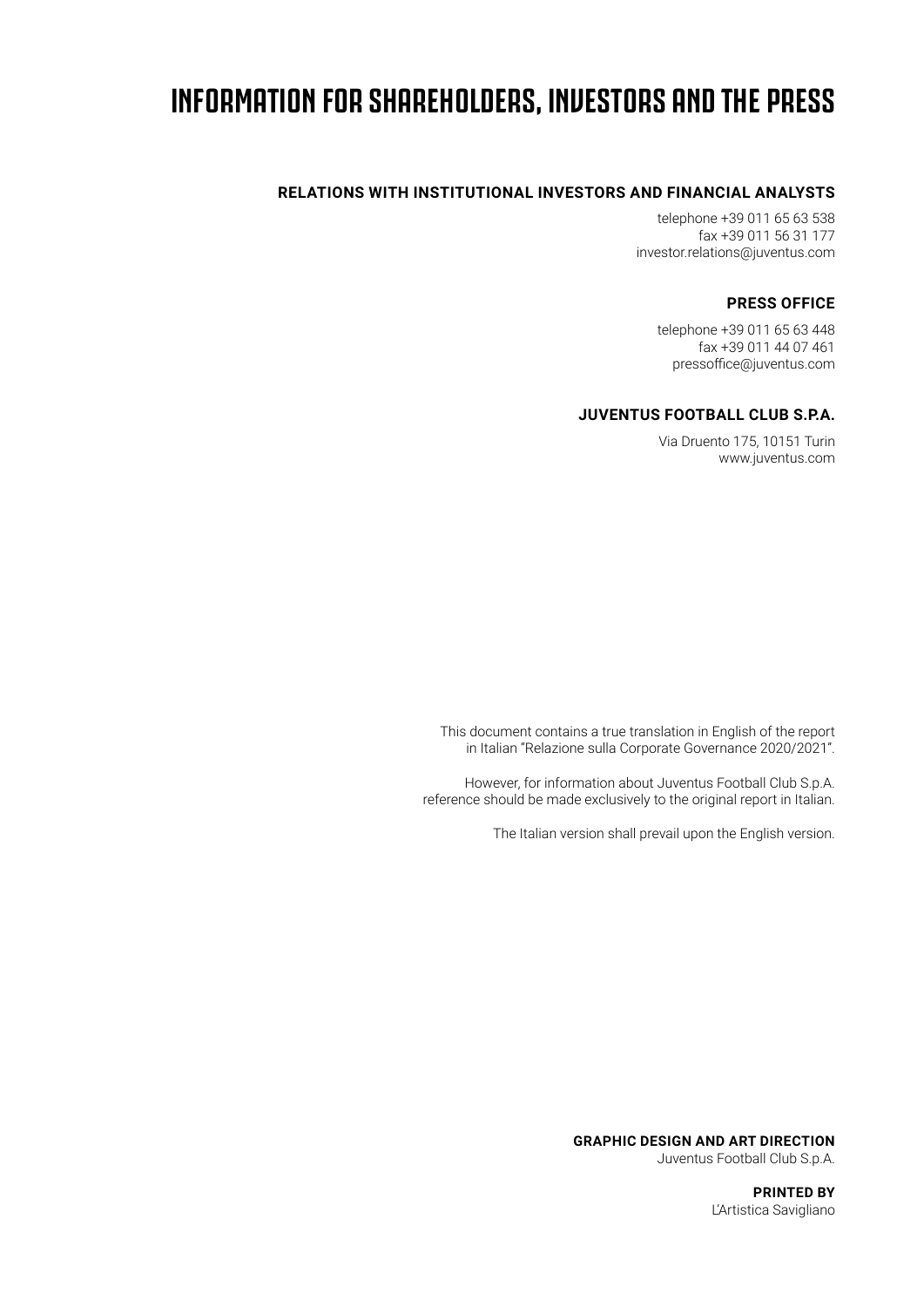# INFORMATION FOR SHAREHOLDERS, INVESTORS AND THE PRESS

**RELATIONS WITH INSTITUTIONAL INVESTORS AND FINANCIAL ANALYSTS**

telephone +39 011 65 63 538
fax +39 011 56 31 177
investor.relations@juventus.com

**PRESS OFFICE**

telephone +39 011 65 63 448
fax +39 011 44 07 461
pressoffice@juventus.com

**JUVENTUS FOOTBALL CLUB S.P.A.**

Via Druento 175, 10151 Turin
www.juventus.com

This document contains a true translation in English of the report in Italian "Relazione sulla Corporate Governance 2020/2021".

However, for information about Juventus Football Club S.p.A. reference should be made exclusively to the original report in Italian.

The Italian version shall prevail upon the English version.

**GRAPHIC DESIGN AND ART DIRECTION**
Juventus Football Club S.p.A.

**PRINTED BY**
L'Artistica Savigliano